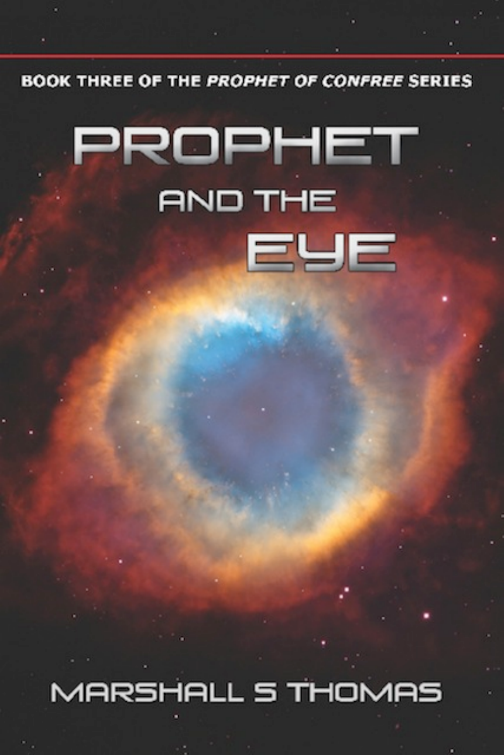BOOK THREE OF THE *PROPHET OF CONFREE* SERIES

# PROPHET AND THE EYE

MARSHALL S THOMAS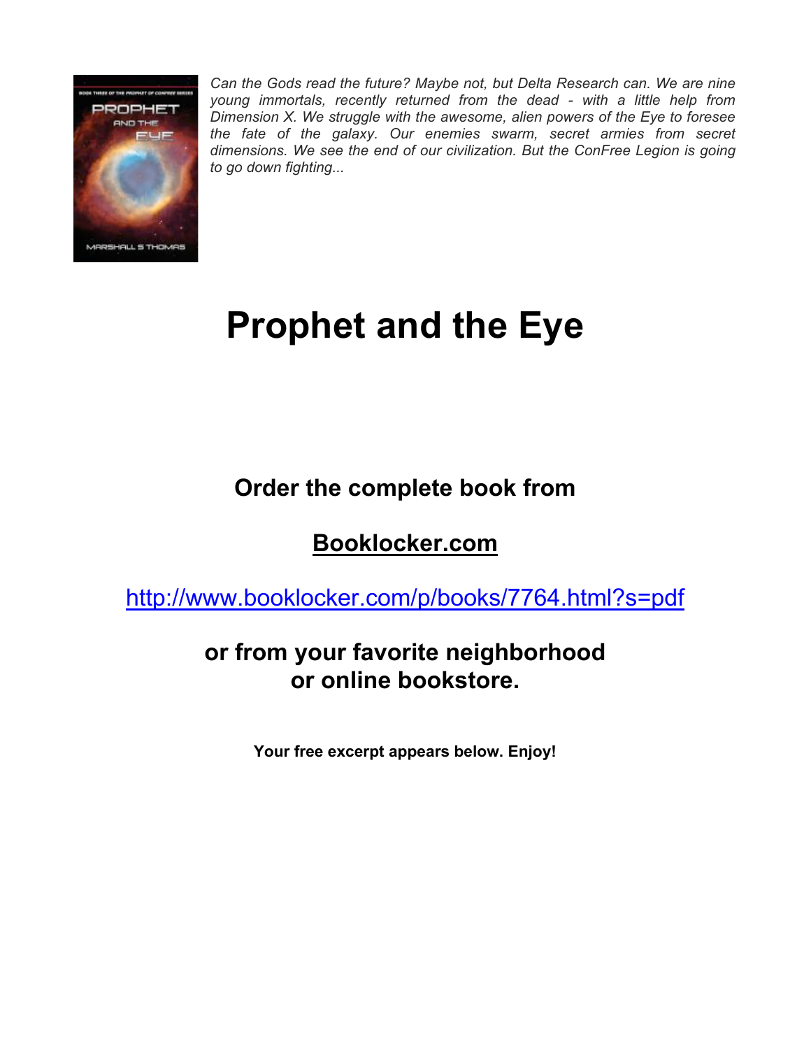*Can the Gods read the future? Maybe not, but Delta Research can. We are nine young immortals, recently returned from the dead - with a little help from Dimension X. We struggle with the awesome, alien powers of the Eye to foresee the fate of the galaxy. Our enemies swarm, secret armies from secret dimensions. We see the end of our civilization. But the ConFree Legion is going to go down fighting...*

# Prophet and the Eye

**Order the complete book from**

**Booklocker.com**

http://www.booklocker.com/p/books/7764.html?s=pdf

**or from your favorite neighborhood or online bookstore.**

**Your free excerpt appears below. Enjoy!**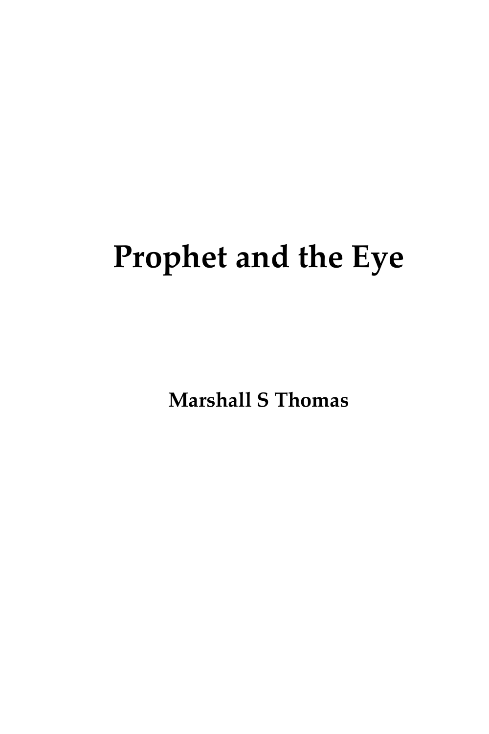# Prophet and the Eye

**Marshall S Thomas**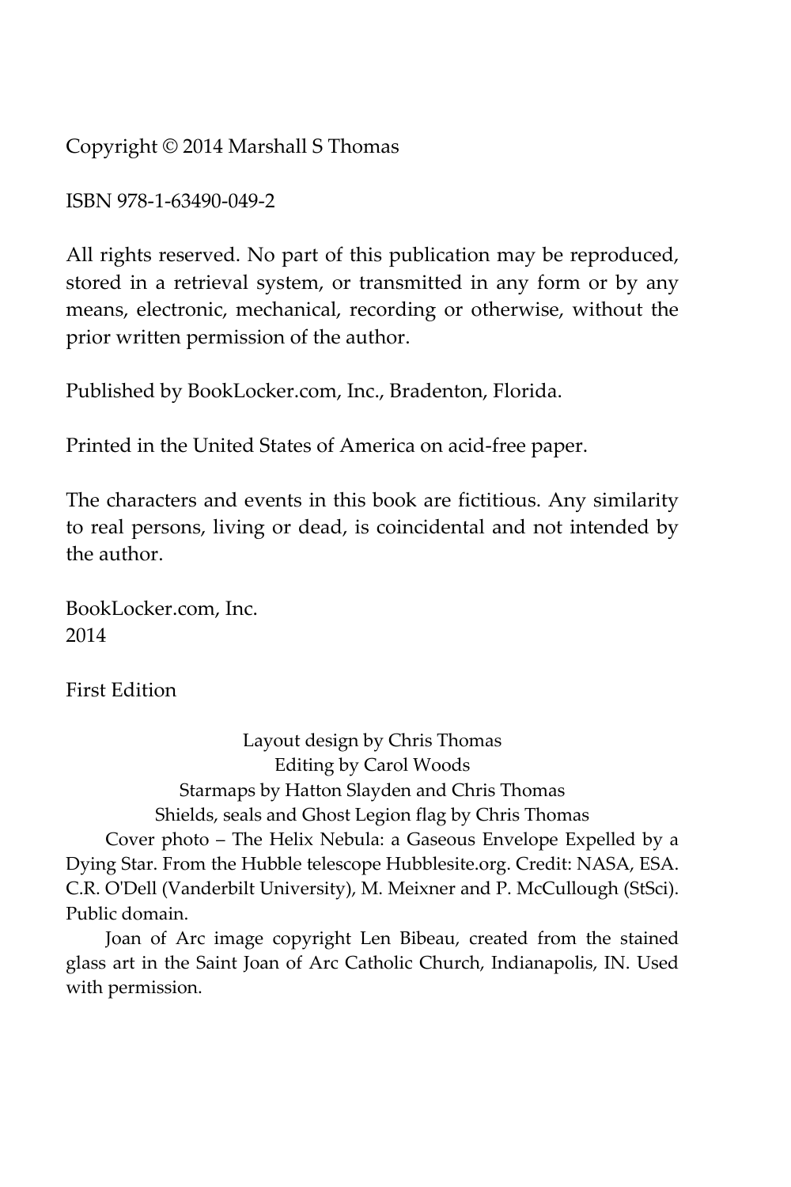Copyright © 2014 Marshall S Thomas

ISBN 978-1-63490-049-2

All rights reserved. No part of this publication may be reproduced, stored in a retrieval system, or transmitted in any form or by any means, electronic, mechanical, recording or otherwise, without the prior written permission of the author.

Published by BookLocker.com, Inc., Bradenton, Florida.

Printed in the United States of America on acid-free paper.

The characters and events in this book are fictitious. Any similarity to real persons, living or dead, is coincidental and not intended by the author.

BookLocker.com, Inc.
2014

First Edition

Layout design by Chris Thomas
Editing by Carol Woods
Starmaps by Hatton Slayden and Chris Thomas
Shields, seals and Ghost Legion flag by Chris Thomas

Cover photo – The Helix Nebula: a Gaseous Envelope Expelled by a Dying Star. From the Hubble telescope Hubblesite.org. Credit: NASA, ESA. C.R. O'Dell (Vanderbilt University), M. Meixner and P. McCullough (StSci). Public domain.

Joan of Arc image copyright Len Bibeau, created from the stained glass art in the Saint Joan of Arc Catholic Church, Indianapolis, IN. Used with permission.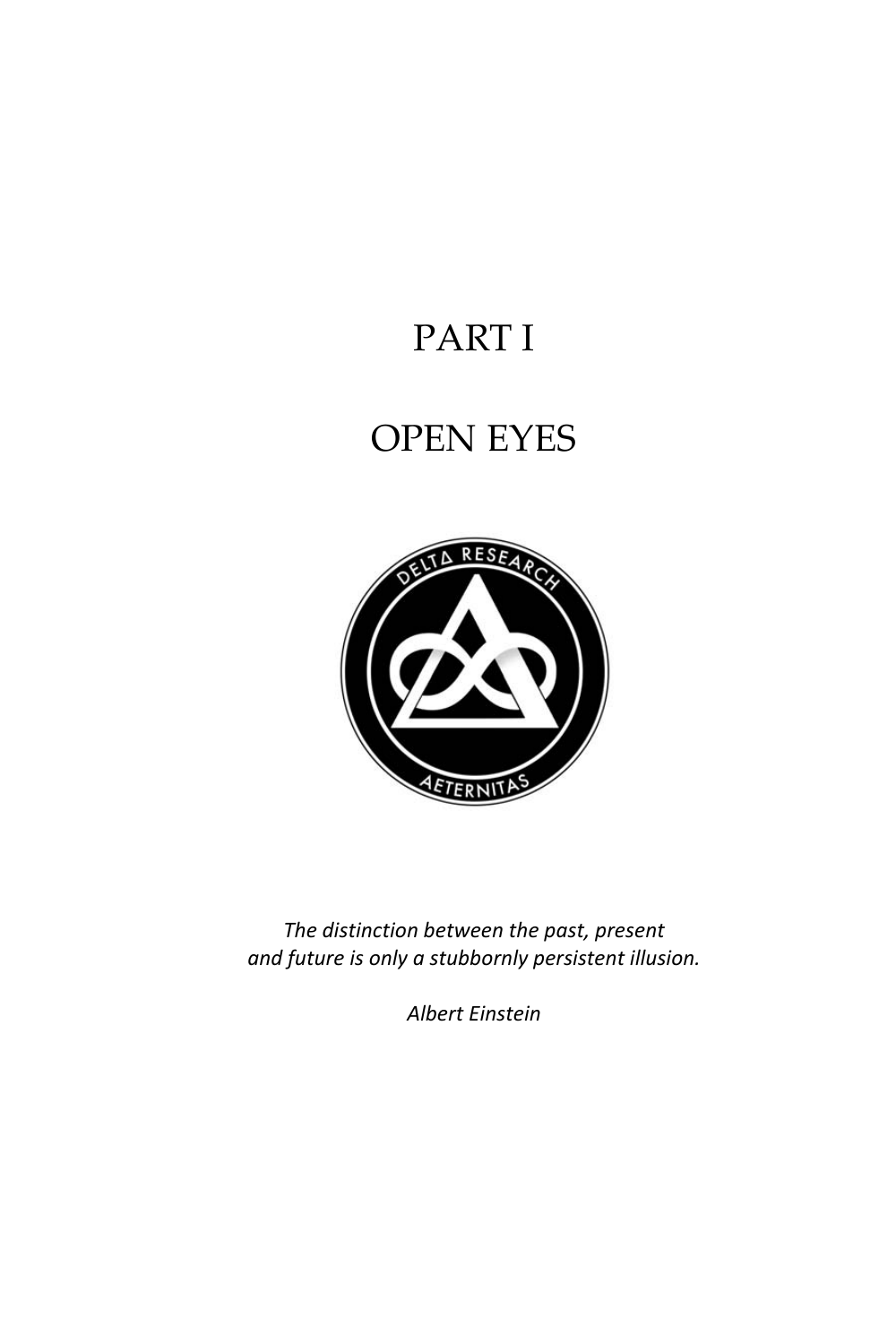# PART I

# OPEN EYES

*The distinction between the past, present and future is only a stubbornly persistent illusion.*

*Albert Einstein*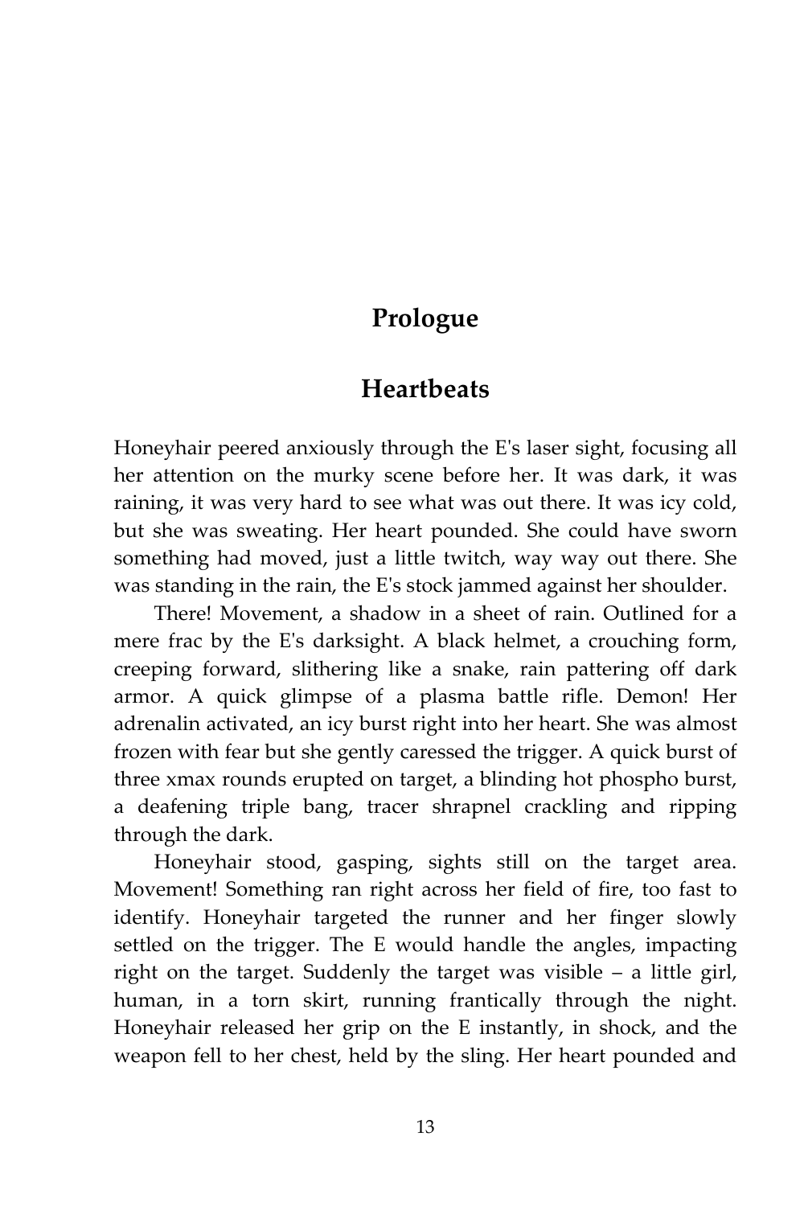# Prologue

## Heartbeats

Honeyhair peered anxiously through the E's laser sight, focusing all her attention on the murky scene before her. It was dark, it was raining, it was very hard to see what was out there. It was icy cold, but she was sweating. Her heart pounded. She could have sworn something had moved, just a little twitch, way way out there. She was standing in the rain, the E's stock jammed against her shoulder.

There! Movement, a shadow in a sheet of rain. Outlined for a mere frac by the E's darksight. A black helmet, a crouching form, creeping forward, slithering like a snake, rain pattering off dark armor. A quick glimpse of a plasma battle rifle. Demon! Her adrenalin activated, an icy burst right into her heart. She was almost frozen with fear but she gently caressed the trigger. A quick burst of three xmax rounds erupted on target, a blinding hot phospho burst, a deafening triple bang, tracer shrapnel crackling and ripping through the dark.

Honeyhair stood, gasping, sights still on the target area. Movement! Something ran right across her field of fire, too fast to identify. Honeyhair targeted the runner and her finger slowly settled on the trigger. The E would handle the angles, impacting right on the target. Suddenly the target was visible – a little girl, human, in a torn skirt, running frantically through the night. Honeyhair released her grip on the E instantly, in shock, and the weapon fell to her chest, held by the sling. Her heart pounded and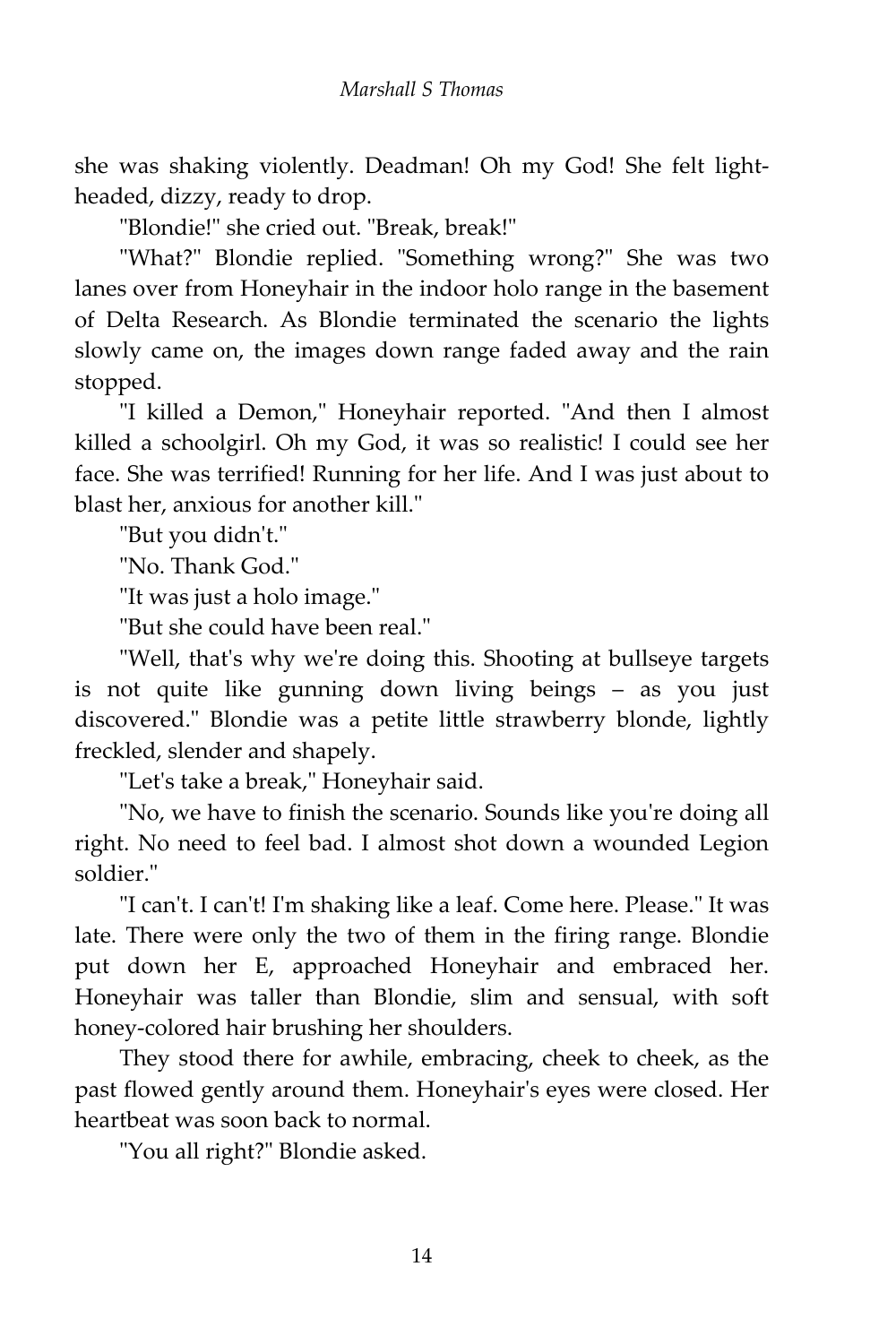she was shaking violently. Deadman! Oh my God! She felt light-headed, dizzy, ready to drop.

"Blondie!" she cried out. "Break, break!"

"What?" Blondie replied. "Something wrong?" She was two lanes over from Honeyhair in the indoor holo range in the basement of Delta Research. As Blondie terminated the scenario the lights slowly came on, the images down range faded away and the rain stopped.

"I killed a Demon," Honeyhair reported. "And then I almost killed a schoolgirl. Oh my God, it was so realistic! I could see her face. She was terrified! Running for her life. And I was just about to blast her, anxious for another kill."

"But you didn't."

"No. Thank God."

"It was just a holo image."

"But she could have been real."

"Well, that's why we're doing this. Shooting at bullseye targets is not quite like gunning down living beings – as you just discovered." Blondie was a petite little strawberry blonde, lightly freckled, slender and shapely.

"Let's take a break," Honeyhair said.

"No, we have to finish the scenario. Sounds like you're doing all right. No need to feel bad. I almost shot down a wounded Legion soldier."

"I can't. I can't! I'm shaking like a leaf. Come here. Please." It was late. There were only the two of them in the firing range. Blondie put down her E, approached Honeyhair and embraced her. Honeyhair was taller than Blondie, slim and sensual, with soft honey-colored hair brushing her shoulders.

They stood there for awhile, embracing, cheek to cheek, as the past flowed gently around them. Honeyhair's eyes were closed. Her heartbeat was soon back to normal.

"You all right?" Blondie asked.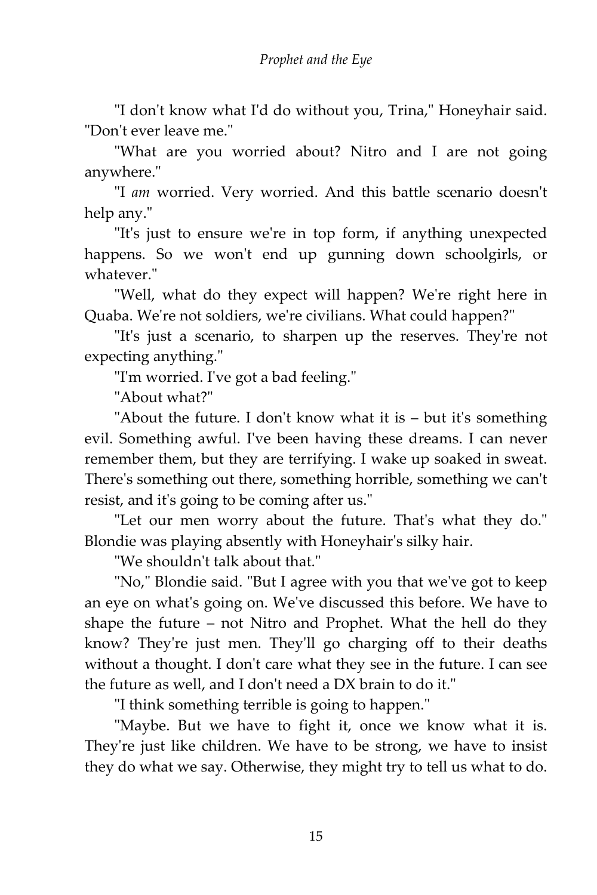"I don't know what I'd do without you, Trina," Honeyhair said. "Don't ever leave me."

"What are you worried about? Nitro and I are not going anywhere."

"I *am* worried. Very worried. And this battle scenario doesn't help any."

"It's just to ensure we're in top form, if anything unexpected happens. So we won't end up gunning down schoolgirls, or whatever."

"Well, what do they expect will happen? We're right here in Quaba. We're not soldiers, we're civilians. What could happen?"

"It's just a scenario, to sharpen up the reserves. They're not expecting anything."

"I'm worried. I've got a bad feeling."

"About what?"

"About the future. I don't know what it is – but it's something evil. Something awful. I've been having these dreams. I can never remember them, but they are terrifying. I wake up soaked in sweat. There's something out there, something horrible, something we can't resist, and it's going to be coming after us."

"Let our men worry about the future. That's what they do." Blondie was playing absently with Honeyhair's silky hair.

"We shouldn't talk about that."

"No," Blondie said. "But I agree with you that we've got to keep an eye on what's going on. We've discussed this before. We have to shape the future – not Nitro and Prophet. What the hell do they know? They're just men. They'll go charging off to their deaths without a thought. I don't care what they see in the future. I can see the future as well, and I don't need a DX brain to do it."

"I think something terrible is going to happen."

"Maybe. But we have to fight it, once we know what it is. They're just like children. We have to be strong, we have to insist they do what we say. Otherwise, they might try to tell us what to do.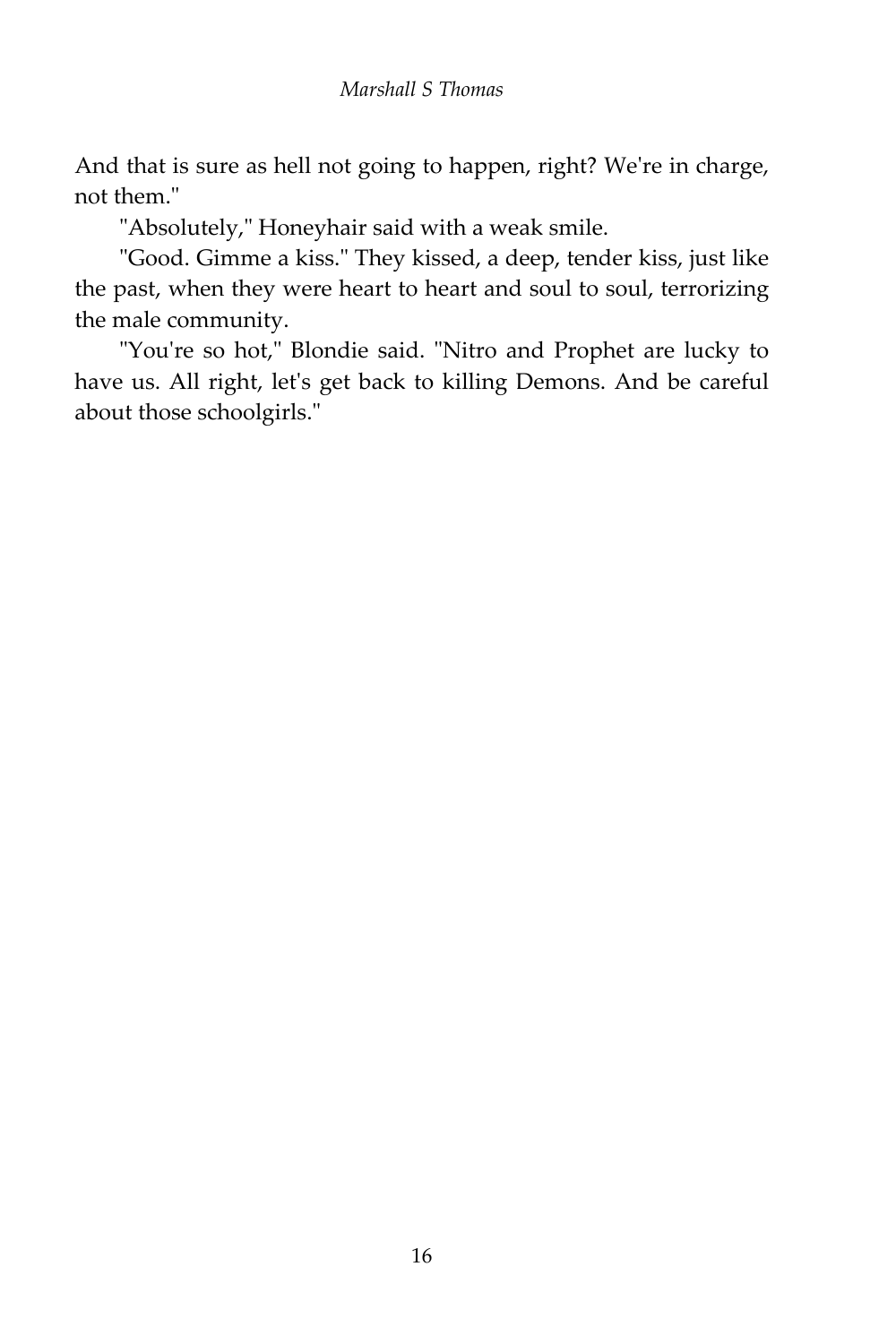And that is sure as hell not going to happen, right? We're in charge, not them."

"Absolutely," Honeyhair said with a weak smile.

"Good. Gimme a kiss." They kissed, a deep, tender kiss, just like the past, when they were heart to heart and soul to soul, terrorizing the male community.

"You're so hot," Blondie said. "Nitro and Prophet are lucky to have us. All right, let's get back to killing Demons. And be careful about those schoolgirls."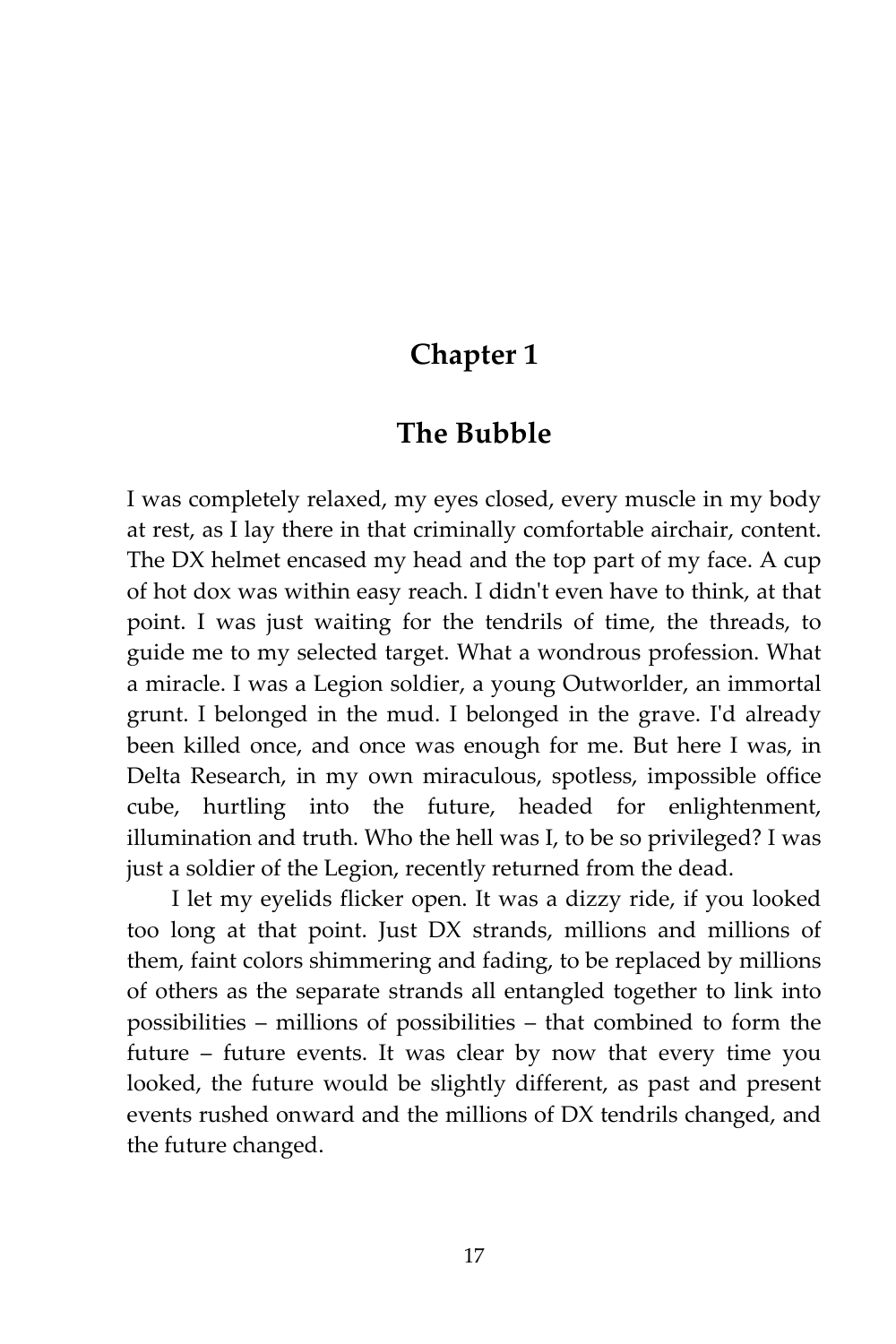# Chapter 1

## The Bubble

I was completely relaxed, my eyes closed, every muscle in my body at rest, as I lay there in that criminally comfortable airchair, content. The DX helmet encased my head and the top part of my face. A cup of hot dox was within easy reach. I didn't even have to think, at that point. I was just waiting for the tendrils of time, the threads, to guide me to my selected target. What a wondrous profession. What a miracle. I was a Legion soldier, a young Outworlder, an immortal grunt. I belonged in the mud. I belonged in the grave. I'd already been killed once, and once was enough for me. But here I was, in Delta Research, in my own miraculous, spotless, impossible office cube, hurtling into the future, headed for enlightenment, illumination and truth. Who the hell was I, to be so privileged? I was just a soldier of the Legion, recently returned from the dead.

I let my eyelids flicker open. It was a dizzy ride, if you looked too long at that point. Just DX strands, millions and millions of them, faint colors shimmering and fading, to be replaced by millions of others as the separate strands all entangled together to link into possibilities – millions of possibilities – that combined to form the future – future events. It was clear by now that every time you looked, the future would be slightly different, as past and present events rushed onward and the millions of DX tendrils changed, and the future changed.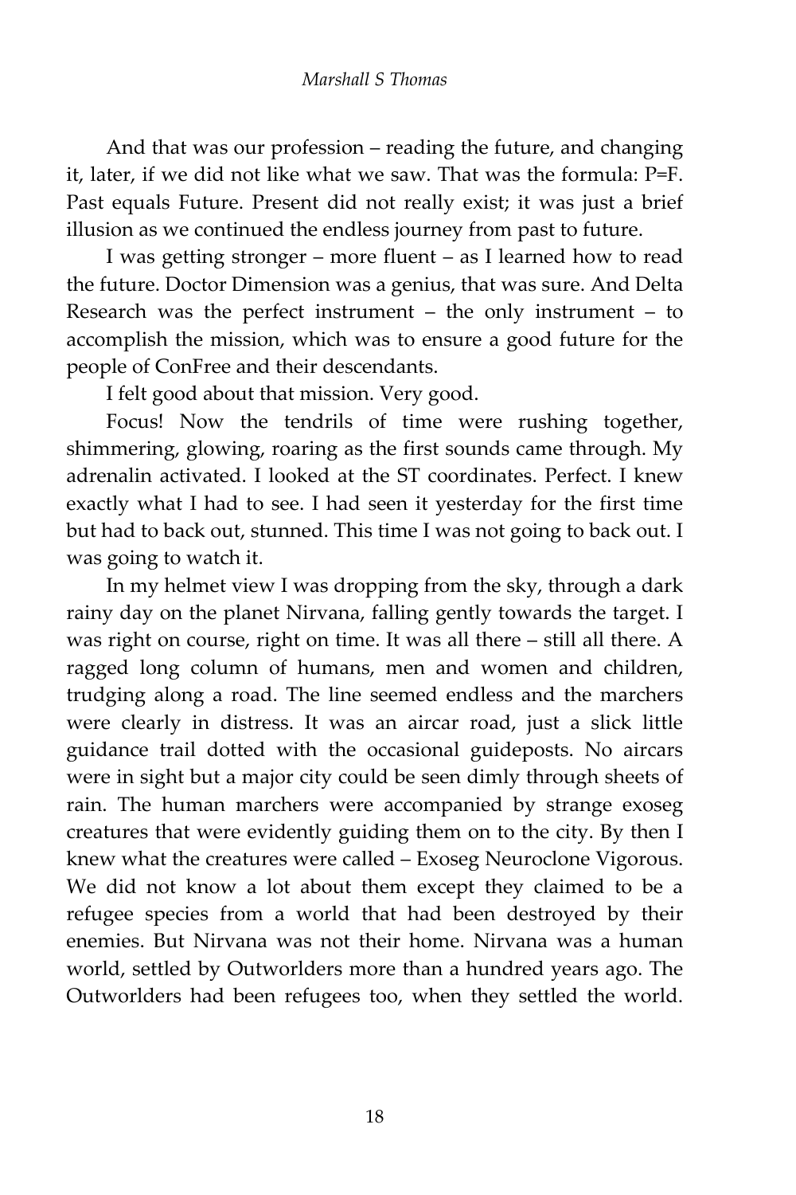And that was our profession – reading the future, and changing it, later, if we did not like what we saw. That was the formula: P=F. Past equals Future. Present did not really exist; it was just a brief illusion as we continued the endless journey from past to future.

I was getting stronger – more fluent – as I learned how to read the future. Doctor Dimension was a genius, that was sure. And Delta Research was the perfect instrument – the only instrument – to accomplish the mission, which was to ensure a good future for the people of ConFree and their descendants.

I felt good about that mission. Very good.

Focus! Now the tendrils of time were rushing together, shimmering, glowing, roaring as the first sounds came through. My adrenalin activated. I looked at the ST coordinates. Perfect. I knew exactly what I had to see. I had seen it yesterday for the first time but had to back out, stunned. This time I was not going to back out. I was going to watch it.

In my helmet view I was dropping from the sky, through a dark rainy day on the planet Nirvana, falling gently towards the target. I was right on course, right on time. It was all there – still all there. A ragged long column of humans, men and women and children, trudging along a road. The line seemed endless and the marchers were clearly in distress. It was an aircar road, just a slick little guidance trail dotted with the occasional guideposts. No aircars were in sight but a major city could be seen dimly through sheets of rain. The human marchers were accompanied by strange exoseg creatures that were evidently guiding them on to the city. By then I knew what the creatures were called – Exoseg Neuroclone Vigorous. We did not know a lot about them except they claimed to be a refugee species from a world that had been destroyed by their enemies. But Nirvana was not their home. Nirvana was a human world, settled by Outworlders more than a hundred years ago. The Outworlders had been refugees too, when they settled the world.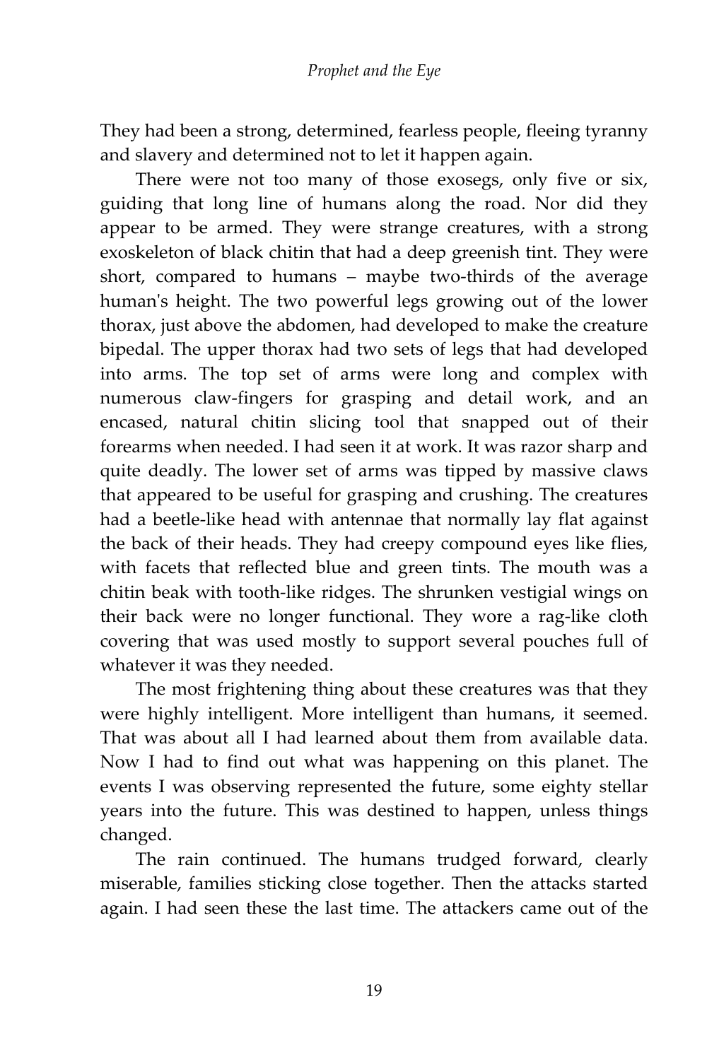They had been a strong, determined, fearless people, fleeing tyranny and slavery and determined not to let it happen again.

There were not too many of those exosegs, only five or six, guiding that long line of humans along the road. Nor did they appear to be armed. They were strange creatures, with a strong exoskeleton of black chitin that had a deep greenish tint. They were short, compared to humans – maybe two-thirds of the average human's height. The two powerful legs growing out of the lower thorax, just above the abdomen, had developed to make the creature bipedal. The upper thorax had two sets of legs that had developed into arms. The top set of arms were long and complex with numerous claw-fingers for grasping and detail work, and an encased, natural chitin slicing tool that snapped out of their forearms when needed. I had seen it at work. It was razor sharp and quite deadly. The lower set of arms was tipped by massive claws that appeared to be useful for grasping and crushing. The creatures had a beetle-like head with antennae that normally lay flat against the back of their heads. They had creepy compound eyes like flies, with facets that reflected blue and green tints. The mouth was a chitin beak with tooth-like ridges. The shrunken vestigial wings on their back were no longer functional. They wore a rag-like cloth covering that was used mostly to support several pouches full of whatever it was they needed.

The most frightening thing about these creatures was that they were highly intelligent. More intelligent than humans, it seemed. That was about all I had learned about them from available data. Now I had to find out what was happening on this planet. The events I was observing represented the future, some eighty stellar years into the future. This was destined to happen, unless things changed.

The rain continued. The humans trudged forward, clearly miserable, families sticking close together. Then the attacks started again. I had seen these the last time. The attackers came out of the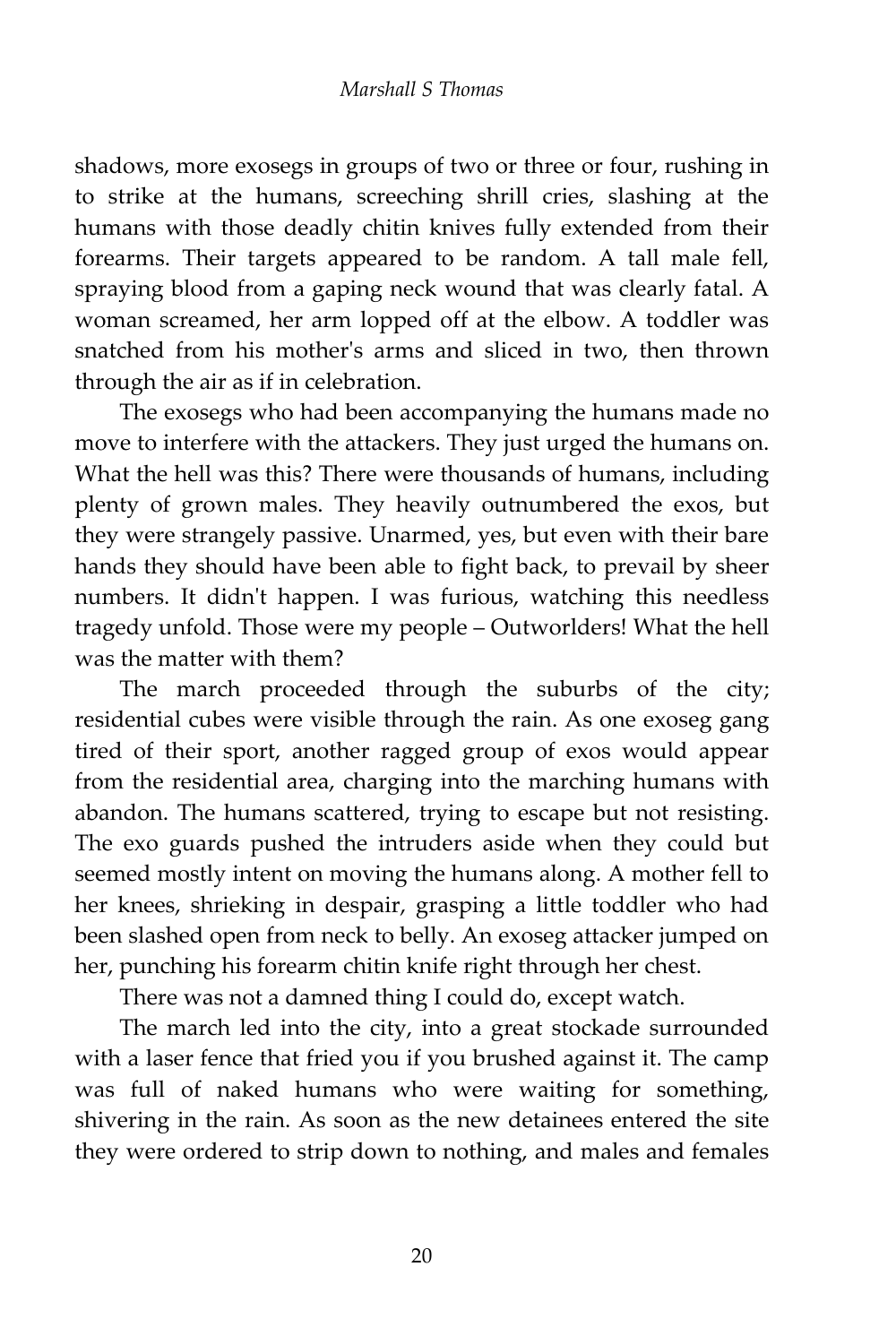shadows, more exosegs in groups of two or three or four, rushing in to strike at the humans, screeching shrill cries, slashing at the humans with those deadly chitin knives fully extended from their forearms. Their targets appeared to be random. A tall male fell, spraying blood from a gaping neck wound that was clearly fatal. A woman screamed, her arm lopped off at the elbow. A toddler was snatched from his mother's arms and sliced in two, then thrown through the air as if in celebration.

The exosegs who had been accompanying the humans made no move to interfere with the attackers. They just urged the humans on. What the hell was this? There were thousands of humans, including plenty of grown males. They heavily outnumbered the exos, but they were strangely passive. Unarmed, yes, but even with their bare hands they should have been able to fight back, to prevail by sheer numbers. It didn't happen. I was furious, watching this needless tragedy unfold. Those were my people – Outworlders! What the hell was the matter with them?

The march proceeded through the suburbs of the city; residential cubes were visible through the rain. As one exoseg gang tired of their sport, another ragged group of exos would appear from the residential area, charging into the marching humans with abandon. The humans scattered, trying to escape but not resisting. The exo guards pushed the intruders aside when they could but seemed mostly intent on moving the humans along. A mother fell to her knees, shrieking in despair, grasping a little toddler who had been slashed open from neck to belly. An exoseg attacker jumped on her, punching his forearm chitin knife right through her chest.

There was not a damned thing I could do, except watch.

The march led into the city, into a great stockade surrounded with a laser fence that fried you if you brushed against it. The camp was full of naked humans who were waiting for something, shivering in the rain. As soon as the new detainees entered the site they were ordered to strip down to nothing, and males and females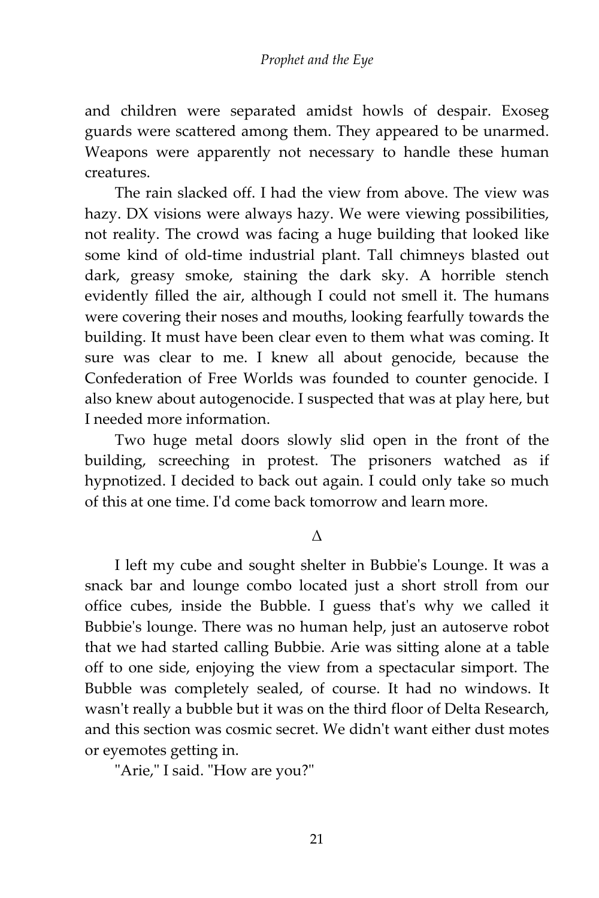and children were separated amidst howls of despair. Exoseg guards were scattered among them. They appeared to be unarmed. Weapons were apparently not necessary to handle these human creatures.

The rain slacked off. I had the view from above. The view was hazy. DX visions were always hazy. We were viewing possibilities, not reality. The crowd was facing a huge building that looked like some kind of old-time industrial plant. Tall chimneys blasted out dark, greasy smoke, staining the dark sky. A horrible stench evidently filled the air, although I could not smell it. The humans were covering their noses and mouths, looking fearfully towards the building. It must have been clear even to them what was coming. It sure was clear to me. I knew all about genocide, because the Confederation of Free Worlds was founded to counter genocide. I also knew about autogenocide. I suspected that was at play here, but I needed more information.

Two huge metal doors slowly slid open in the front of the building, screeching in protest. The prisoners watched as if hypnotized. I decided to back out again. I could only take so much of this at one time. I'd come back tomorrow and learn more.

Δ

I left my cube and sought shelter in Bubbie's Lounge. It was a snack bar and lounge combo located just a short stroll from our office cubes, inside the Bubble. I guess that's why we called it Bubbie's lounge. There was no human help, just an autoserve robot that we had started calling Bubbie. Arie was sitting alone at a table off to one side, enjoying the view from a spectacular simport. The Bubble was completely sealed, of course. It had no windows. It wasn't really a bubble but it was on the third floor of Delta Research, and this section was cosmic secret. We didn't want either dust motes or eyemotes getting in.

"Arie," I said. "How are you?"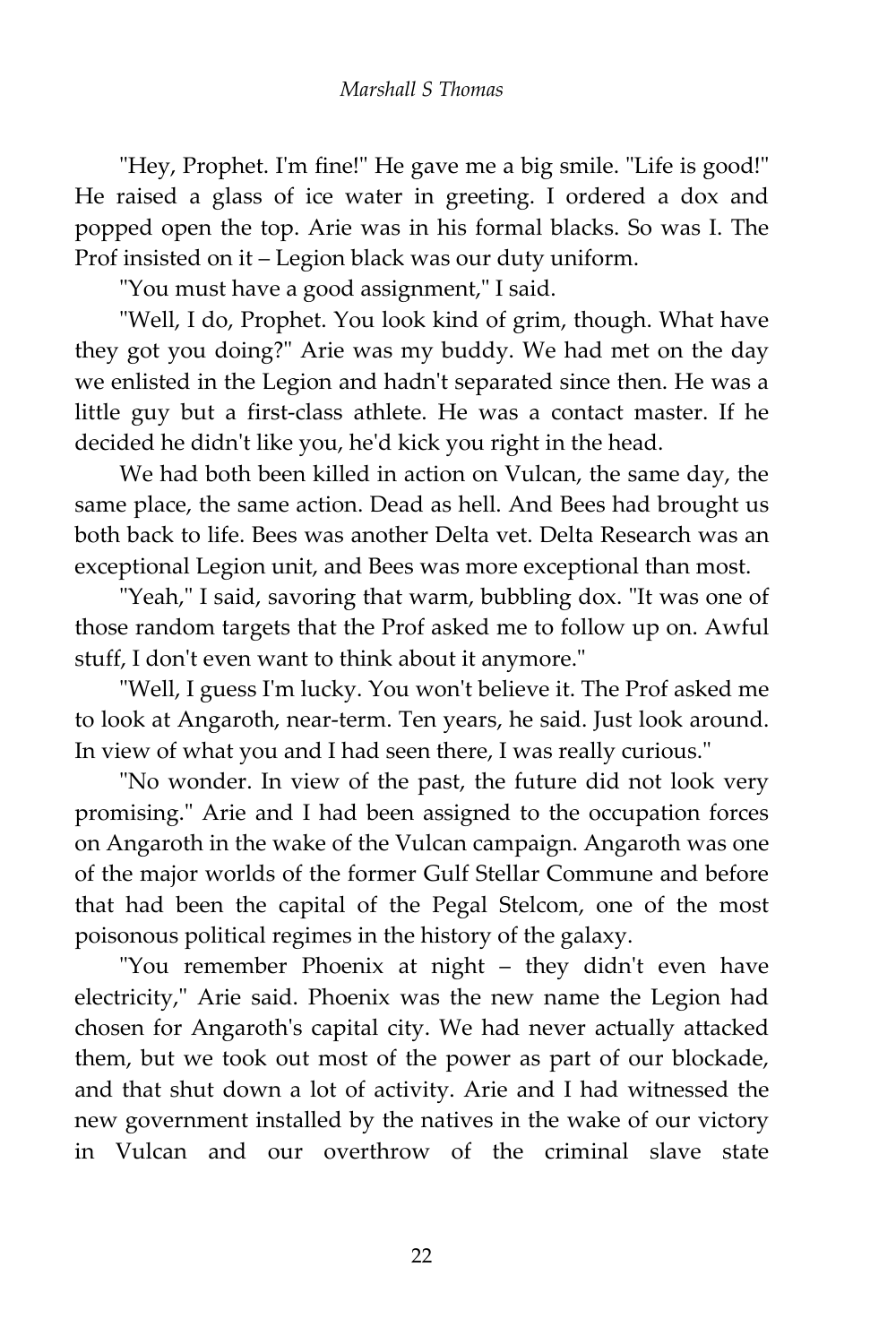"Hey, Prophet. I'm fine!" He gave me a big smile. "Life is good!" He raised a glass of ice water in greeting. I ordered a dox and popped open the top. Arie was in his formal blacks. So was I. The Prof insisted on it – Legion black was our duty uniform.

"You must have a good assignment," I said.

"Well, I do, Prophet. You look kind of grim, though. What have they got you doing?" Arie was my buddy. We had met on the day we enlisted in the Legion and hadn't separated since then. He was a little guy but a first-class athlete. He was a contact master. If he decided he didn't like you, he'd kick you right in the head.

We had both been killed in action on Vulcan, the same day, the same place, the same action. Dead as hell. And Bees had brought us both back to life. Bees was another Delta vet. Delta Research was an exceptional Legion unit, and Bees was more exceptional than most.

"Yeah," I said, savoring that warm, bubbling dox. "It was one of those random targets that the Prof asked me to follow up on. Awful stuff, I don't even want to think about it anymore."

"Well, I guess I'm lucky. You won't believe it. The Prof asked me to look at Angaroth, near-term. Ten years, he said. Just look around. In view of what you and I had seen there, I was really curious."

"No wonder. In view of the past, the future did not look very promising." Arie and I had been assigned to the occupation forces on Angaroth in the wake of the Vulcan campaign. Angaroth was one of the major worlds of the former Gulf Stellar Commune and before that had been the capital of the Pegal Stelcom, one of the most poisonous political regimes in the history of the galaxy.

"You remember Phoenix at night – they didn't even have electricity," Arie said. Phoenix was the new name the Legion had chosen for Angaroth's capital city. We had never actually attacked them, but we took out most of the power as part of our blockade, and that shut down a lot of activity. Arie and I had witnessed the new government installed by the natives in the wake of our victory in Vulcan and our overthrow of the criminal slave state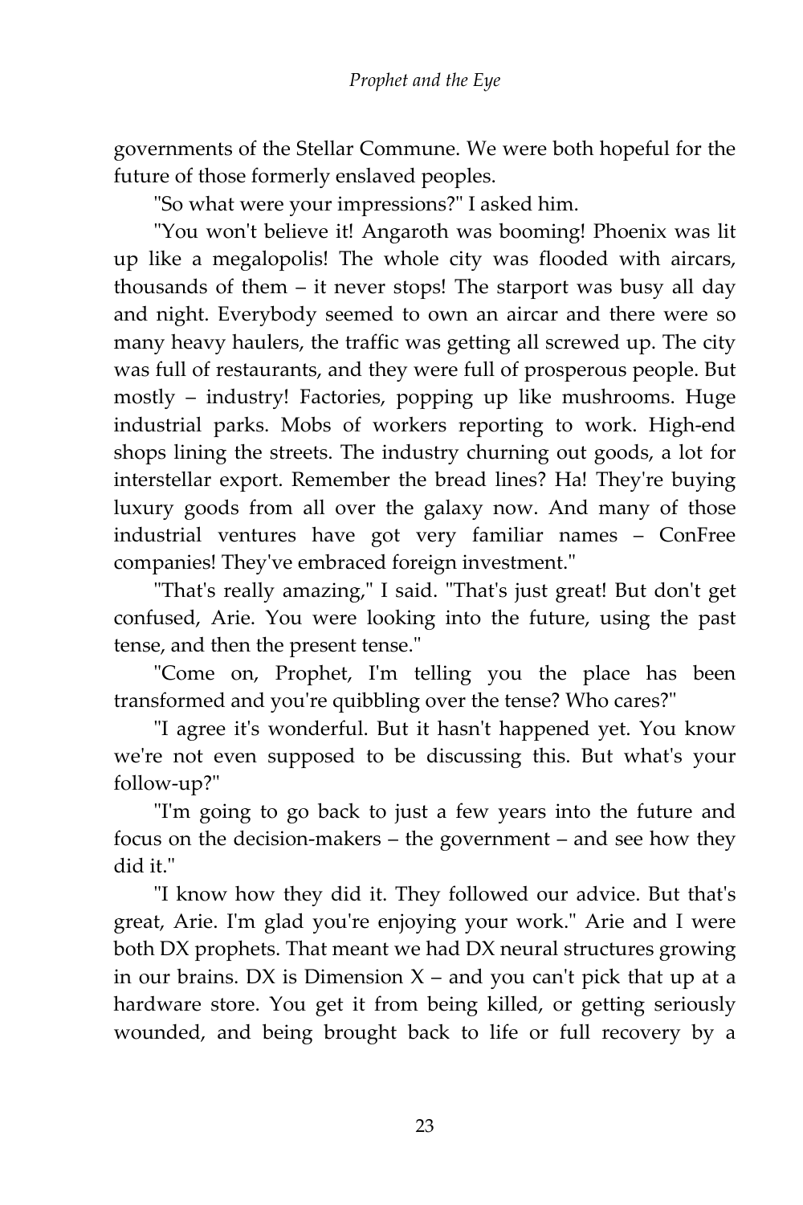governments of the Stellar Commune. We were both hopeful for the future of those formerly enslaved peoples.

"So what were your impressions?" I asked him.

"You won't believe it! Angaroth was booming! Phoenix was lit up like a megalopolis! The whole city was flooded with aircars, thousands of them – it never stops! The starport was busy all day and night. Everybody seemed to own an aircar and there were so many heavy haulers, the traffic was getting all screwed up. The city was full of restaurants, and they were full of prosperous people. But mostly – industry! Factories, popping up like mushrooms. Huge industrial parks. Mobs of workers reporting to work. High-end shops lining the streets. The industry churning out goods, a lot for interstellar export. Remember the bread lines? Ha! They're buying luxury goods from all over the galaxy now. And many of those industrial ventures have got very familiar names – ConFree companies! They've embraced foreign investment."

"That's really amazing," I said. "That's just great! But don't get confused, Arie. You were looking into the future, using the past tense, and then the present tense."

"Come on, Prophet, I'm telling you the place has been transformed and you're quibbling over the tense? Who cares?"

"I agree it's wonderful. But it hasn't happened yet. You know we're not even supposed to be discussing this. But what's your follow-up?"

"I'm going to go back to just a few years into the future and focus on the decision-makers – the government – and see how they did it."

"I know how they did it. They followed our advice. But that's great, Arie. I'm glad you're enjoying your work." Arie and I were both DX prophets. That meant we had DX neural structures growing in our brains. DX is Dimension X – and you can't pick that up at a hardware store. You get it from being killed, or getting seriously wounded, and being brought back to life or full recovery by a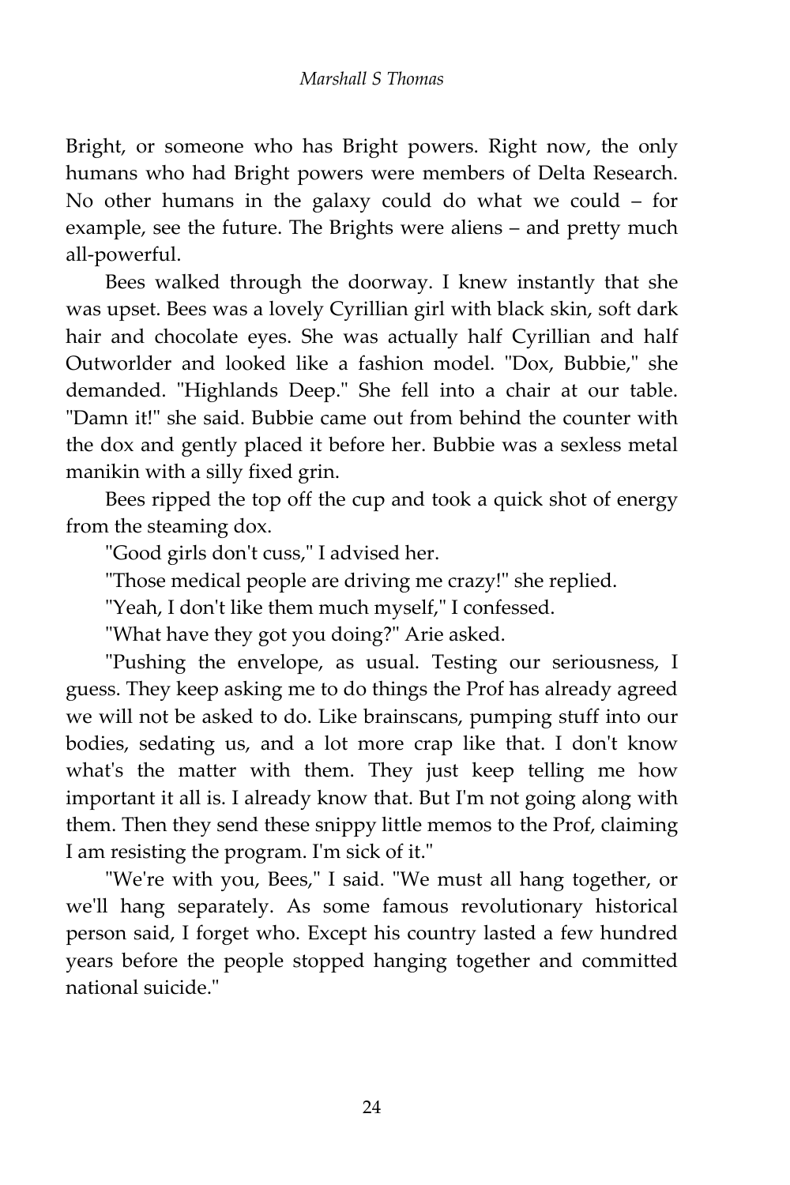Bright, or someone who has Bright powers. Right now, the only humans who had Bright powers were members of Delta Research. No other humans in the galaxy could do what we could – for example, see the future. The Brights were aliens – and pretty much all-powerful.

Bees walked through the doorway. I knew instantly that she was upset. Bees was a lovely Cyrillian girl with black skin, soft dark hair and chocolate eyes. She was actually half Cyrillian and half Outworlder and looked like a fashion model. "Dox, Bubbie," she demanded. "Highlands Deep." She fell into a chair at our table. "Damn it!" she said. Bubbie came out from behind the counter with the dox and gently placed it before her. Bubbie was a sexless metal manikin with a silly fixed grin.

Bees ripped the top off the cup and took a quick shot of energy from the steaming dox.

"Good girls don't cuss," I advised her.

"Those medical people are driving me crazy!" she replied.

"Yeah, I don't like them much myself," I confessed.

"What have they got you doing?" Arie asked.

"Pushing the envelope, as usual. Testing our seriousness, I guess. They keep asking me to do things the Prof has already agreed we will not be asked to do. Like brainscans, pumping stuff into our bodies, sedating us, and a lot more crap like that. I don't know what's the matter with them. They just keep telling me how important it all is. I already know that. But I'm not going along with them. Then they send these snippy little memos to the Prof, claiming I am resisting the program. I'm sick of it."

"We're with you, Bees," I said. "We must all hang together, or we'll hang separately. As some famous revolutionary historical person said, I forget who. Except his country lasted a few hundred years before the people stopped hanging together and committed national suicide."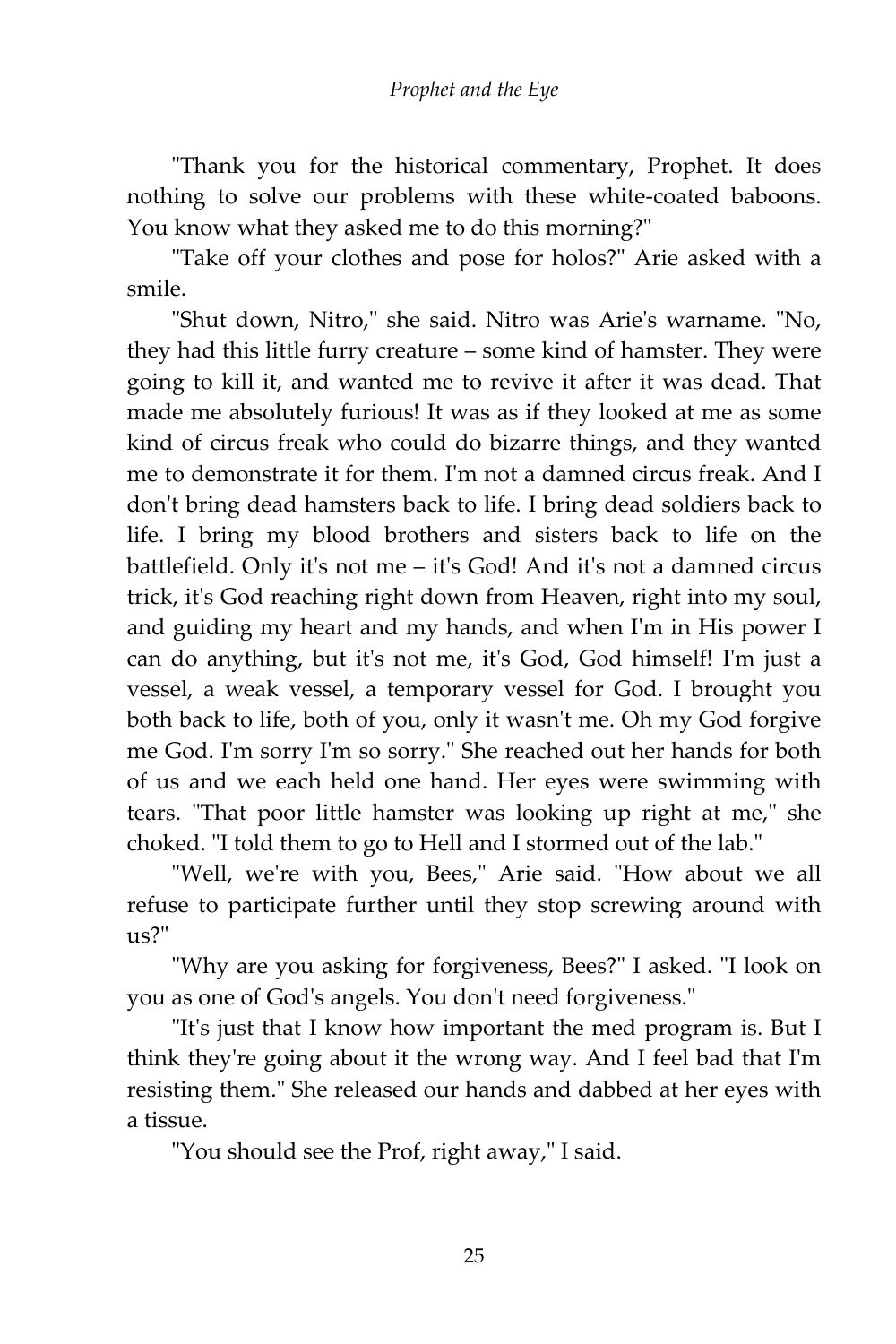"Thank you for the historical commentary, Prophet. It does nothing to solve our problems with these white-coated baboons. You know what they asked me to do this morning?"

"Take off your clothes and pose for holos?" Arie asked with a smile.

"Shut down, Nitro," she said. Nitro was Arie's warname. "No, they had this little furry creature – some kind of hamster. They were going to kill it, and wanted me to revive it after it was dead. That made me absolutely furious! It was as if they looked at me as some kind of circus freak who could do bizarre things, and they wanted me to demonstrate it for them. I'm not a damned circus freak. And I don't bring dead hamsters back to life. I bring dead soldiers back to life. I bring my blood brothers and sisters back to life on the battlefield. Only it's not me – it's God! And it's not a damned circus trick, it's God reaching right down from Heaven, right into my soul, and guiding my heart and my hands, and when I'm in His power I can do anything, but it's not me, it's God, God himself! I'm just a vessel, a weak vessel, a temporary vessel for God. I brought you both back to life, both of you, only it wasn't me. Oh my God forgive me God. I'm sorry I'm so sorry." She reached out her hands for both of us and we each held one hand. Her eyes were swimming with tears. "That poor little hamster was looking up right at me," she choked. "I told them to go to Hell and I stormed out of the lab."

"Well, we're with you, Bees," Arie said. "How about we all refuse to participate further until they stop screwing around with us?"

"Why are you asking for forgiveness, Bees?" I asked. "I look on you as one of God's angels. You don't need forgiveness."

"It's just that I know how important the med program is. But I think they're going about it the wrong way. And I feel bad that I'm resisting them." She released our hands and dabbed at her eyes with a tissue.

"You should see the Prof, right away," I said.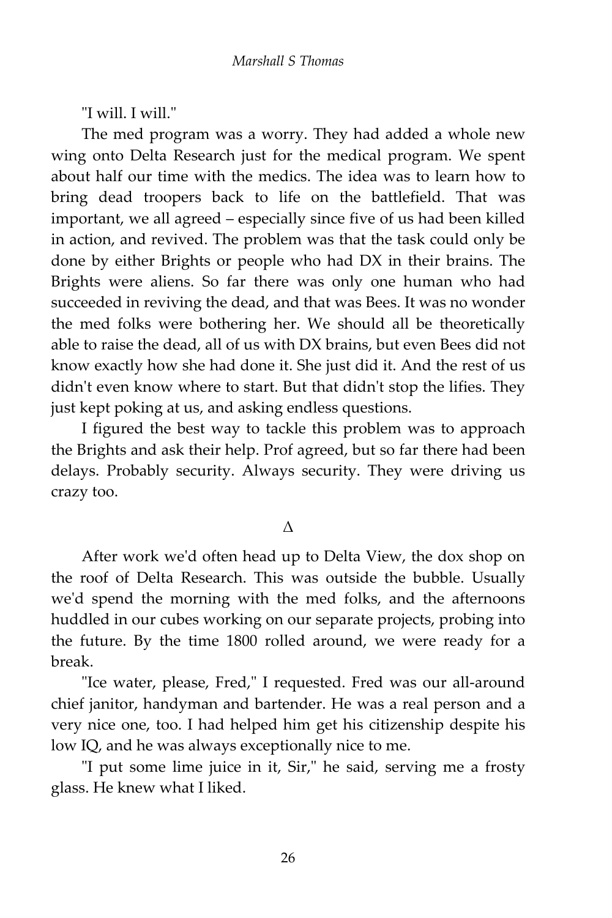"I will. I will."

The med program was a worry. They had added a whole new wing onto Delta Research just for the medical program. We spent about half our time with the medics. The idea was to learn how to bring dead troopers back to life on the battlefield. That was important, we all agreed – especially since five of us had been killed in action, and revived. The problem was that the task could only be done by either Brights or people who had DX in their brains. The Brights were aliens. So far there was only one human who had succeeded in reviving the dead, and that was Bees. It was no wonder the med folks were bothering her. We should all be theoretically able to raise the dead, all of us with DX brains, but even Bees did not know exactly how she had done it. She just did it. And the rest of us didn't even know where to start. But that didn't stop the lifies. They just kept poking at us, and asking endless questions.

I figured the best way to tackle this problem was to approach the Brights and ask their help. Prof agreed, but so far there had been delays. Probably security. Always security. They were driving us crazy too.

Δ

After work we'd often head up to Delta View, the dox shop on the roof of Delta Research. This was outside the bubble. Usually we'd spend the morning with the med folks, and the afternoons huddled in our cubes working on our separate projects, probing into the future. By the time 1800 rolled around, we were ready for a break.

"Ice water, please, Fred," I requested. Fred was our all-around chief janitor, handyman and bartender. He was a real person and a very nice one, too. I had helped him get his citizenship despite his low IQ, and he was always exceptionally nice to me.

"I put some lime juice in it, Sir," he said, serving me a frosty glass. He knew what I liked.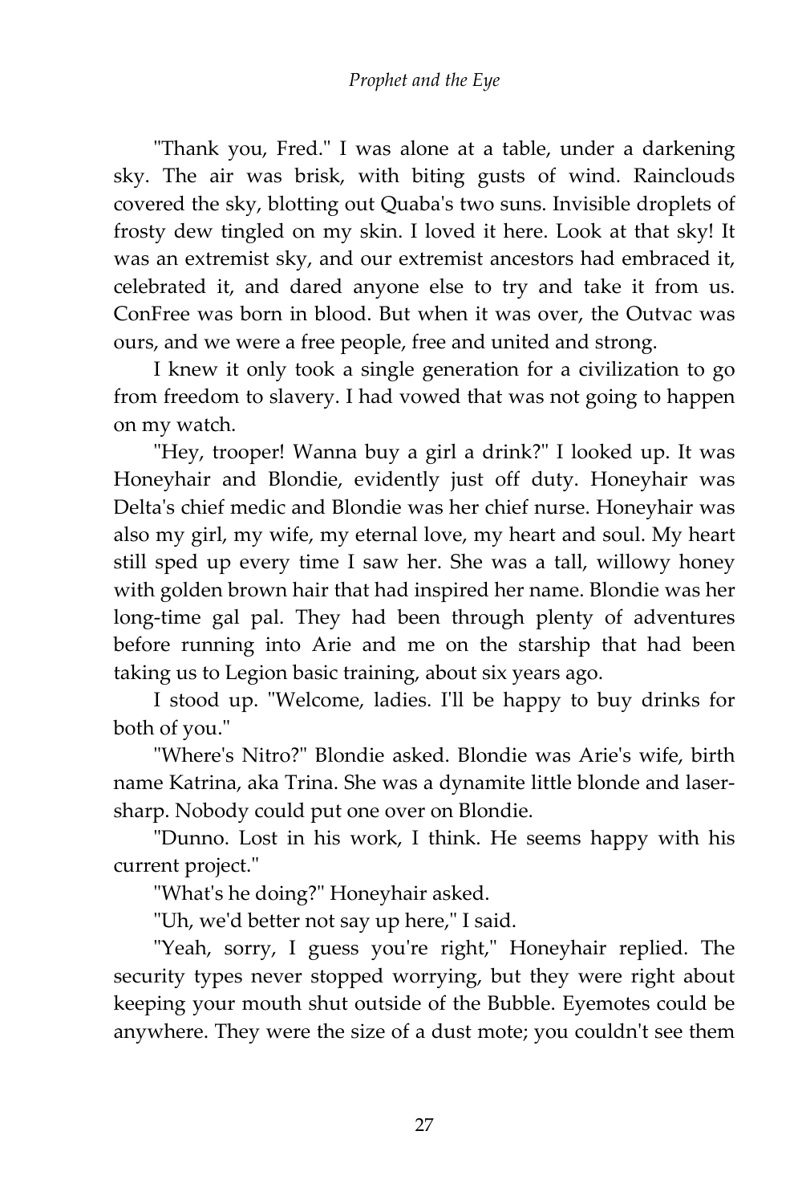"Thank you, Fred." I was alone at a table, under a darkening sky. The air was brisk, with biting gusts of wind. Rainclouds covered the sky, blotting out Quaba's two suns. Invisible droplets of frosty dew tingled on my skin. I loved it here. Look at that sky! It was an extremist sky, and our extremist ancestors had embraced it, celebrated it, and dared anyone else to try and take it from us. ConFree was born in blood. But when it was over, the Outvac was ours, and we were a free people, free and united and strong.

I knew it only took a single generation for a civilization to go from freedom to slavery. I had vowed that was not going to happen on my watch.

"Hey, trooper! Wanna buy a girl a drink?" I looked up. It was Honeyhair and Blondie, evidently just off duty. Honeyhair was Delta's chief medic and Blondie was her chief nurse. Honeyhair was also my girl, my wife, my eternal love, my heart and soul. My heart still sped up every time I saw her. She was a tall, willowy honey with golden brown hair that had inspired her name. Blondie was her long-time gal pal. They had been through plenty of adventures before running into Arie and me on the starship that had been taking us to Legion basic training, about six years ago.

I stood up. "Welcome, ladies. I'll be happy to buy drinks for both of you."

"Where's Nitro?" Blondie asked. Blondie was Arie's wife, birth name Katrina, aka Trina. She was a dynamite little blonde and laser-sharp. Nobody could put one over on Blondie.

"Dunno. Lost in his work, I think. He seems happy with his current project."

"What's he doing?" Honeyhair asked.

"Uh, we'd better not say up here," I said.

"Yeah, sorry, I guess you're right," Honeyhair replied. The security types never stopped worrying, but they were right about keeping your mouth shut outside of the Bubble. Eyemotes could be anywhere. They were the size of a dust mote; you couldn't see them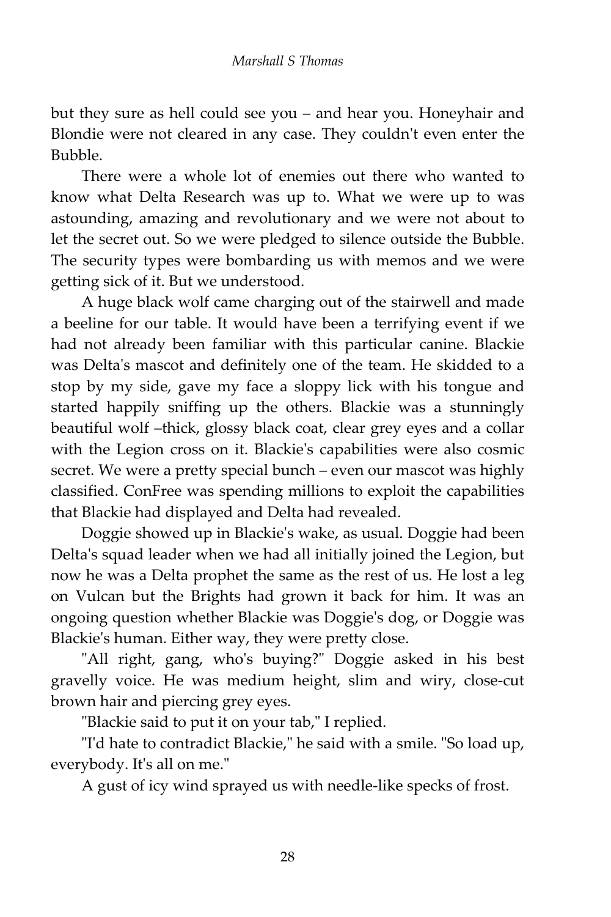but they sure as hell could see you – and hear you. Honeyhair and Blondie were not cleared in any case. They couldn't even enter the Bubble.

There were a whole lot of enemies out there who wanted to know what Delta Research was up to. What we were up to was astounding, amazing and revolutionary and we were not about to let the secret out. So we were pledged to silence outside the Bubble. The security types were bombarding us with memos and we were getting sick of it. But we understood.

A huge black wolf came charging out of the stairwell and made a beeline for our table. It would have been a terrifying event if we had not already been familiar with this particular canine. Blackie was Delta's mascot and definitely one of the team. He skidded to a stop by my side, gave my face a sloppy lick with his tongue and started happily sniffing up the others. Blackie was a stunningly beautiful wolf –thick, glossy black coat, clear grey eyes and a collar with the Legion cross on it. Blackie's capabilities were also cosmic secret. We were a pretty special bunch – even our mascot was highly classified. ConFree was spending millions to exploit the capabilities that Blackie had displayed and Delta had revealed.

Doggie showed up in Blackie's wake, as usual. Doggie had been Delta's squad leader when we had all initially joined the Legion, but now he was a Delta prophet the same as the rest of us. He lost a leg on Vulcan but the Brights had grown it back for him. It was an ongoing question whether Blackie was Doggie's dog, or Doggie was Blackie's human. Either way, they were pretty close.

"All right, gang, who's buying?" Doggie asked in his best gravelly voice. He was medium height, slim and wiry, close-cut brown hair and piercing grey eyes.

"Blackie said to put it on your tab," I replied.

"I'd hate to contradict Blackie," he said with a smile. "So load up, everybody. It's all on me."

A gust of icy wind sprayed us with needle-like specks of frost.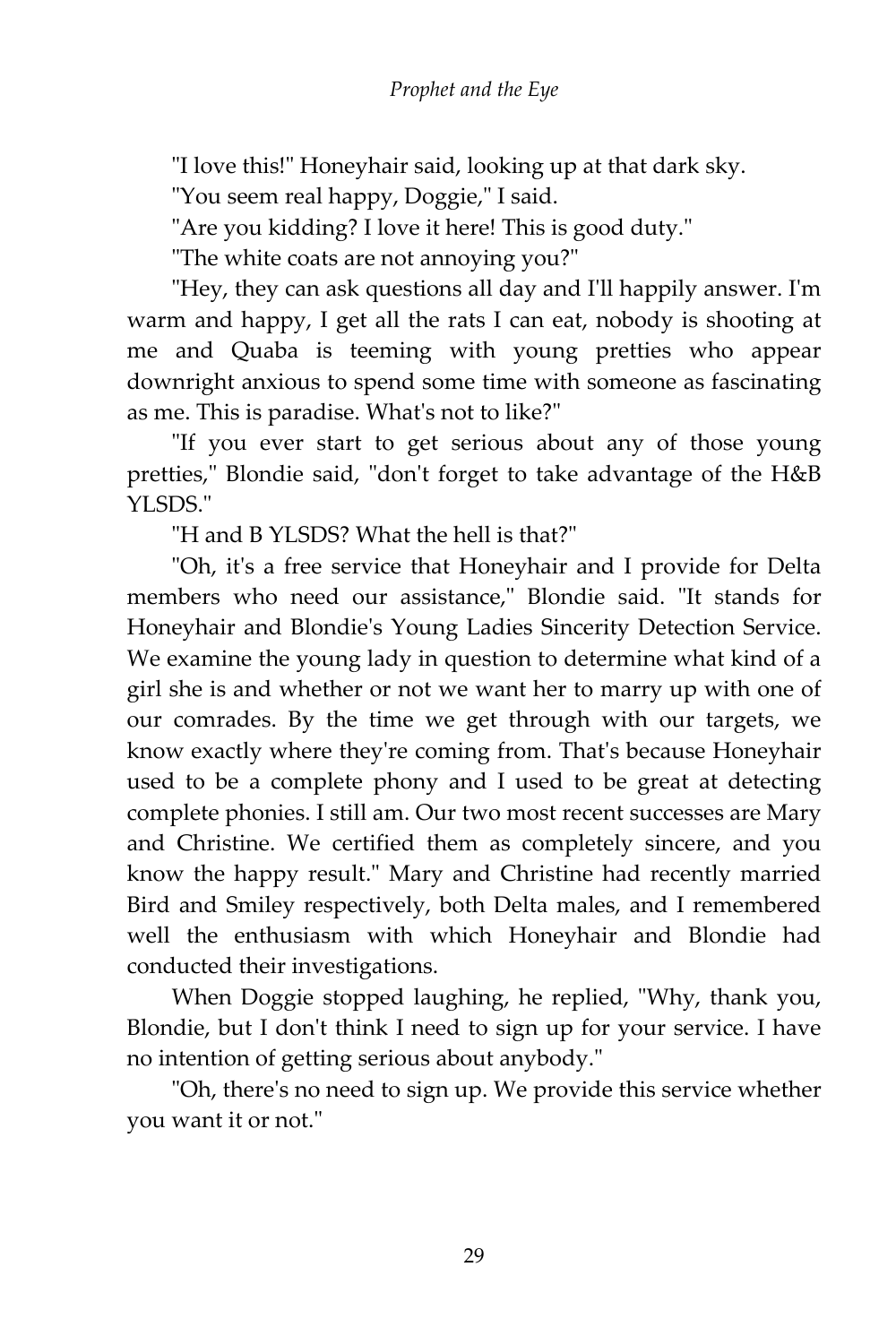"I love this!" Honeyhair said, looking up at that dark sky.

"You seem real happy, Doggie," I said.

"Are you kidding? I love it here! This is good duty."

"The white coats are not annoying you?"

"Hey, they can ask questions all day and I'll happily answer. I'm warm and happy, I get all the rats I can eat, nobody is shooting at me and Quaba is teeming with young pretties who appear downright anxious to spend some time with someone as fascinating as me. This is paradise. What's not to like?"

"If you ever start to get serious about any of those young pretties," Blondie said, "don't forget to take advantage of the H&B YLSDS."

"H and B YLSDS? What the hell is that?"

"Oh, it's a free service that Honeyhair and I provide for Delta members who need our assistance," Blondie said. "It stands for Honeyhair and Blondie's Young Ladies Sincerity Detection Service. We examine the young lady in question to determine what kind of a girl she is and whether or not we want her to marry up with one of our comrades. By the time we get through with our targets, we know exactly where they're coming from. That's because Honeyhair used to be a complete phony and I used to be great at detecting complete phonies. I still am. Our two most recent successes are Mary and Christine. We certified them as completely sincere, and you know the happy result." Mary and Christine had recently married Bird and Smiley respectively, both Delta males, and I remembered well the enthusiasm with which Honeyhair and Blondie had conducted their investigations.

When Doggie stopped laughing, he replied, "Why, thank you, Blondie, but I don't think I need to sign up for your service. I have no intention of getting serious about anybody."

"Oh, there's no need to sign up. We provide this service whether you want it or not."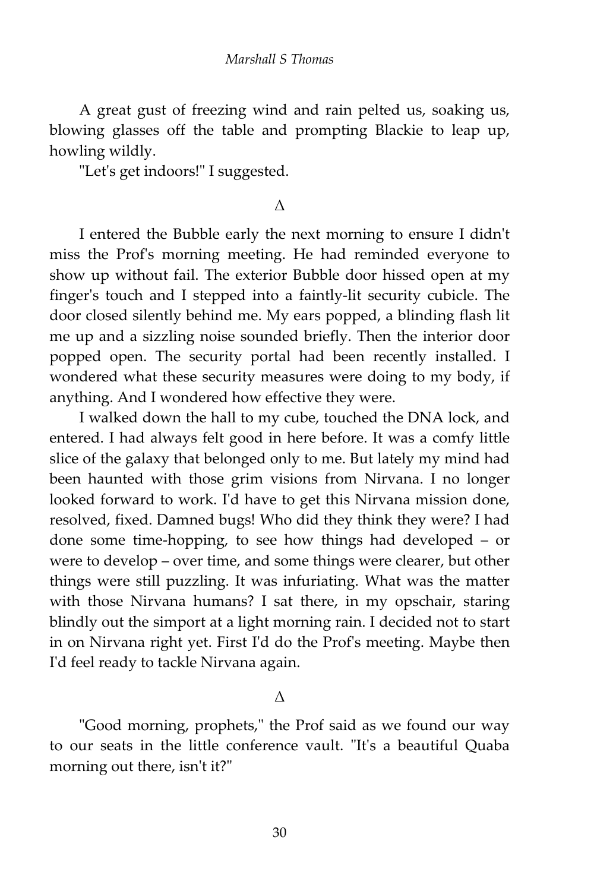A great gust of freezing wind and rain pelted us, soaking us, blowing glasses off the table and prompting Blackie to leap up, howling wildly.

"Let's get indoors!" I suggested.

Δ

I entered the Bubble early the next morning to ensure I didn't miss the Prof's morning meeting. He had reminded everyone to show up without fail. The exterior Bubble door hissed open at my finger's touch and I stepped into a faintly-lit security cubicle. The door closed silently behind me. My ears popped, a blinding flash lit me up and a sizzling noise sounded briefly. Then the interior door popped open. The security portal had been recently installed. I wondered what these security measures were doing to my body, if anything. And I wondered how effective they were.

I walked down the hall to my cube, touched the DNA lock, and entered. I had always felt good in here before. It was a comfy little slice of the galaxy that belonged only to me. But lately my mind had been haunted with those grim visions from Nirvana. I no longer looked forward to work. I'd have to get this Nirvana mission done, resolved, fixed. Damned bugs! Who did they think they were? I had done some time-hopping, to see how things had developed – or were to develop – over time, and some things were clearer, but other things were still puzzling. It was infuriating. What was the matter with those Nirvana humans? I sat there, in my opschair, staring blindly out the simport at a light morning rain. I decided not to start in on Nirvana right yet. First I'd do the Prof's meeting. Maybe then I'd feel ready to tackle Nirvana again.

Δ

"Good morning, prophets," the Prof said as we found our way to our seats in the little conference vault. "It's a beautiful Quaba morning out there, isn't it?"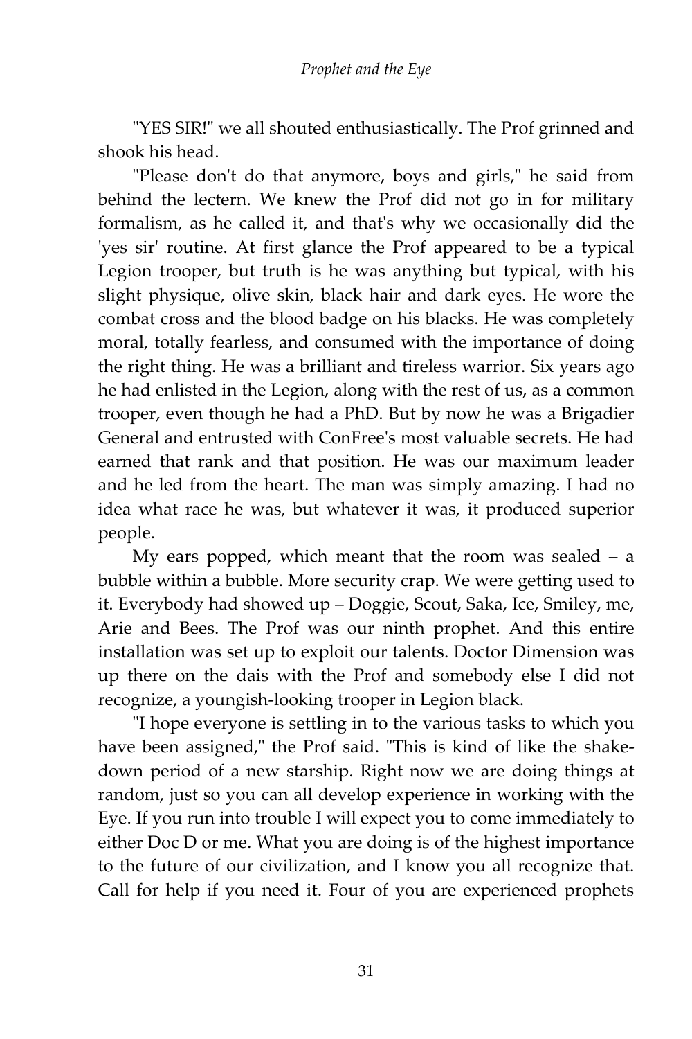"YES SIR!" we all shouted enthusiastically. The Prof grinned and shook his head.

"Please don't do that anymore, boys and girls," he said from behind the lectern. We knew the Prof did not go in for military formalism, as he called it, and that's why we occasionally did the 'yes sir' routine. At first glance the Prof appeared to be a typical Legion trooper, but truth is he was anything but typical, with his slight physique, olive skin, black hair and dark eyes. He wore the combat cross and the blood badge on his blacks. He was completely moral, totally fearless, and consumed with the importance of doing the right thing. He was a brilliant and tireless warrior. Six years ago he had enlisted in the Legion, along with the rest of us, as a common trooper, even though he had a PhD. But by now he was a Brigadier General and entrusted with ConFree's most valuable secrets. He had earned that rank and that position. He was our maximum leader and he led from the heart. The man was simply amazing. I had no idea what race he was, but whatever it was, it produced superior people.

My ears popped, which meant that the room was sealed – a bubble within a bubble. More security crap. We were getting used to it. Everybody had showed up – Doggie, Scout, Saka, Ice, Smiley, me, Arie and Bees. The Prof was our ninth prophet. And this entire installation was set up to exploit our talents. Doctor Dimension was up there on the dais with the Prof and somebody else I did not recognize, a youngish-looking trooper in Legion black.

"I hope everyone is settling in to the various tasks to which you have been assigned," the Prof said. "This is kind of like the shake-down period of a new starship. Right now we are doing things at random, just so you can all develop experience in working with the Eye. If you run into trouble I will expect you to come immediately to either Doc D or me. What you are doing is of the highest importance to the future of our civilization, and I know you all recognize that. Call for help if you need it. Four of you are experienced prophets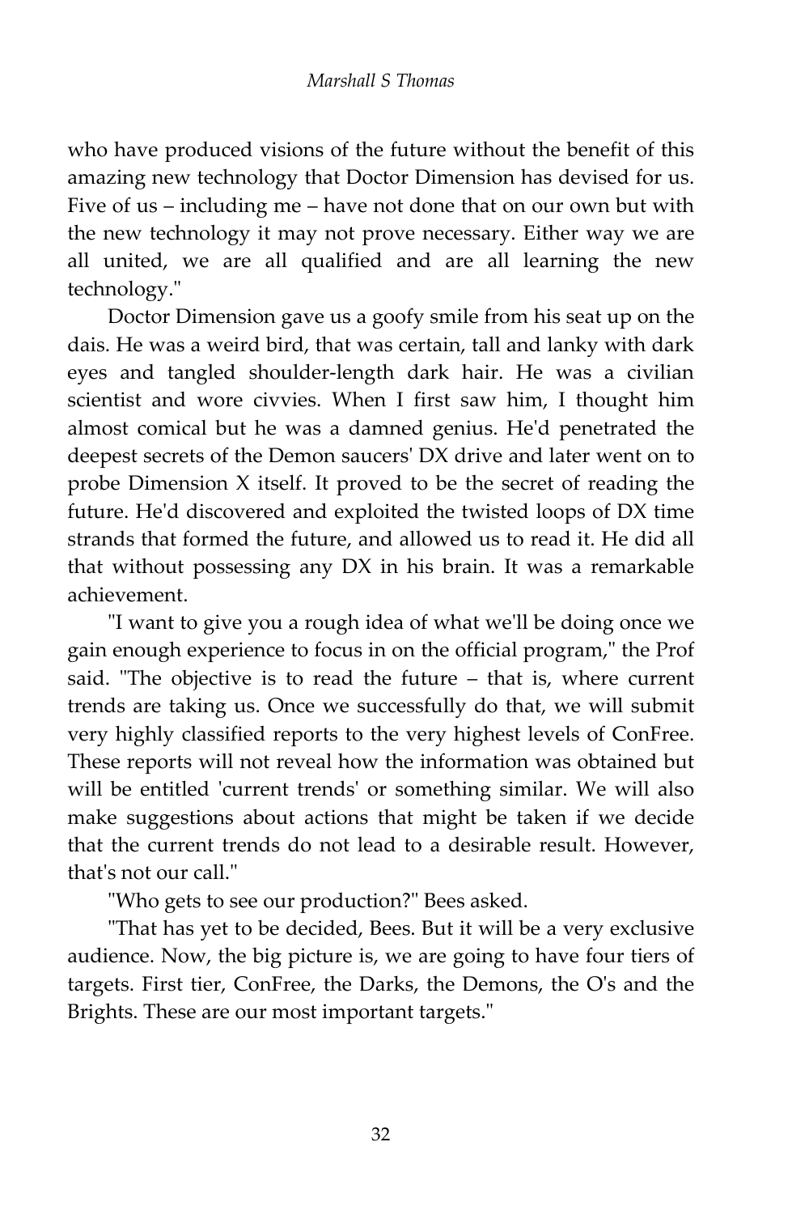who have produced visions of the future without the benefit of this amazing new technology that Doctor Dimension has devised for us. Five of us – including me – have not done that on our own but with the new technology it may not prove necessary. Either way we are all united, we are all qualified and are all learning the new technology."

Doctor Dimension gave us a goofy smile from his seat up on the dais. He was a weird bird, that was certain, tall and lanky with dark eyes and tangled shoulder-length dark hair. He was a civilian scientist and wore civvies. When I first saw him, I thought him almost comical but he was a damned genius. He'd penetrated the deepest secrets of the Demon saucers' DX drive and later went on to probe Dimension X itself. It proved to be the secret of reading the future. He'd discovered and exploited the twisted loops of DX time strands that formed the future, and allowed us to read it. He did all that without possessing any DX in his brain. It was a remarkable achievement.

"I want to give you a rough idea of what we'll be doing once we gain enough experience to focus in on the official program," the Prof said. "The objective is to read the future – that is, where current trends are taking us. Once we successfully do that, we will submit very highly classified reports to the very highest levels of ConFree. These reports will not reveal how the information was obtained but will be entitled 'current trends' or something similar. We will also make suggestions about actions that might be taken if we decide that the current trends do not lead to a desirable result. However, that's not our call."

"Who gets to see our production?" Bees asked.

"That has yet to be decided, Bees. But it will be a very exclusive audience. Now, the big picture is, we are going to have four tiers of targets. First tier, ConFree, the Darks, the Demons, the O's and the Brights. These are our most important targets."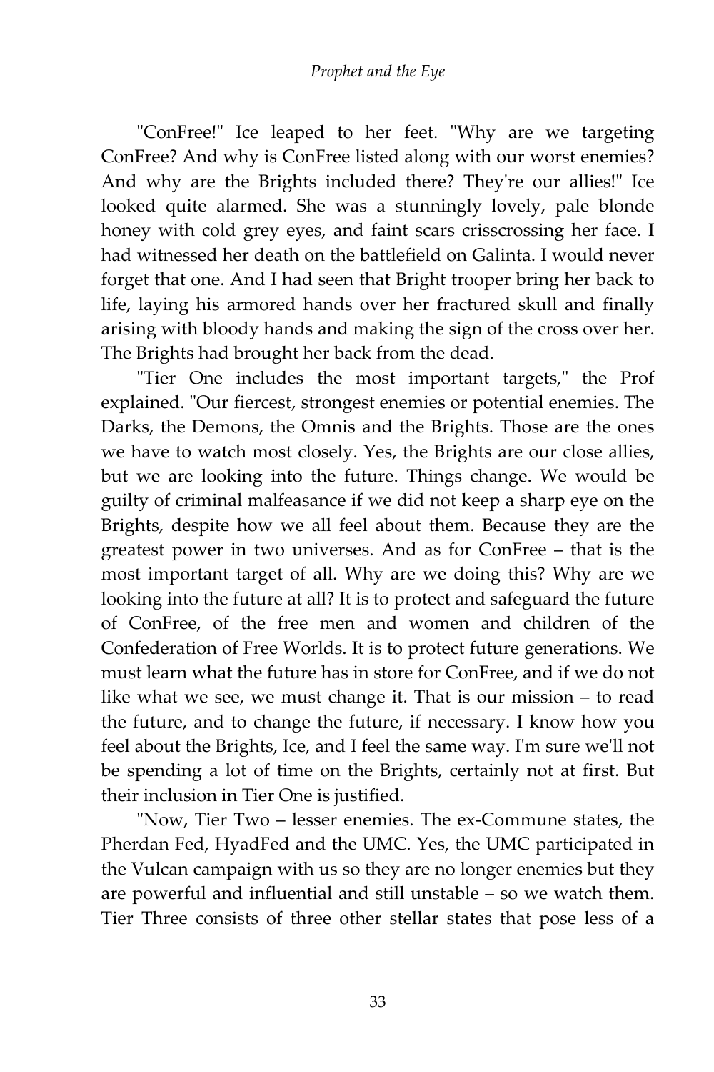"ConFree!" Ice leaped to her feet. "Why are we targeting ConFree? And why is ConFree listed along with our worst enemies? And why are the Brights included there? They're our allies!" Ice looked quite alarmed. She was a stunningly lovely, pale blonde honey with cold grey eyes, and faint scars crisscrossing her face. I had witnessed her death on the battlefield on Galinta. I would never forget that one. And I had seen that Bright trooper bring her back to life, laying his armored hands over her fractured skull and finally arising with bloody hands and making the sign of the cross over her. The Brights had brought her back from the dead.

"Tier One includes the most important targets," the Prof explained. "Our fiercest, strongest enemies or potential enemies. The Darks, the Demons, the Omnis and the Brights. Those are the ones we have to watch most closely. Yes, the Brights are our close allies, but we are looking into the future. Things change. We would be guilty of criminal malfeasance if we did not keep a sharp eye on the Brights, despite how we all feel about them. Because they are the greatest power in two universes. And as for ConFree – that is the most important target of all. Why are we doing this? Why are we looking into the future at all? It is to protect and safeguard the future of ConFree, of the free men and women and children of the Confederation of Free Worlds. It is to protect future generations. We must learn what the future has in store for ConFree, and if we do not like what we see, we must change it. That is our mission – to read the future, and to change the future, if necessary. I know how you feel about the Brights, Ice, and I feel the same way. I'm sure we'll not be spending a lot of time on the Brights, certainly not at first. But their inclusion in Tier One is justified.

"Now, Tier Two – lesser enemies. The ex-Commune states, the Pherdan Fed, HyadFed and the UMC. Yes, the UMC participated in the Vulcan campaign with us so they are no longer enemies but they are powerful and influential and still unstable – so we watch them. Tier Three consists of three other stellar states that pose less of a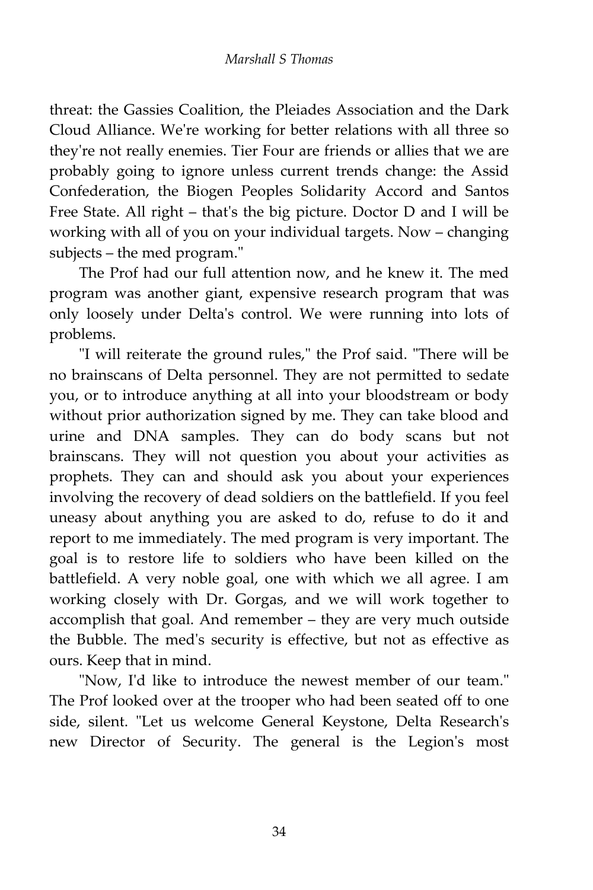threat: the Gassies Coalition, the Pleiades Association and the Dark Cloud Alliance. We're working for better relations with all three so they're not really enemies. Tier Four are friends or allies that we are probably going to ignore unless current trends change: the Assid Confederation, the Biogen Peoples Solidarity Accord and Santos Free State. All right – that's the big picture. Doctor D and I will be working with all of you on your individual targets. Now – changing subjects – the med program."

The Prof had our full attention now, and he knew it. The med program was another giant, expensive research program that was only loosely under Delta's control. We were running into lots of problems.

"I will reiterate the ground rules," the Prof said. "There will be no brainscans of Delta personnel. They are not permitted to sedate you, or to introduce anything at all into your bloodstream or body without prior authorization signed by me. They can take blood and urine and DNA samples. They can do body scans but not brainscans. They will not question you about your activities as prophets. They can and should ask you about your experiences involving the recovery of dead soldiers on the battlefield. If you feel uneasy about anything you are asked to do, refuse to do it and report to me immediately. The med program is very important. The goal is to restore life to soldiers who have been killed on the battlefield. A very noble goal, one with which we all agree. I am working closely with Dr. Gorgas, and we will work together to accomplish that goal. And remember – they are very much outside the Bubble. The med's security is effective, but not as effective as ours. Keep that in mind.

"Now, I'd like to introduce the newest member of our team." The Prof looked over at the trooper who had been seated off to one side, silent. "Let us welcome General Keystone, Delta Research's new Director of Security. The general is the Legion's most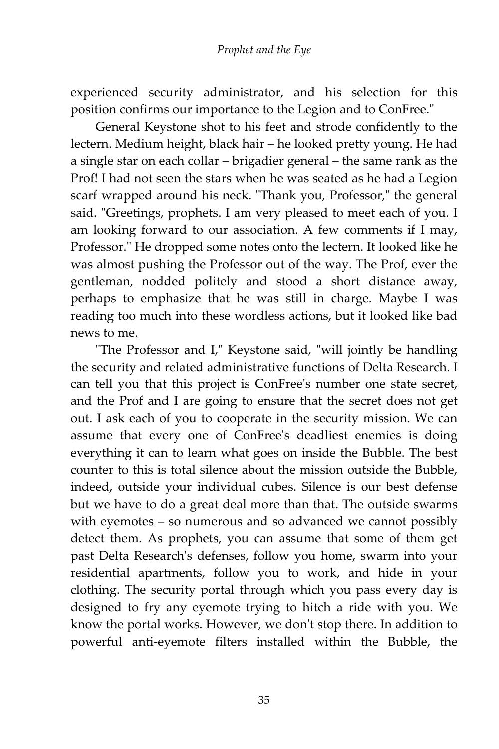experienced security administrator, and his selection for this position confirms our importance to the Legion and to ConFree."

General Keystone shot to his feet and strode confidently to the lectern. Medium height, black hair – he looked pretty young. He had a single star on each collar – brigadier general – the same rank as the Prof! I had not seen the stars when he was seated as he had a Legion scarf wrapped around his neck. "Thank you, Professor," the general said. "Greetings, prophets. I am very pleased to meet each of you. I am looking forward to our association. A few comments if I may, Professor." He dropped some notes onto the lectern. It looked like he was almost pushing the Professor out of the way. The Prof, ever the gentleman, nodded politely and stood a short distance away, perhaps to emphasize that he was still in charge. Maybe I was reading too much into these wordless actions, but it looked like bad news to me.

"The Professor and I," Keystone said, "will jointly be handling the security and related administrative functions of Delta Research. I can tell you that this project is ConFree's number one state secret, and the Prof and I are going to ensure that the secret does not get out. I ask each of you to cooperate in the security mission. We can assume that every one of ConFree's deadliest enemies is doing everything it can to learn what goes on inside the Bubble. The best counter to this is total silence about the mission outside the Bubble, indeed, outside your individual cubes. Silence is our best defense but we have to do a great deal more than that. The outside swarms with eyemotes – so numerous and so advanced we cannot possibly detect them. As prophets, you can assume that some of them get past Delta Research's defenses, follow you home, swarm into your residential apartments, follow you to work, and hide in your clothing. The security portal through which you pass every day is designed to fry any eyemote trying to hitch a ride with you. We know the portal works. However, we don't stop there. In addition to powerful anti-eyemote filters installed within the Bubble, the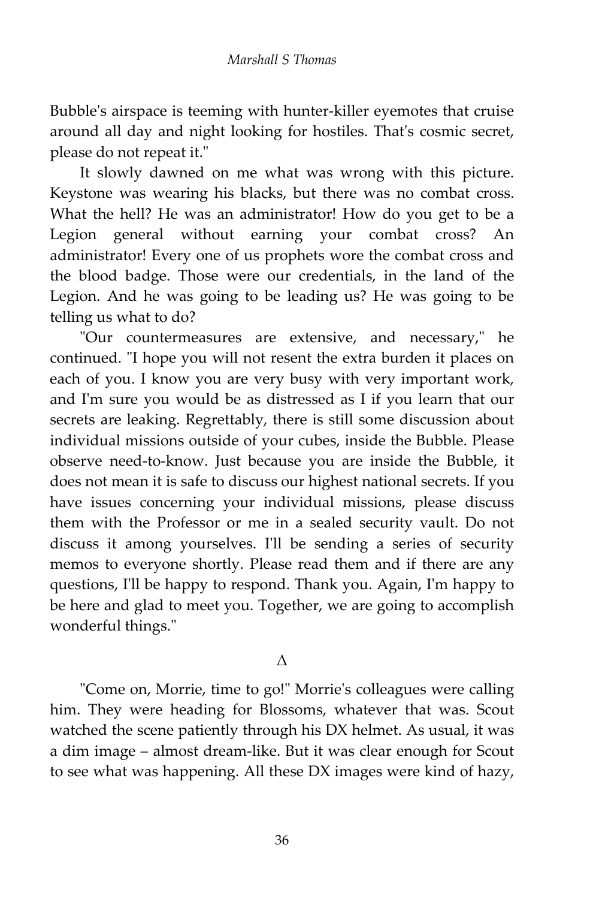Bubble's airspace is teeming with hunter-killer eyemotes that cruise around all day and night looking for hostiles. That's cosmic secret, please do not repeat it."

It slowly dawned on me what was wrong with this picture. Keystone was wearing his blacks, but there was no combat cross. What the hell? He was an administrator! How do you get to be a Legion general without earning your combat cross? An administrator! Every one of us prophets wore the combat cross and the blood badge. Those were our credentials, in the land of the Legion. And he was going to be leading us? He was going to be telling us what to do?

"Our countermeasures are extensive, and necessary," he continued. "I hope you will not resent the extra burden it places on each of you. I know you are very busy with very important work, and I'm sure you would be as distressed as I if you learn that our secrets are leaking. Regrettably, there is still some discussion about individual missions outside of your cubes, inside the Bubble. Please observe need-to-know. Just because you are inside the Bubble, it does not mean it is safe to discuss our highest national secrets. If you have issues concerning your individual missions, please discuss them with the Professor or me in a sealed security vault. Do not discuss it among yourselves. I'll be sending a series of security memos to everyone shortly. Please read them and if there are any questions, I'll be happy to respond. Thank you. Again, I'm happy to be here and glad to meet you. Together, we are going to accomplish wonderful things."

Δ

"Come on, Morrie, time to go!" Morrie's colleagues were calling him. They were heading for Blossoms, whatever that was. Scout watched the scene patiently through his DX helmet. As usual, it was a dim image – almost dream-like. But it was clear enough for Scout to see what was happening. All these DX images were kind of hazy,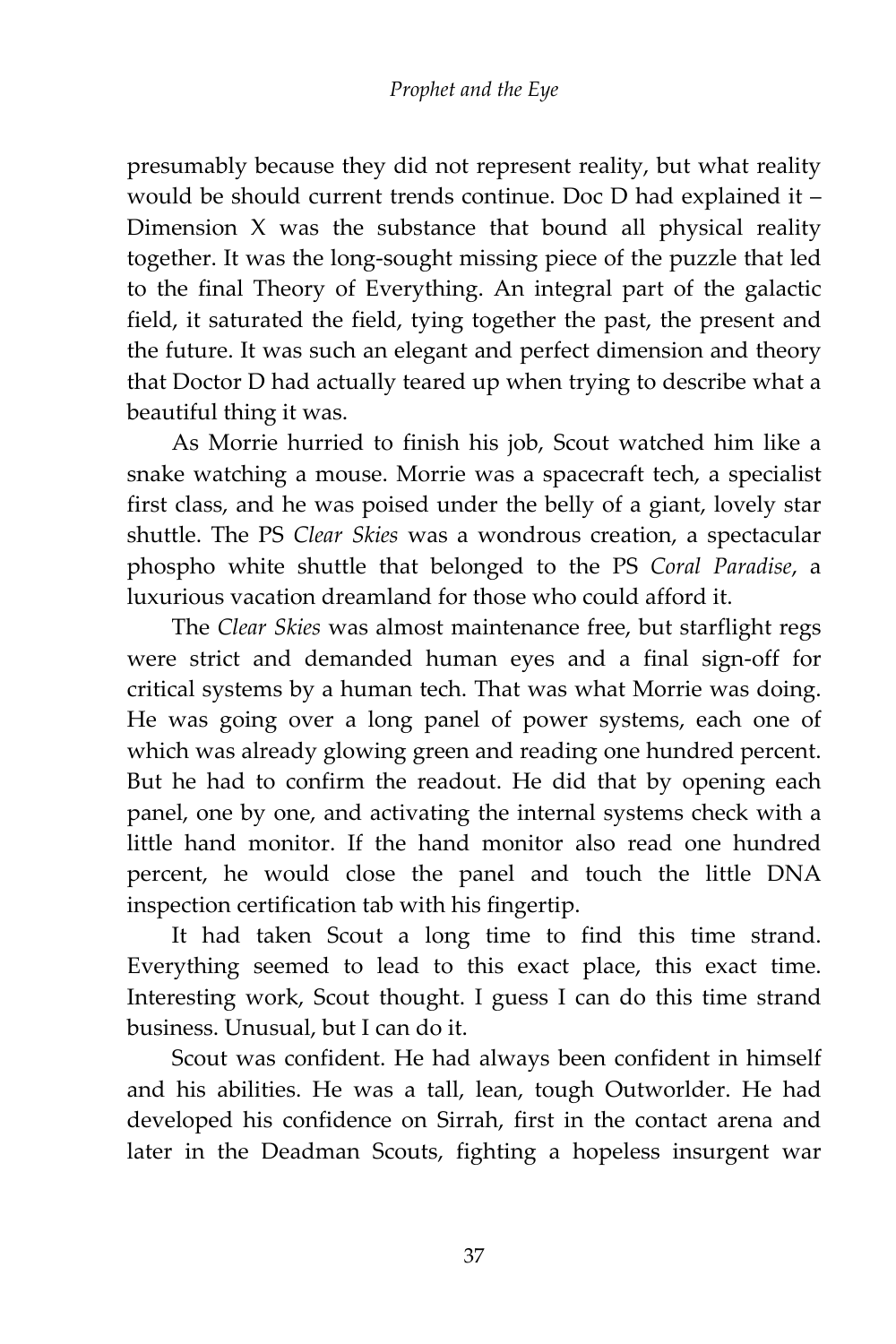presumably because they did not represent reality, but what reality would be should current trends continue. Doc D had explained it – Dimension X was the substance that bound all physical reality together. It was the long-sought missing piece of the puzzle that led to the final Theory of Everything. An integral part of the galactic field, it saturated the field, tying together the past, the present and the future. It was such an elegant and perfect dimension and theory that Doctor D had actually teared up when trying to describe what a beautiful thing it was.

As Morrie hurried to finish his job, Scout watched him like a snake watching a mouse. Morrie was a spacecraft tech, a specialist first class, and he was poised under the belly of a giant, lovely star shuttle. The PS *Clear Skies* was a wondrous creation, a spectacular phospho white shuttle that belonged to the PS *Coral Paradise*, a luxurious vacation dreamland for those who could afford it.

The *Clear Skies* was almost maintenance free, but starflight regs were strict and demanded human eyes and a final sign-off for critical systems by a human tech. That was what Morrie was doing. He was going over a long panel of power systems, each one of which was already glowing green and reading one hundred percent. But he had to confirm the readout. He did that by opening each panel, one by one, and activating the internal systems check with a little hand monitor. If the hand monitor also read one hundred percent, he would close the panel and touch the little DNA inspection certification tab with his fingertip.

It had taken Scout a long time to find this time strand. Everything seemed to lead to this exact place, this exact time. Interesting work, Scout thought. I guess I can do this time strand business. Unusual, but I can do it.

Scout was confident. He had always been confident in himself and his abilities. He was a tall, lean, tough Outworlder. He had developed his confidence on Sirrah, first in the contact arena and later in the Deadman Scouts, fighting a hopeless insurgent war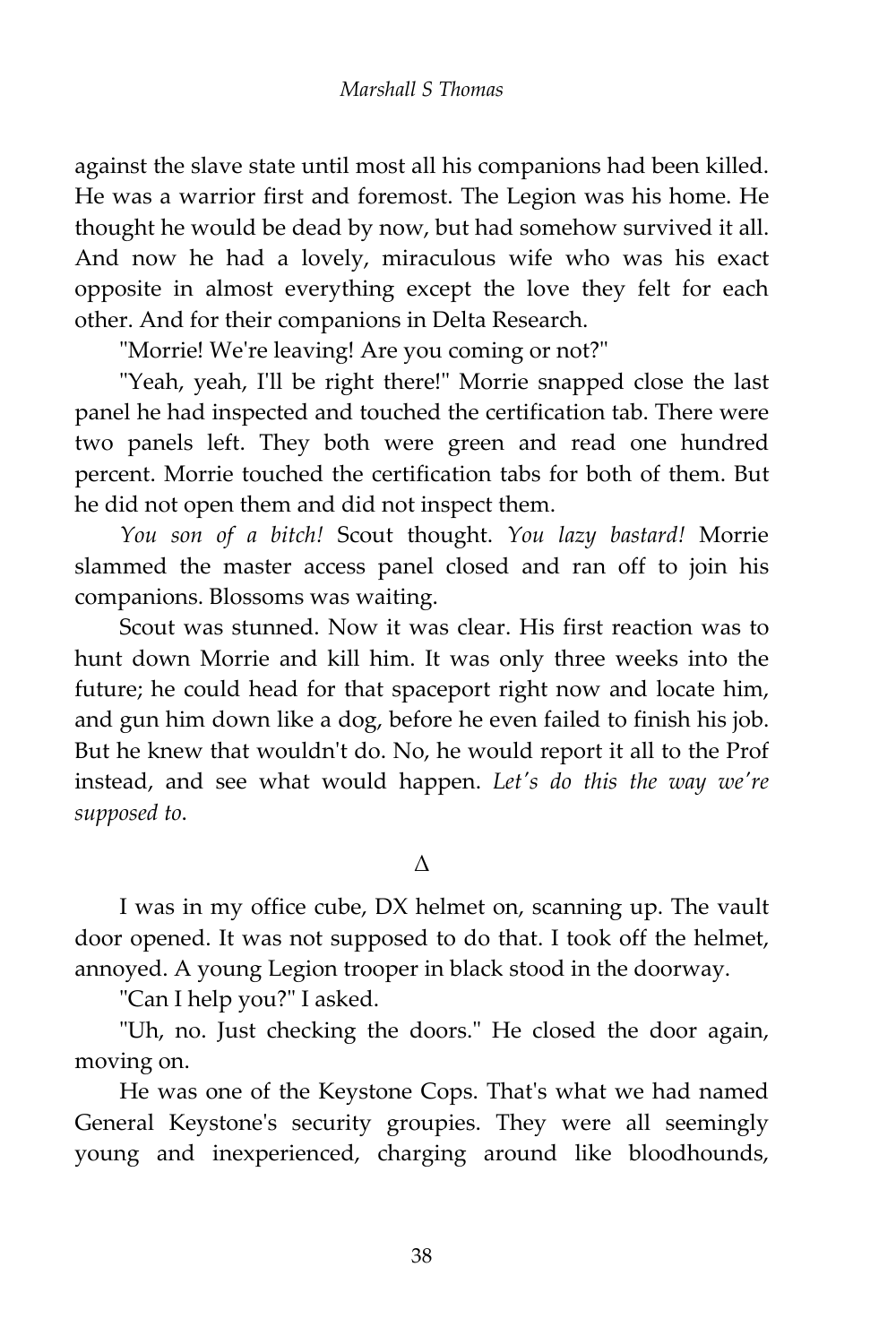against the slave state until most all his companions had been killed. He was a warrior first and foremost. The Legion was his home. He thought he would be dead by now, but had somehow survived it all. And now he had a lovely, miraculous wife who was his exact opposite in almost everything except the love they felt for each other. And for their companions in Delta Research.

"Morrie! We're leaving! Are you coming or not?"

"Yeah, yeah, I'll be right there!" Morrie snapped close the last panel he had inspected and touched the certification tab. There were two panels left. They both were green and read one hundred percent. Morrie touched the certification tabs for both of them. But he did not open them and did not inspect them.

*You son of a bitch!* Scout thought. *You lazy bastard!* Morrie slammed the master access panel closed and ran off to join his companions. Blossoms was waiting.

Scout was stunned. Now it was clear. His first reaction was to hunt down Morrie and kill him. It was only three weeks into the future; he could head for that spaceport right now and locate him, and gun him down like a dog, before he even failed to finish his job. But he knew that wouldn't do. No, he would report it all to the Prof instead, and see what would happen. *Let's do this the way we're supposed to.*

Δ

I was in my office cube, DX helmet on, scanning up. The vault door opened. It was not supposed to do that. I took off the helmet, annoyed. A young Legion trooper in black stood in the doorway.

"Can I help you?" I asked.

"Uh, no. Just checking the doors." He closed the door again, moving on.

He was one of the Keystone Cops. That's what we had named General Keystone's security groupies. They were all seemingly young and inexperienced, charging around like bloodhounds,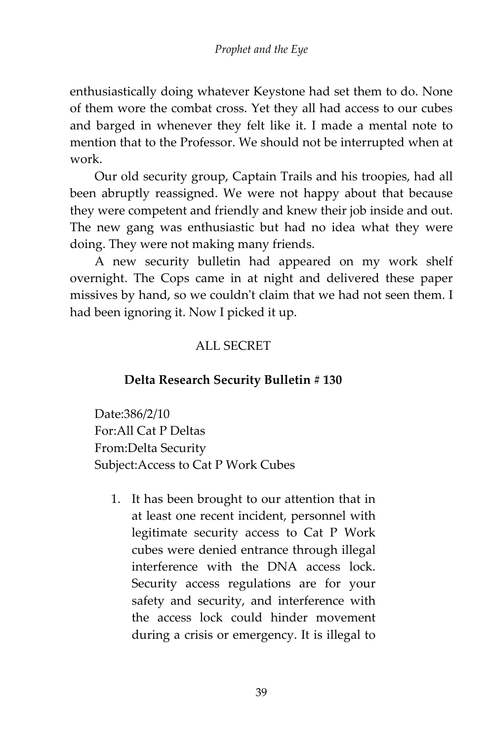enthusiastically doing whatever Keystone had set them to do. None of them wore the combat cross. Yet they all had access to our cubes and barged in whenever they felt like it. I made a mental note to mention that to the Professor. We should not be interrupted when at work.

Our old security group, Captain Trails and his troopies, had all been abruptly reassigned. We were not happy about that because they were competent and friendly and knew their job inside and out. The new gang was enthusiastic but had no idea what they were doing. They were not making many friends.

A new security bulletin had appeared on my work shelf overnight. The Cops came in at night and delivered these paper missives by hand, so we couldn't claim that we had not seen them. I had been ignoring it. Now I picked it up.

ALL SECRET

**Delta Research Security Bulletin # 130**

Date:386/2/10
For:All Cat P Deltas
From:Delta Security
Subject:Access to Cat P Work Cubes

1. It has been brought to our attention that in at least one recent incident, personnel with legitimate security access to Cat P Work cubes were denied entrance through illegal interference with the DNA access lock. Security access regulations are for your safety and security, and interference with the access lock could hinder movement during a crisis or emergency. It is illegal to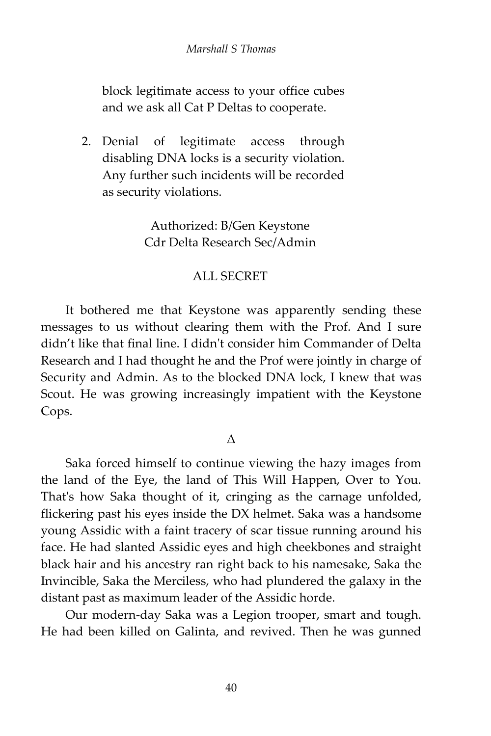block legitimate access to your office cubes and we ask all Cat P Deltas to cooperate.

2. Denial of legitimate access through disabling DNA locks is a security violation. Any further such incidents will be recorded as security violations.

Authorized: B/Gen Keystone
Cdr Delta Research Sec/Admin

ALL SECRET

It bothered me that Keystone was apparently sending these messages to us without clearing them with the Prof. And I sure didn't like that final line. I didn't consider him Commander of Delta Research and I had thought he and the Prof were jointly in charge of Security and Admin. As to the blocked DNA lock, I knew that was Scout. He was growing increasingly impatient with the Keystone Cops.

Δ

Saka forced himself to continue viewing the hazy images from the land of the Eye, the land of This Will Happen, Over to You. That's how Saka thought of it, cringing as the carnage unfolded, flickering past his eyes inside the DX helmet. Saka was a handsome young Assidic with a faint tracery of scar tissue running around his face. He had slanted Assidic eyes and high cheekbones and straight black hair and his ancestry ran right back to his namesake, Saka the Invincible, Saka the Merciless, who had plundered the galaxy in the distant past as maximum leader of the Assidic horde.

Our modern-day Saka was a Legion trooper, smart and tough. He had been killed on Galinta, and revived. Then he was gunned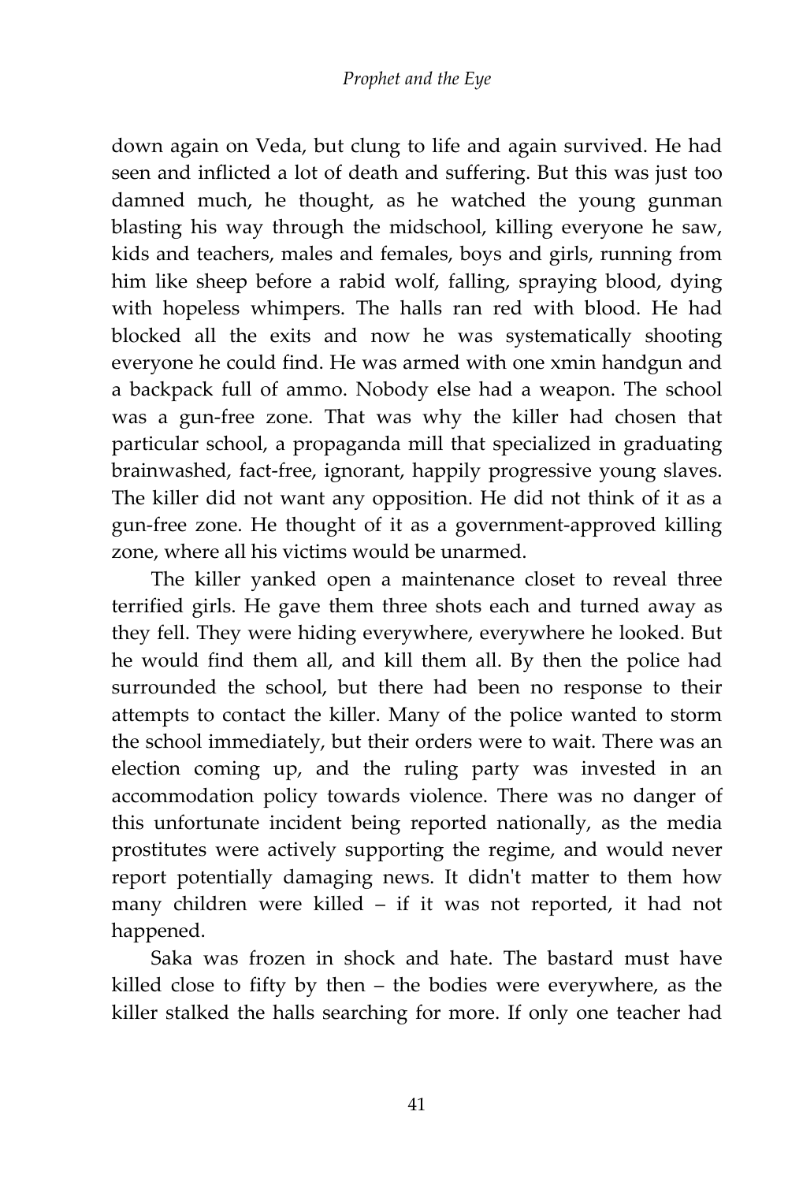down again on Veda, but clung to life and again survived. He had seen and inflicted a lot of death and suffering. But this was just too damned much, he thought, as he watched the young gunman blasting his way through the midschool, killing everyone he saw, kids and teachers, males and females, boys and girls, running from him like sheep before a rabid wolf, falling, spraying blood, dying with hopeless whimpers. The halls ran red with blood. He had blocked all the exits and now he was systematically shooting everyone he could find. He was armed with one xmin handgun and a backpack full of ammo. Nobody else had a weapon. The school was a gun-free zone. That was why the killer had chosen that particular school, a propaganda mill that specialized in graduating brainwashed, fact-free, ignorant, happily progressive young slaves. The killer did not want any opposition. He did not think of it as a gun-free zone. He thought of it as a government-approved killing zone, where all his victims would be unarmed.

The killer yanked open a maintenance closet to reveal three terrified girls. He gave them three shots each and turned away as they fell. They were hiding everywhere, everywhere he looked. But he would find them all, and kill them all. By then the police had surrounded the school, but there had been no response to their attempts to contact the killer. Many of the police wanted to storm the school immediately, but their orders were to wait. There was an election coming up, and the ruling party was invested in an accommodation policy towards violence. There was no danger of this unfortunate incident being reported nationally, as the media prostitutes were actively supporting the regime, and would never report potentially damaging news. It didn't matter to them how many children were killed – if it was not reported, it had not happened.

Saka was frozen in shock and hate. The bastard must have killed close to fifty by then – the bodies were everywhere, as the killer stalked the halls searching for more. If only one teacher had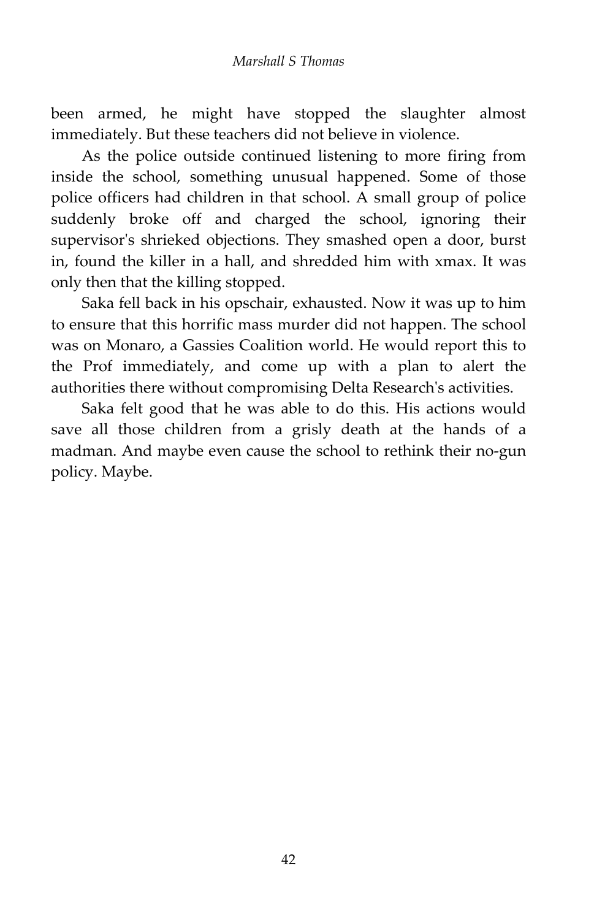been armed, he might have stopped the slaughter almost immediately. But these teachers did not believe in violence.

As the police outside continued listening to more firing from inside the school, something unusual happened. Some of those police officers had children in that school. A small group of police suddenly broke off and charged the school, ignoring their supervisor's shrieked objections. They smashed open a door, burst in, found the killer in a hall, and shredded him with xmax. It was only then that the killing stopped.

Saka fell back in his opschair, exhausted. Now it was up to him to ensure that this horrific mass murder did not happen. The school was on Monaro, a Gassies Coalition world. He would report this to the Prof immediately, and come up with a plan to alert the authorities there without compromising Delta Research's activities.

Saka felt good that he was able to do this. His actions would save all those children from a grisly death at the hands of a madman. And maybe even cause the school to rethink their no-gun policy. Maybe.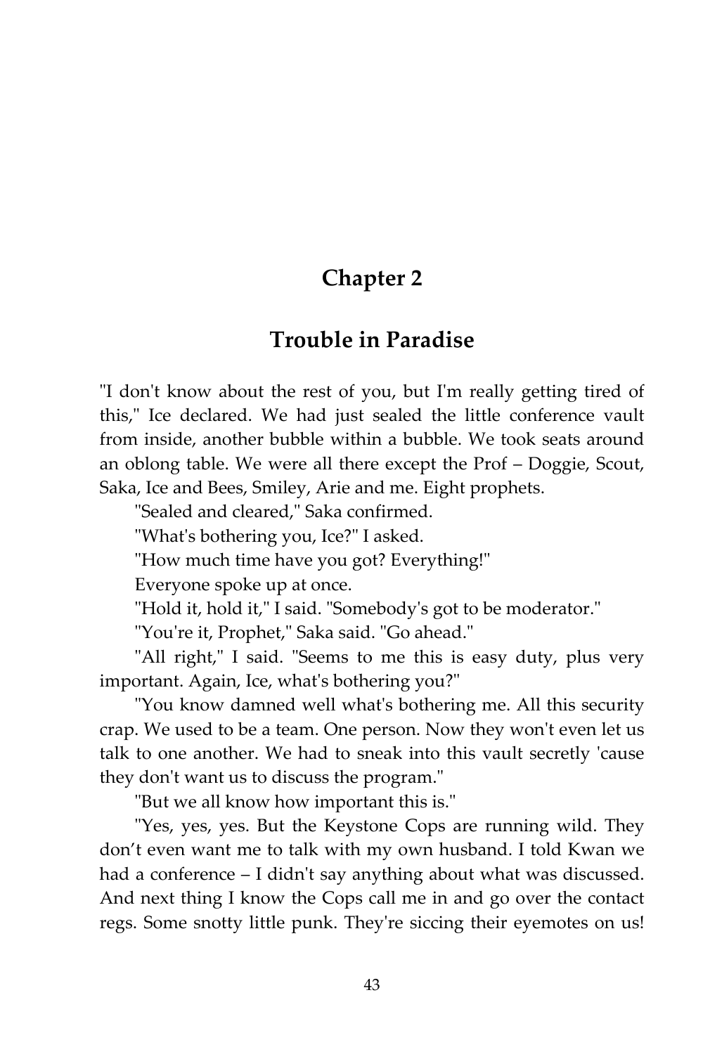# Chapter 2

## Trouble in Paradise

"I don't know about the rest of you, but I'm really getting tired of this," Ice declared. We had just sealed the little conference vault from inside, another bubble within a bubble. We took seats around an oblong table. We were all there except the Prof – Doggie, Scout, Saka, Ice and Bees, Smiley, Arie and me. Eight prophets.

"Sealed and cleared," Saka confirmed.

"What's bothering you, Ice?" I asked.

"How much time have you got? Everything!"

Everyone spoke up at once.

"Hold it, hold it," I said. "Somebody's got to be moderator."

"You're it, Prophet," Saka said. "Go ahead."

"All right," I said. "Seems to me this is easy duty, plus very important. Again, Ice, what's bothering you?"

"You know damned well what's bothering me. All this security crap. We used to be a team. One person. Now they won't even let us talk to one another. We had to sneak into this vault secretly 'cause they don't want us to discuss the program."

"But we all know how important this is."

"Yes, yes, yes. But the Keystone Cops are running wild. They don't even want me to talk with my own husband. I told Kwan we had a conference – I didn't say anything about what was discussed. And next thing I know the Cops call me in and go over the contact regs. Some snotty little punk. They're siccing their eyemotes on us!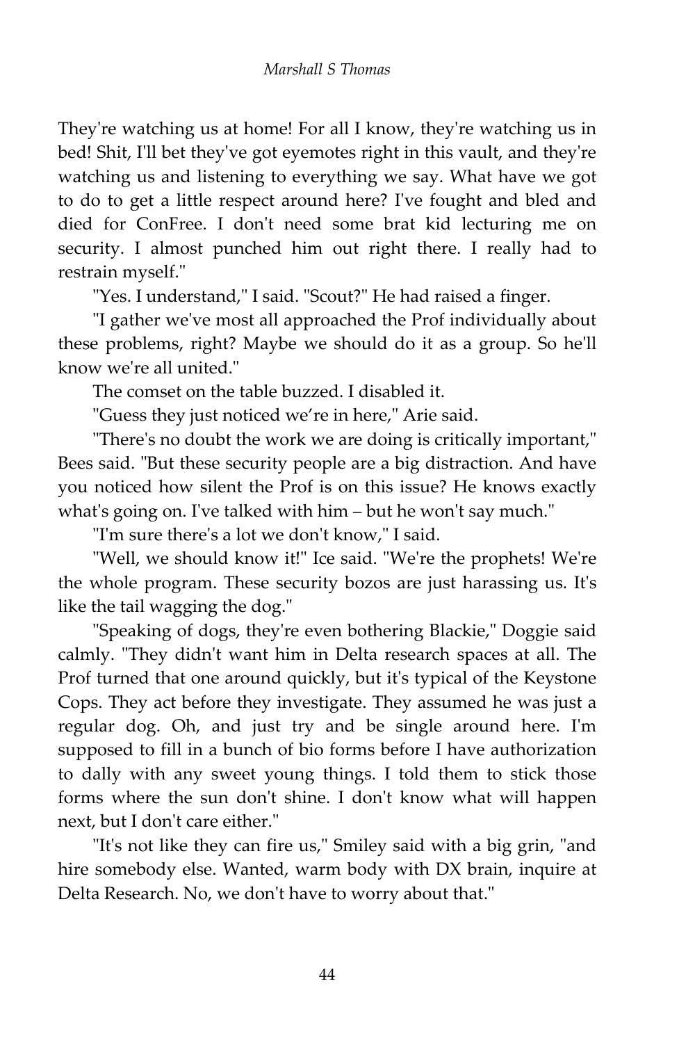They're watching us at home! For all I know, they're watching us in bed! Shit, I'll bet they've got eyemotes right in this vault, and they're watching us and listening to everything we say. What have we got to do to get a little respect around here? I've fought and bled and died for ConFree. I don't need some brat kid lecturing me on security. I almost punched him out right there. I really had to restrain myself."

"Yes. I understand," I said. "Scout?" He had raised a finger.

"I gather we've most all approached the Prof individually about these problems, right? Maybe we should do it as a group. So he'll know we're all united."

The comset on the table buzzed. I disabled it.

"Guess they just noticed we're in here," Arie said.

"There's no doubt the work we are doing is critically important," Bees said. "But these security people are a big distraction. And have you noticed how silent the Prof is on this issue? He knows exactly what's going on. I've talked with him – but he won't say much."

"I'm sure there's a lot we don't know," I said.

"Well, we should know it!" Ice said. "We're the prophets! We're the whole program. These security bozos are just harassing us. It's like the tail wagging the dog."

"Speaking of dogs, they're even bothering Blackie," Doggie said calmly. "They didn't want him in Delta research spaces at all. The Prof turned that one around quickly, but it's typical of the Keystone Cops. They act before they investigate. They assumed he was just a regular dog. Oh, and just try and be single around here. I'm supposed to fill in a bunch of bio forms before I have authorization to dally with any sweet young things. I told them to stick those forms where the sun don't shine. I don't know what will happen next, but I don't care either."

"It's not like they can fire us," Smiley said with a big grin, "and hire somebody else. Wanted, warm body with DX brain, inquire at Delta Research. No, we don't have to worry about that."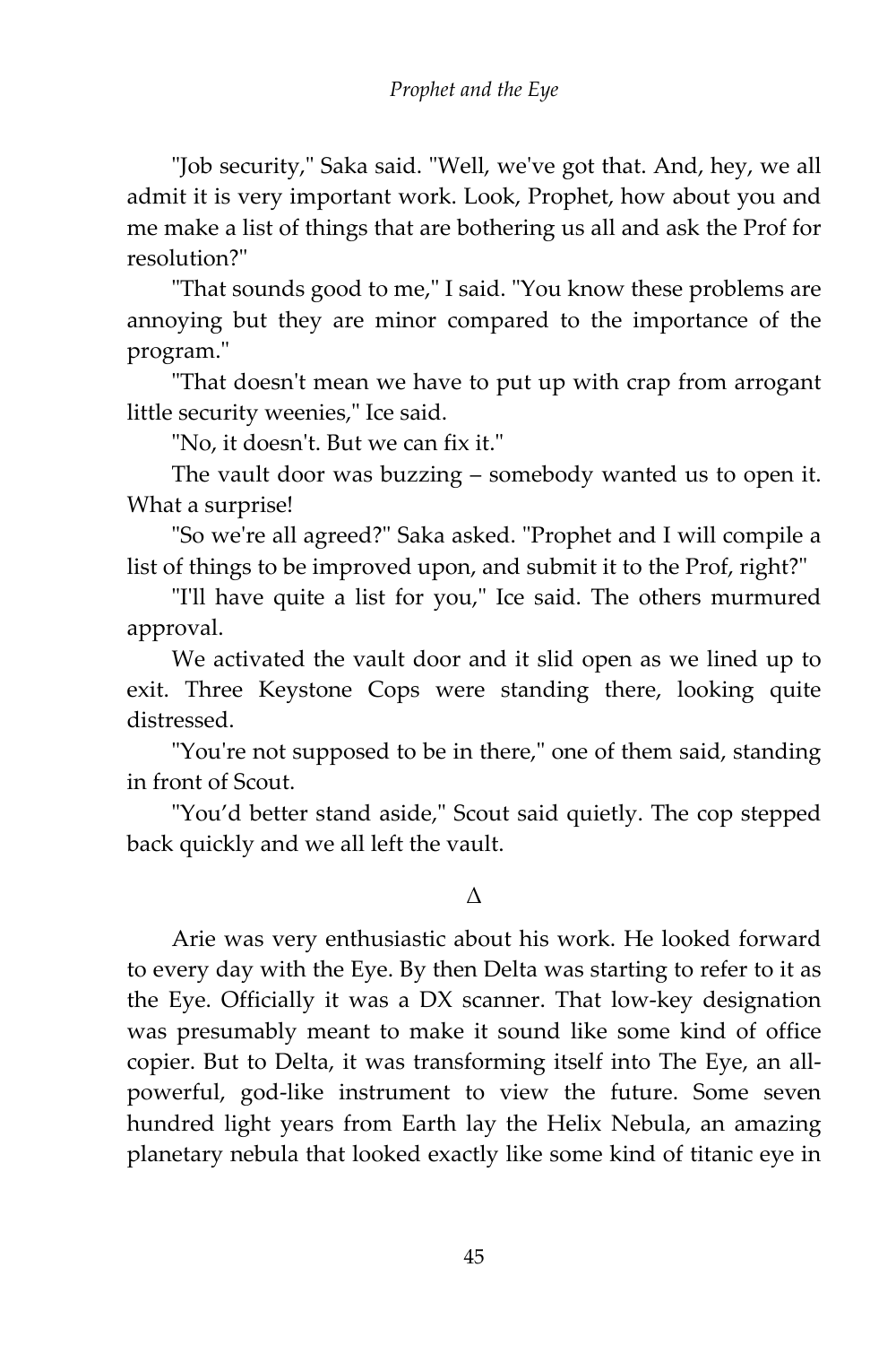"Job security," Saka said. "Well, we've got that. And, hey, we all admit it is very important work. Look, Prophet, how about you and me make a list of things that are bothering us all and ask the Prof for resolution?"

"That sounds good to me," I said. "You know these problems are annoying but they are minor compared to the importance of the program."

"That doesn't mean we have to put up with crap from arrogant little security weenies," Ice said.

"No, it doesn't. But we can fix it."

The vault door was buzzing – somebody wanted us to open it. What a surprise!

"So we're all agreed?" Saka asked. "Prophet and I will compile a list of things to be improved upon, and submit it to the Prof, right?"

"I'll have quite a list for you," Ice said. The others murmured approval.

We activated the vault door and it slid open as we lined up to exit. Three Keystone Cops were standing there, looking quite distressed.

"You're not supposed to be in there," one of them said, standing in front of Scout.

"You'd better stand aside," Scout said quietly. The cop stepped back quickly and we all left the vault.

Δ

Arie was very enthusiastic about his work. He looked forward to every day with the Eye. By then Delta was starting to refer to it as the Eye. Officially it was a DX scanner. That low-key designation was presumably meant to make it sound like some kind of office copier. But to Delta, it was transforming itself into The Eye, an all-powerful, god-like instrument to view the future. Some seven hundred light years from Earth lay the Helix Nebula, an amazing planetary nebula that looked exactly like some kind of titanic eye in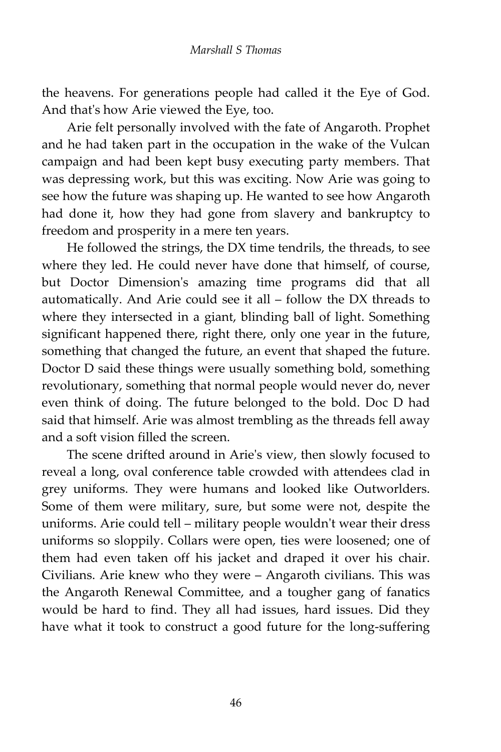the heavens. For generations people had called it the Eye of God. And that's how Arie viewed the Eye, too.

Arie felt personally involved with the fate of Angaroth. Prophet and he had taken part in the occupation in the wake of the Vulcan campaign and had been kept busy executing party members. That was depressing work, but this was exciting. Now Arie was going to see how the future was shaping up. He wanted to see how Angaroth had done it, how they had gone from slavery and bankruptcy to freedom and prosperity in a mere ten years.

He followed the strings, the DX time tendrils, the threads, to see where they led. He could never have done that himself, of course, but Doctor Dimension's amazing time programs did that all automatically. And Arie could see it all – follow the DX threads to where they intersected in a giant, blinding ball of light. Something significant happened there, right there, only one year in the future, something that changed the future, an event that shaped the future. Doctor D said these things were usually something bold, something revolutionary, something that normal people would never do, never even think of doing. The future belonged to the bold. Doc D had said that himself. Arie was almost trembling as the threads fell away and a soft vision filled the screen.

The scene drifted around in Arie's view, then slowly focused to reveal a long, oval conference table crowded with attendees clad in grey uniforms. They were humans and looked like Outworlders. Some of them were military, sure, but some were not, despite the uniforms. Arie could tell – military people wouldn't wear their dress uniforms so sloppily. Collars were open, ties were loosened; one of them had even taken off his jacket and draped it over his chair. Civilians. Arie knew who they were – Angaroth civilians. This was the Angaroth Renewal Committee, and a tougher gang of fanatics would be hard to find. They all had issues, hard issues. Did they have what it took to construct a good future for the long-suffering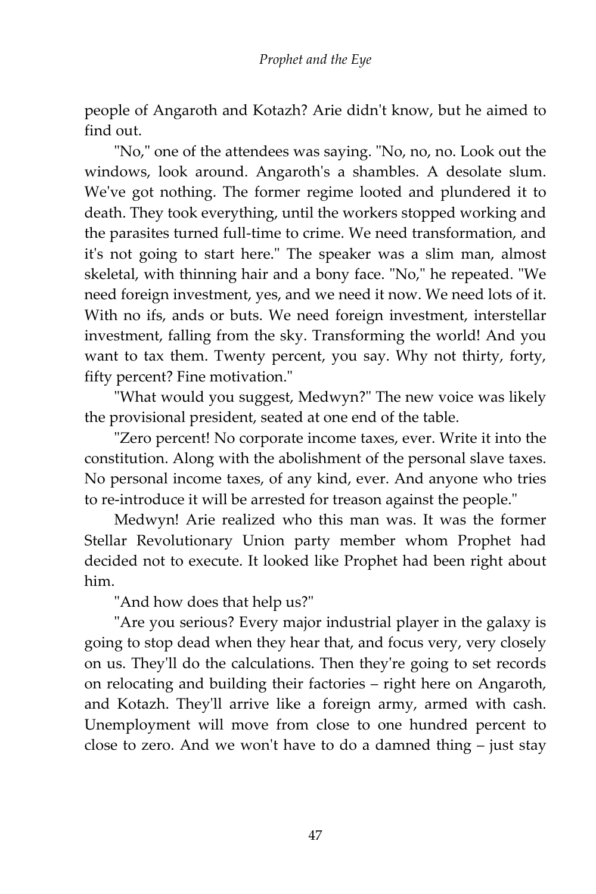people of Angaroth and Kotazh? Arie didn't know, but he aimed to find out.

"No," one of the attendees was saying. "No, no, no. Look out the windows, look around. Angaroth's a shambles. A desolate slum. We've got nothing. The former regime looted and plundered it to death. They took everything, until the workers stopped working and the parasites turned full-time to crime. We need transformation, and it's not going to start here." The speaker was a slim man, almost skeletal, with thinning hair and a bony face. "No," he repeated. "We need foreign investment, yes, and we need it now. We need lots of it. With no ifs, ands or buts. We need foreign investment, interstellar investment, falling from the sky. Transforming the world! And you want to tax them. Twenty percent, you say. Why not thirty, forty, fifty percent? Fine motivation."

"What would you suggest, Medwyn?" The new voice was likely the provisional president, seated at one end of the table.

"Zero percent! No corporate income taxes, ever. Write it into the constitution. Along with the abolishment of the personal slave taxes. No personal income taxes, of any kind, ever. And anyone who tries to re-introduce it will be arrested for treason against the people."

Medwyn! Arie realized who this man was. It was the former Stellar Revolutionary Union party member whom Prophet had decided not to execute. It looked like Prophet had been right about him.

"And how does that help us?"

"Are you serious? Every major industrial player in the galaxy is going to stop dead when they hear that, and focus very, very closely on us. They'll do the calculations. Then they're going to set records on relocating and building their factories – right here on Angaroth, and Kotazh. They'll arrive like a foreign army, armed with cash. Unemployment will move from close to one hundred percent to close to zero. And we won't have to do a damned thing – just stay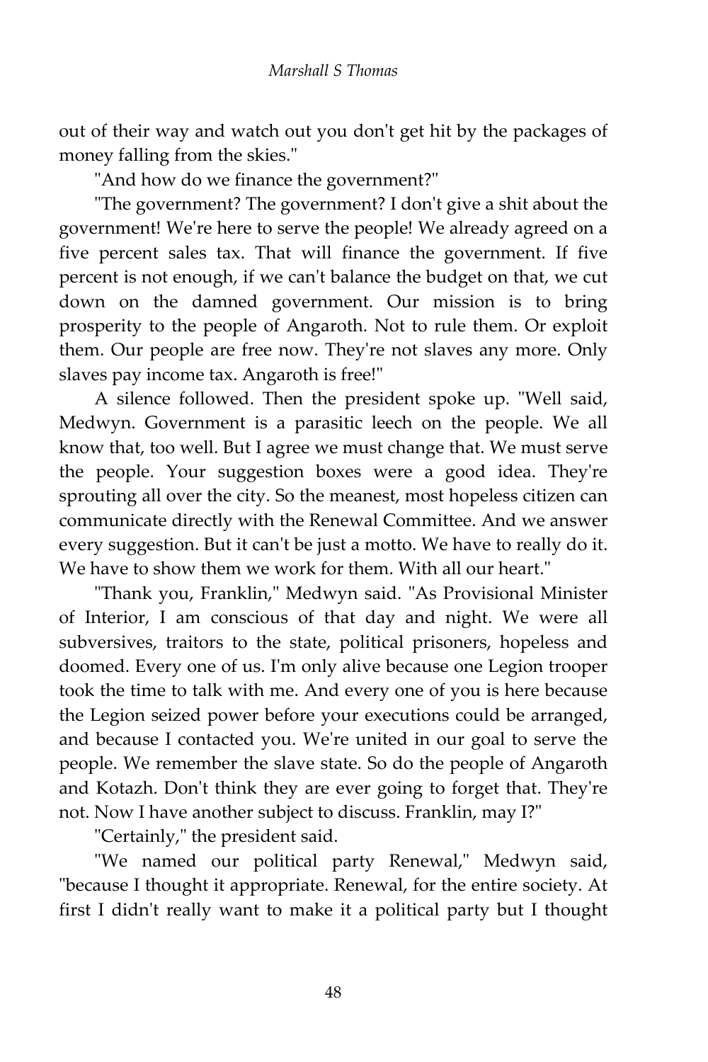out of their way and watch out you don't get hit by the packages of money falling from the skies."

"And how do we finance the government?"

"The government? The government? I don't give a shit about the government! We're here to serve the people! We already agreed on a five percent sales tax. That will finance the government. If five percent is not enough, if we can't balance the budget on that, we cut down on the damned government. Our mission is to bring prosperity to the people of Angaroth. Not to rule them. Or exploit them. Our people are free now. They're not slaves any more. Only slaves pay income tax. Angaroth is free!"

A silence followed. Then the president spoke up. "Well said, Medwyn. Government is a parasitic leech on the people. We all know that, too well. But I agree we must change that. We must serve the people. Your suggestion boxes were a good idea. They're sprouting all over the city. So the meanest, most hopeless citizen can communicate directly with the Renewal Committee. And we answer every suggestion. But it can't be just a motto. We have to really do it. We have to show them we work for them. With all our heart."

"Thank you, Franklin," Medwyn said. "As Provisional Minister of Interior, I am conscious of that day and night. We were all subversives, traitors to the state, political prisoners, hopeless and doomed. Every one of us. I'm only alive because one Legion trooper took the time to talk with me. And every one of you is here because the Legion seized power before your executions could be arranged, and because I contacted you. We're united in our goal to serve the people. We remember the slave state. So do the people of Angaroth and Kotazh. Don't think they are ever going to forget that. They're not. Now I have another subject to discuss. Franklin, may I?"

"Certainly," the president said.

"We named our political party Renewal," Medwyn said, "because I thought it appropriate. Renewal, for the entire society. At first I didn't really want to make it a political party but I thought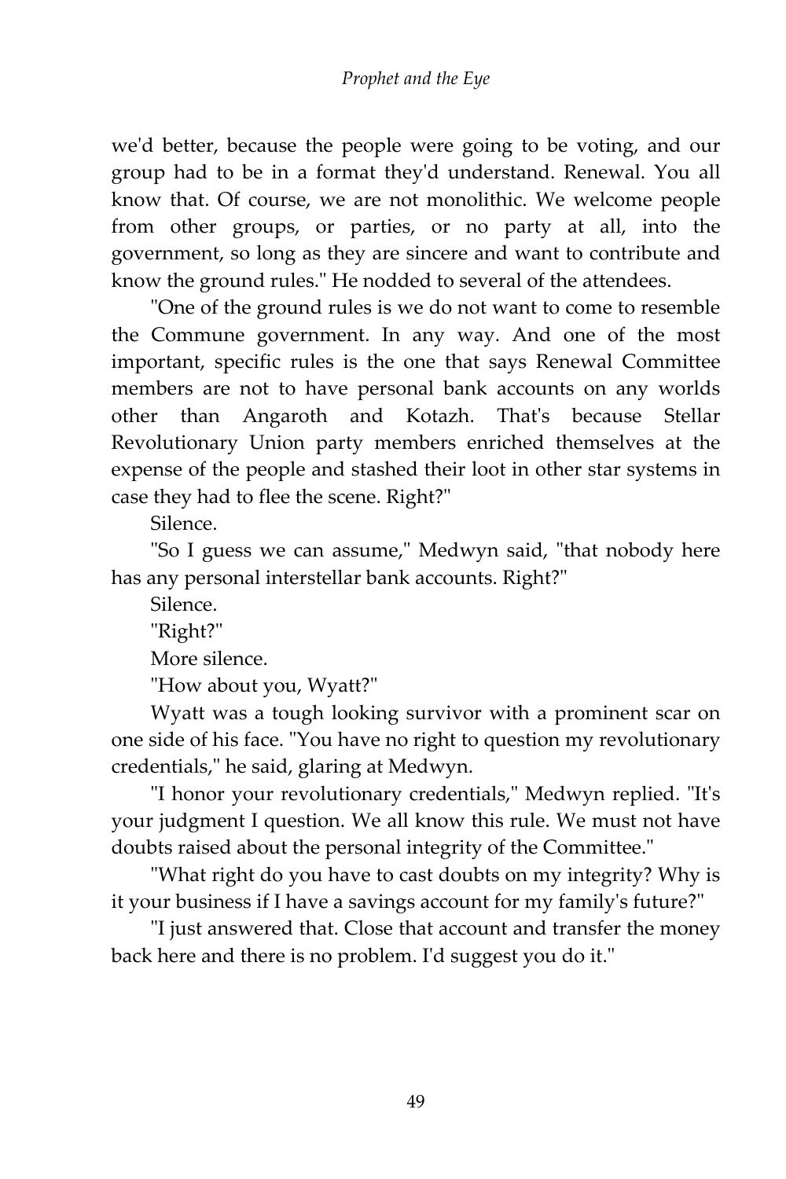we'd better, because the people were going to be voting, and our group had to be in a format they'd understand. Renewal. You all know that. Of course, we are not monolithic. We welcome people from other groups, or parties, or no party at all, into the government, so long as they are sincere and want to contribute and know the ground rules." He nodded to several of the attendees.

"One of the ground rules is we do not want to come to resemble the Commune government. In any way. And one of the most important, specific rules is the one that says Renewal Committee members are not to have personal bank accounts on any worlds other than Angaroth and Kotazh. That's because Stellar Revolutionary Union party members enriched themselves at the expense of the people and stashed their loot in other star systems in case they had to flee the scene. Right?"

Silence.

"So I guess we can assume," Medwyn said, "that nobody here has any personal interstellar bank accounts. Right?"

Silence.

"Right?"

More silence.

"How about you, Wyatt?"

Wyatt was a tough looking survivor with a prominent scar on one side of his face. "You have no right to question my revolutionary credentials," he said, glaring at Medwyn.

"I honor your revolutionary credentials," Medwyn replied. "It's your judgment I question. We all know this rule. We must not have doubts raised about the personal integrity of the Committee."

"What right do you have to cast doubts on my integrity? Why is it your business if I have a savings account for my family's future?"

"I just answered that. Close that account and transfer the money back here and there is no problem. I'd suggest you do it."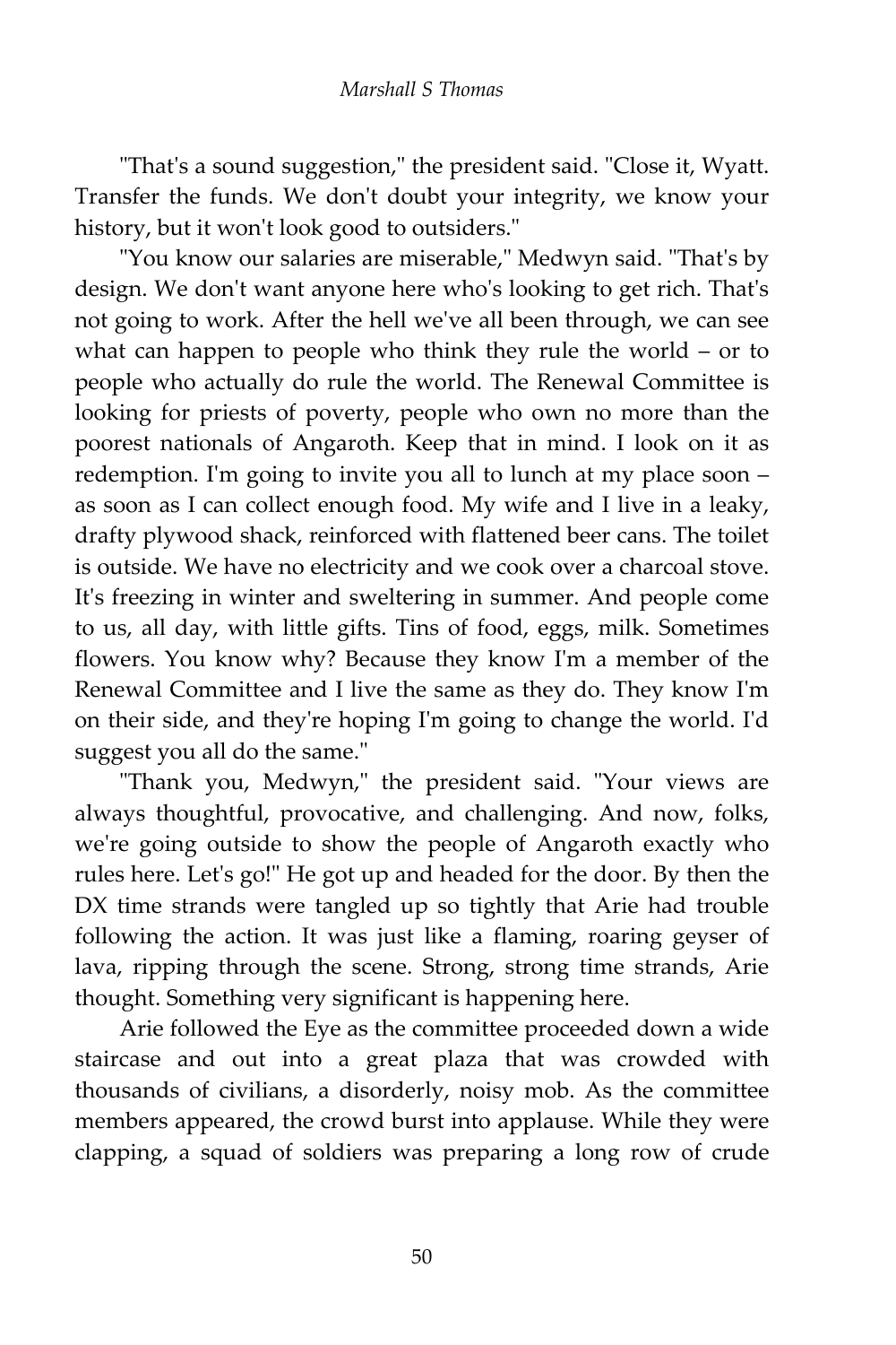"That's a sound suggestion," the president said. "Close it, Wyatt. Transfer the funds. We don't doubt your integrity, we know your history, but it won't look good to outsiders."

"You know our salaries are miserable," Medwyn said. "That's by design. We don't want anyone here who's looking to get rich. That's not going to work. After the hell we've all been through, we can see what can happen to people who think they rule the world – or to people who actually do rule the world. The Renewal Committee is looking for priests of poverty, people who own no more than the poorest nationals of Angaroth. Keep that in mind. I look on it as redemption. I'm going to invite you all to lunch at my place soon – as soon as I can collect enough food. My wife and I live in a leaky, drafty plywood shack, reinforced with flattened beer cans. The toilet is outside. We have no electricity and we cook over a charcoal stove. It's freezing in winter and sweltering in summer. And people come to us, all day, with little gifts. Tins of food, eggs, milk. Sometimes flowers. You know why? Because they know I'm a member of the Renewal Committee and I live the same as they do. They know I'm on their side, and they're hoping I'm going to change the world. I'd suggest you all do the same."

"Thank you, Medwyn," the president said. "Your views are always thoughtful, provocative, and challenging. And now, folks, we're going outside to show the people of Angaroth exactly who rules here. Let's go!" He got up and headed for the door. By then the DX time strands were tangled up so tightly that Arie had trouble following the action. It was just like a flaming, roaring geyser of lava, ripping through the scene. Strong, strong time strands, Arie thought. Something very significant is happening here.

Arie followed the Eye as the committee proceeded down a wide staircase and out into a great plaza that was crowded with thousands of civilians, a disorderly, noisy mob. As the committee members appeared, the crowd burst into applause. While they were clapping, a squad of soldiers was preparing a long row of crude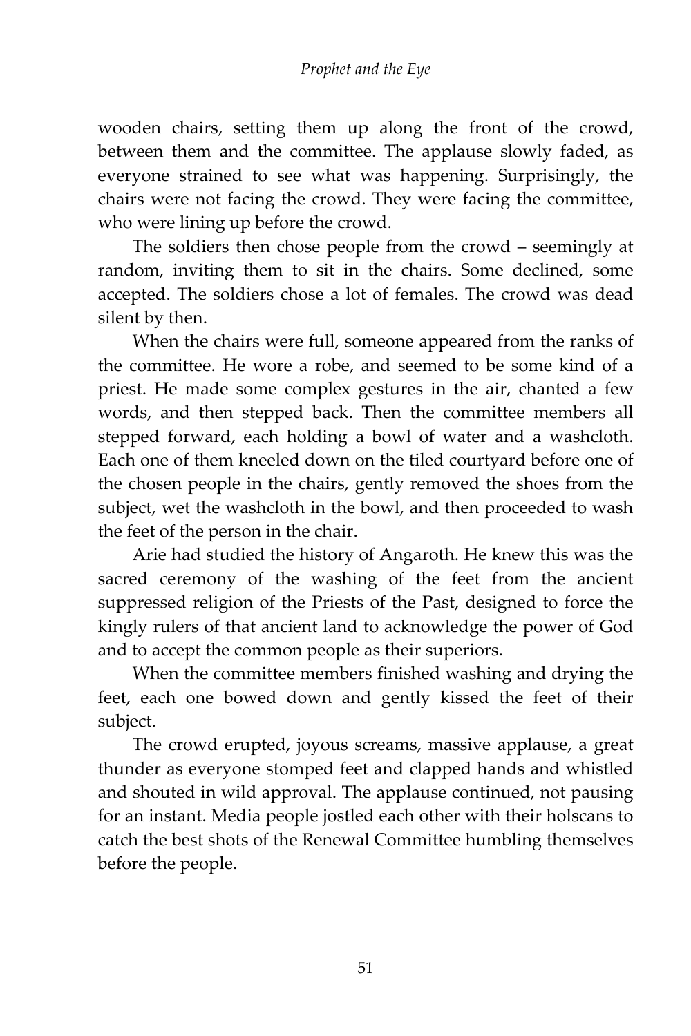wooden chairs, setting them up along the front of the crowd, between them and the committee. The applause slowly faded, as everyone strained to see what was happening. Surprisingly, the chairs were not facing the crowd. They were facing the committee, who were lining up before the crowd.

The soldiers then chose people from the crowd – seemingly at random, inviting them to sit in the chairs. Some declined, some accepted. The soldiers chose a lot of females. The crowd was dead silent by then.

When the chairs were full, someone appeared from the ranks of the committee. He wore a robe, and seemed to be some kind of a priest. He made some complex gestures in the air, chanted a few words, and then stepped back. Then the committee members all stepped forward, each holding a bowl of water and a washcloth. Each one of them kneeled down on the tiled courtyard before one of the chosen people in the chairs, gently removed the shoes from the subject, wet the washcloth in the bowl, and then proceeded to wash the feet of the person in the chair.

Arie had studied the history of Angaroth. He knew this was the sacred ceremony of the washing of the feet from the ancient suppressed religion of the Priests of the Past, designed to force the kingly rulers of that ancient land to acknowledge the power of God and to accept the common people as their superiors.

When the committee members finished washing and drying the feet, each one bowed down and gently kissed the feet of their subject.

The crowd erupted, joyous screams, massive applause, a great thunder as everyone stomped feet and clapped hands and whistled and shouted in wild approval. The applause continued, not pausing for an instant. Media people jostled each other with their holscans to catch the best shots of the Renewal Committee humbling themselves before the people.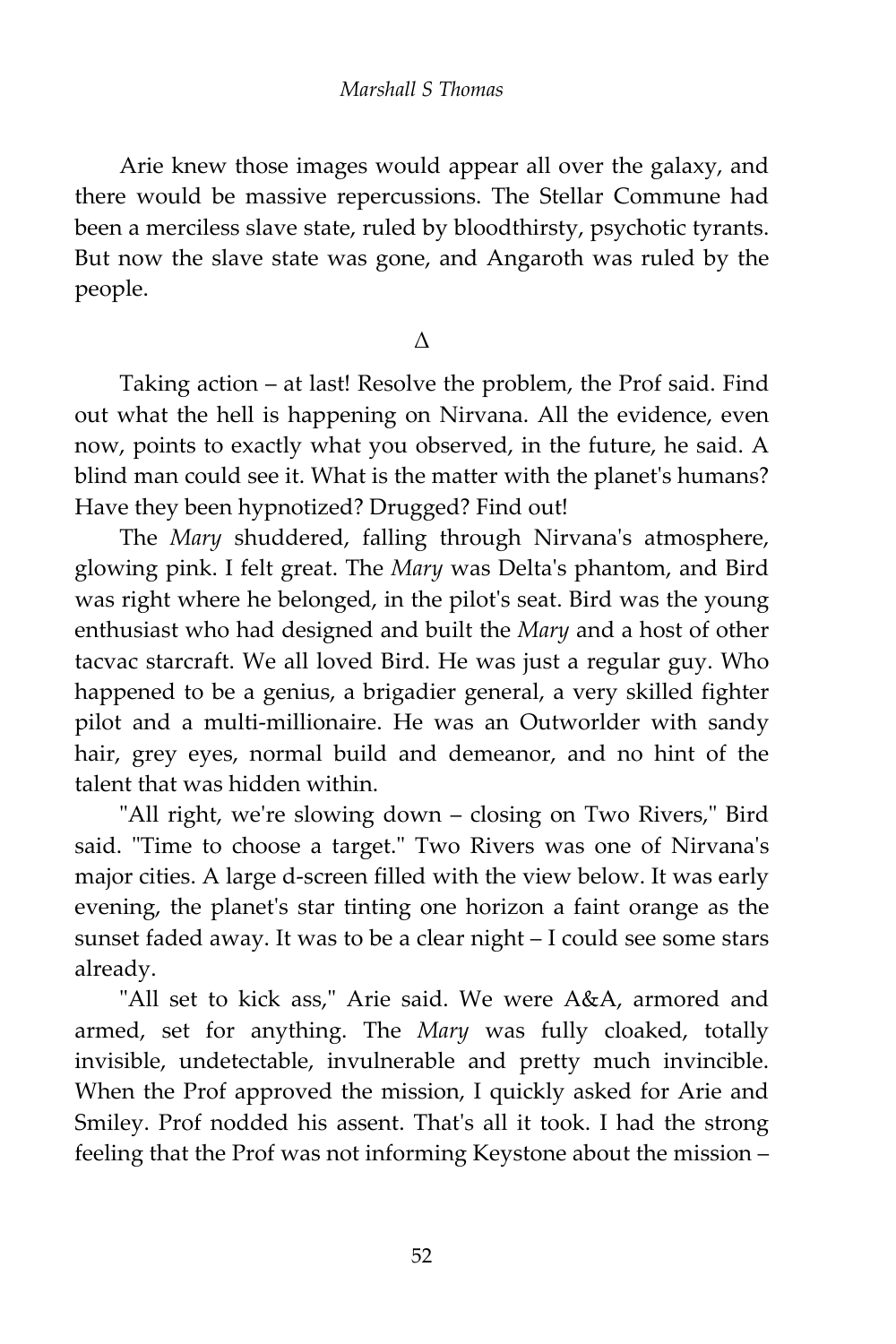Arie knew those images would appear all over the galaxy, and there would be massive repercussions. The Stellar Commune had been a merciless slave state, ruled by bloodthirsty, psychotic tyrants. But now the slave state was gone, and Angaroth was ruled by the people.

Δ

Taking action – at last! Resolve the problem, the Prof said. Find out what the hell is happening on Nirvana. All the evidence, even now, points to exactly what you observed, in the future, he said. A blind man could see it. What is the matter with the planet's humans? Have they been hypnotized? Drugged? Find out!

The *Mary* shuddered, falling through Nirvana's atmosphere, glowing pink. I felt great. The *Mary* was Delta's phantom, and Bird was right where he belonged, in the pilot's seat. Bird was the young enthusiast who had designed and built the *Mary* and a host of other tacvac starcraft. We all loved Bird. He was just a regular guy. Who happened to be a genius, a brigadier general, a very skilled fighter pilot and a multi-millionaire. He was an Outworlder with sandy hair, grey eyes, normal build and demeanor, and no hint of the talent that was hidden within.

"All right, we're slowing down – closing on Two Rivers," Bird said. "Time to choose a target." Two Rivers was one of Nirvana's major cities. A large d-screen filled with the view below. It was early evening, the planet's star tinting one horizon a faint orange as the sunset faded away. It was to be a clear night – I could see some stars already.

"All set to kick ass," Arie said. We were A&A, armored and armed, set for anything. The *Mary* was fully cloaked, totally invisible, undetectable, invulnerable and pretty much invincible. When the Prof approved the mission, I quickly asked for Arie and Smiley. Prof nodded his assent. That's all it took. I had the strong feeling that the Prof was not informing Keystone about the mission –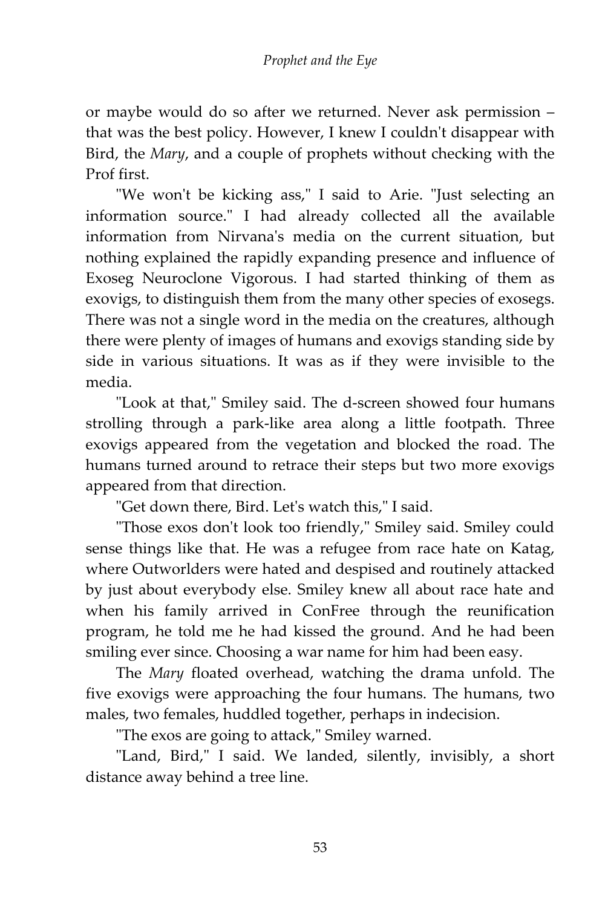or maybe would do so after we returned. Never ask permission – that was the best policy. However, I knew I couldn't disappear with Bird, the *Mary*, and a couple of prophets without checking with the Prof first.

"We won't be kicking ass," I said to Arie. "Just selecting an information source." I had already collected all the available information from Nirvana's media on the current situation, but nothing explained the rapidly expanding presence and influence of Exoseg Neuroclone Vigorous. I had started thinking of them as exovigs, to distinguish them from the many other species of exosegs. There was not a single word in the media on the creatures, although there were plenty of images of humans and exovigs standing side by side in various situations. It was as if they were invisible to the media.

"Look at that," Smiley said. The d-screen showed four humans strolling through a park-like area along a little footpath. Three exovigs appeared from the vegetation and blocked the road. The humans turned around to retrace their steps but two more exovigs appeared from that direction.

"Get down there, Bird. Let's watch this," I said.

"Those exos don't look too friendly," Smiley said. Smiley could sense things like that. He was a refugee from race hate on Katag, where Outworlders were hated and despised and routinely attacked by just about everybody else. Smiley knew all about race hate and when his family arrived in ConFree through the reunification program, he told me he had kissed the ground. And he had been smiling ever since. Choosing a war name for him had been easy.

The *Mary* floated overhead, watching the drama unfold. The five exovigs were approaching the four humans. The humans, two males, two females, huddled together, perhaps in indecision.

"The exos are going to attack," Smiley warned.

"Land, Bird," I said. We landed, silently, invisibly, a short distance away behind a tree line.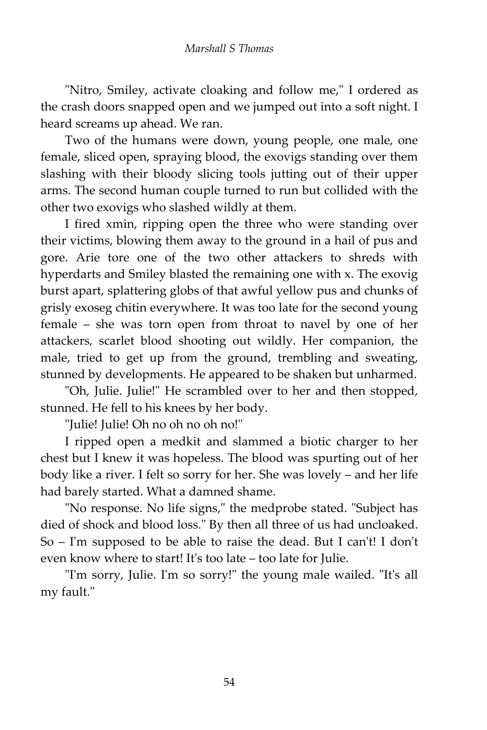"Nitro, Smiley, activate cloaking and follow me," I ordered as the crash doors snapped open and we jumped out into a soft night. I heard screams up ahead. We ran.

Two of the humans were down, young people, one male, one female, sliced open, spraying blood, the exovigs standing over them slashing with their bloody slicing tools jutting out of their upper arms. The second human couple turned to run but collided with the other two exovigs who slashed wildly at them.

I fired xmin, ripping open the three who were standing over their victims, blowing them away to the ground in a hail of pus and gore. Arie tore one of the two other attackers to shreds with hyperdarts and Smiley blasted the remaining one with x. The exovig burst apart, splattering globs of that awful yellow pus and chunks of grisly exoseg chitin everywhere. It was too late for the second young female – she was torn open from throat to navel by one of her attackers, scarlet blood shooting out wildly. Her companion, the male, tried to get up from the ground, trembling and sweating, stunned by developments. He appeared to be shaken but unharmed.

"Oh, Julie. Julie!" He scrambled over to her and then stopped, stunned. He fell to his knees by her body.

"Julie! Julie! Oh no oh no oh no!"

I ripped open a medkit and slammed a biotic charger to her chest but I knew it was hopeless. The blood was spurting out of her body like a river. I felt so sorry for her. She was lovely – and her life had barely started. What a damned shame.

"No response. No life signs," the medprobe stated. "Subject has died of shock and blood loss." By then all three of us had uncloaked. So – I'm supposed to be able to raise the dead. But I can't! I don't even know where to start! It's too late – too late for Julie.

"I'm sorry, Julie. I'm so sorry!" the young male wailed. "It's all my fault."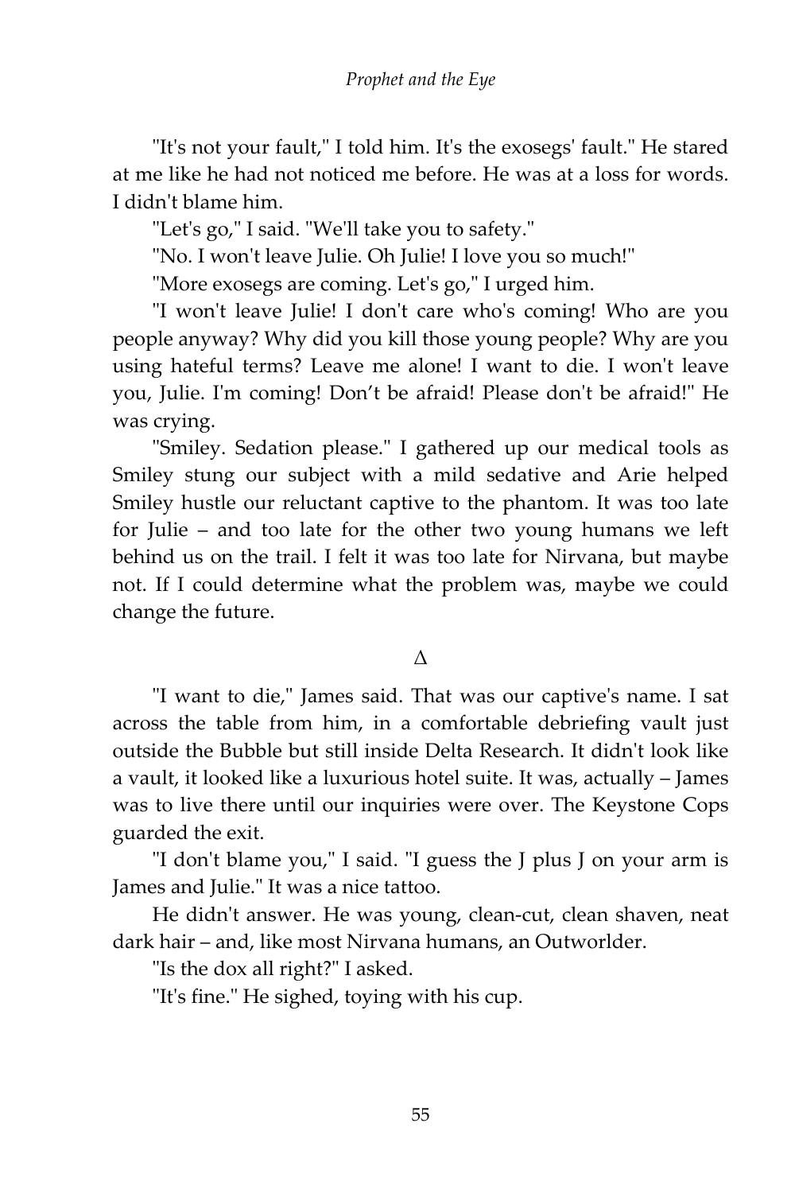"It's not your fault," I told him. It's the exosegs' fault." He stared at me like he had not noticed me before. He was at a loss for words. I didn't blame him.

"Let's go," I said. "We'll take you to safety."

"No. I won't leave Julie. Oh Julie! I love you so much!"

"More exosegs are coming. Let's go," I urged him.

"I won't leave Julie! I don't care who's coming! Who are you people anyway? Why did you kill those young people? Why are you using hateful terms? Leave me alone! I want to die. I won't leave you, Julie. I'm coming! Don't be afraid! Please don't be afraid!" He was crying.

"Smiley. Sedation please." I gathered up our medical tools as Smiley stung our subject with a mild sedative and Arie helped Smiley hustle our reluctant captive to the phantom. It was too late for Julie – and too late for the other two young humans we left behind us on the trail. I felt it was too late for Nirvana, but maybe not. If I could determine what the problem was, maybe we could change the future.

Δ

"I want to die," James said. That was our captive's name. I sat across the table from him, in a comfortable debriefing vault just outside the Bubble but still inside Delta Research. It didn't look like a vault, it looked like a luxurious hotel suite. It was, actually – James was to live there until our inquiries were over. The Keystone Cops guarded the exit.

"I don't blame you," I said. "I guess the J plus J on your arm is James and Julie." It was a nice tattoo.

He didn't answer. He was young, clean-cut, clean shaven, neat dark hair – and, like most Nirvana humans, an Outworlder.

"Is the dox all right?" I asked.

"It's fine." He sighed, toying with his cup.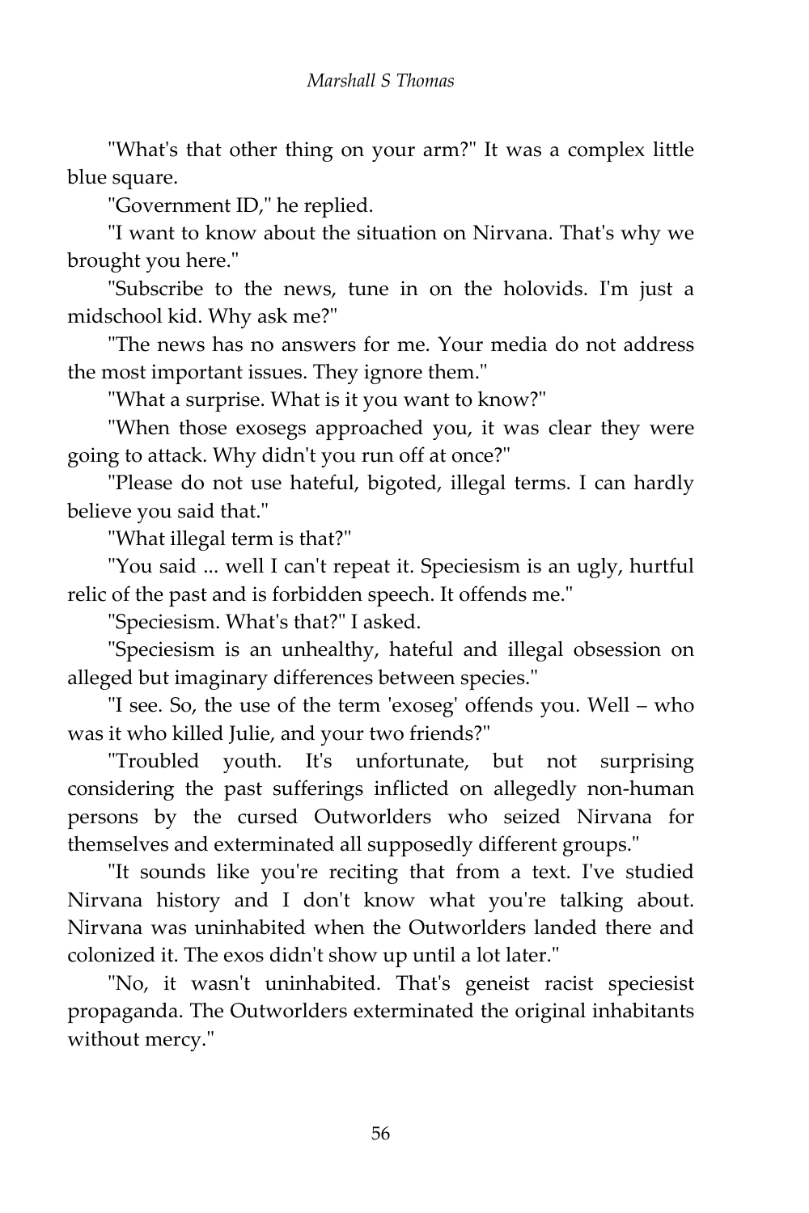"What's that other thing on your arm?" It was a complex little blue square.

"Government ID," he replied.

"I want to know about the situation on Nirvana. That's why we brought you here."

"Subscribe to the news, tune in on the holovids. I'm just a midschool kid. Why ask me?"

"The news has no answers for me. Your media do not address the most important issues. They ignore them."

"What a surprise. What is it you want to know?"

"When those exosegs approached you, it was clear they were going to attack. Why didn't you run off at once?"

"Please do not use hateful, bigoted, illegal terms. I can hardly believe you said that."

"What illegal term is that?"

"You said ... well I can't repeat it. Speciesism is an ugly, hurtful relic of the past and is forbidden speech. It offends me."

"Speciesism. What's that?" I asked.

"Speciesism is an unhealthy, hateful and illegal obsession on alleged but imaginary differences between species."

"I see. So, the use of the term 'exoseg' offends you. Well – who was it who killed Julie, and your two friends?"

"Troubled youth. It's unfortunate, but not surprising considering the past sufferings inflicted on allegedly non-human persons by the cursed Outworlders who seized Nirvana for themselves and exterminated all supposedly different groups."

"It sounds like you're reciting that from a text. I've studied Nirvana history and I don't know what you're talking about. Nirvana was uninhabited when the Outworlders landed there and colonized it. The exos didn't show up until a lot later."

"No, it wasn't uninhabited. That's geneist racist speciesist propaganda. The Outworlders exterminated the original inhabitants without mercy."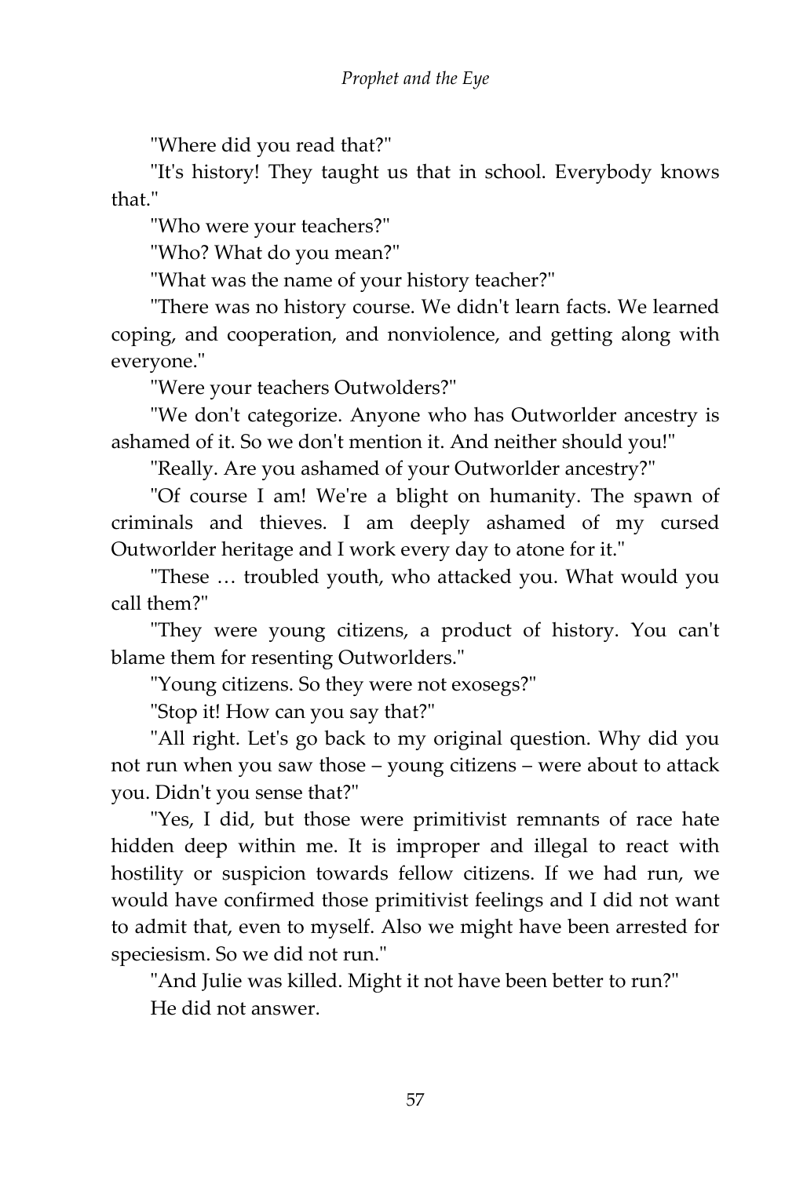"Where did you read that?"

"It's history! They taught us that in school. Everybody knows that."

"Who were your teachers?"

"Who? What do you mean?"

"What was the name of your history teacher?"

"There was no history course. We didn't learn facts. We learned coping, and cooperation, and nonviolence, and getting along with everyone."

"Were your teachers Outwolders?"

"We don't categorize. Anyone who has Outworlder ancestry is ashamed of it. So we don't mention it. And neither should you!"

"Really. Are you ashamed of your Outworlder ancestry?"

"Of course I am! We're a blight on humanity. The spawn of criminals and thieves. I am deeply ashamed of my cursed Outworlder heritage and I work every day to atone for it."

"These … troubled youth, who attacked you. What would you call them?"

"They were young citizens, a product of history. You can't blame them for resenting Outworlders."

"Young citizens. So they were not exosegs?"

"Stop it! How can you say that?"

"All right. Let's go back to my original question. Why did you not run when you saw those – young citizens – were about to attack you. Didn't you sense that?"

"Yes, I did, but those were primitivist remnants of race hate hidden deep within me. It is improper and illegal to react with hostility or suspicion towards fellow citizens. If we had run, we would have confirmed those primitivist feelings and I did not want to admit that, even to myself. Also we might have been arrested for speciesism. So we did not run."

"And Julie was killed. Might it not have been better to run?"

He did not answer.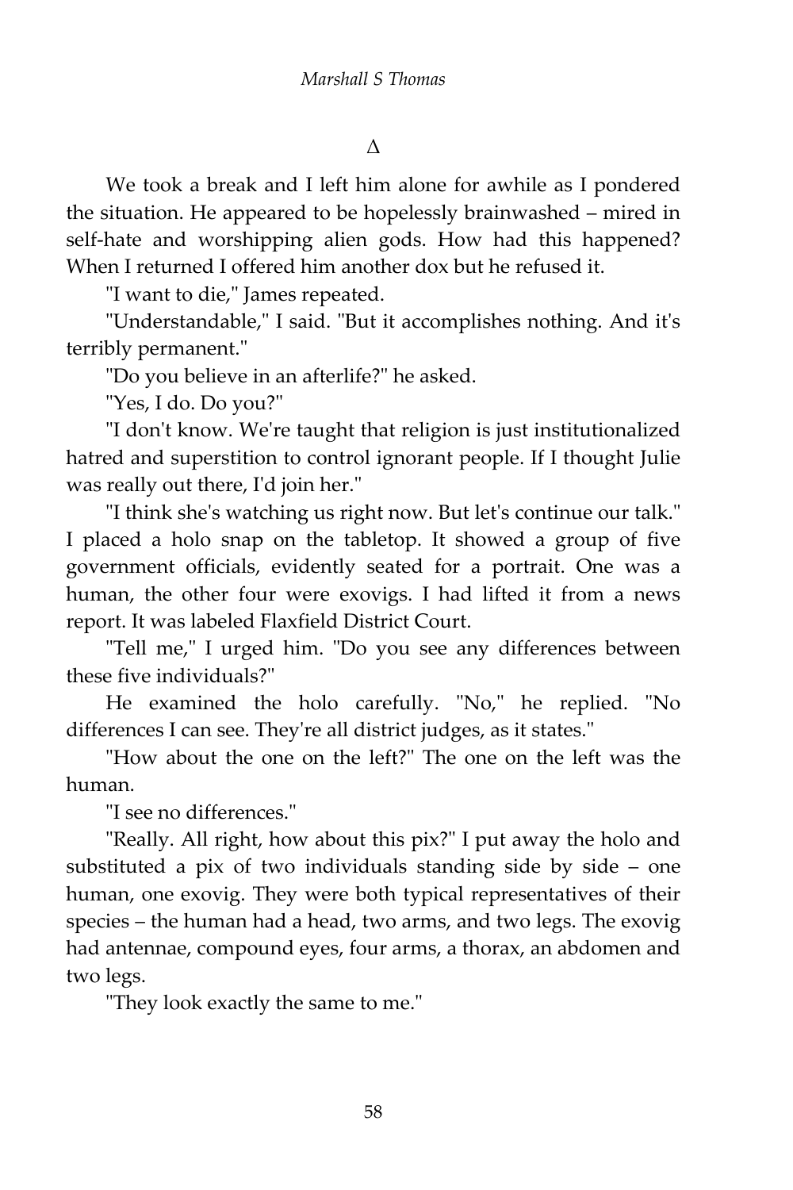Δ

We took a break and I left him alone for awhile as I pondered the situation. He appeared to be hopelessly brainwashed – mired in self-hate and worshipping alien gods. How had this happened? When I returned I offered him another dox but he refused it.

"I want to die," James repeated.

"Understandable," I said. "But it accomplishes nothing. And it's terribly permanent."

"Do you believe in an afterlife?" he asked.

"Yes, I do. Do you?"

"I don't know. We're taught that religion is just institutionalized hatred and superstition to control ignorant people. If I thought Julie was really out there, I'd join her."

"I think she's watching us right now. But let's continue our talk." I placed a holo snap on the tabletop. It showed a group of five government officials, evidently seated for a portrait. One was a human, the other four were exovigs. I had lifted it from a news report. It was labeled Flaxfield District Court.

"Tell me," I urged him. "Do you see any differences between these five individuals?"

He examined the holo carefully. "No," he replied. "No differences I can see. They're all district judges, as it states."

"How about the one on the left?" The one on the left was the human.

"I see no differences."

"Really. All right, how about this pix?" I put away the holo and substituted a pix of two individuals standing side by side – one human, one exovig. They were both typical representatives of their species – the human had a head, two arms, and two legs. The exovig had antennae, compound eyes, four arms, a thorax, an abdomen and two legs.

"They look exactly the same to me."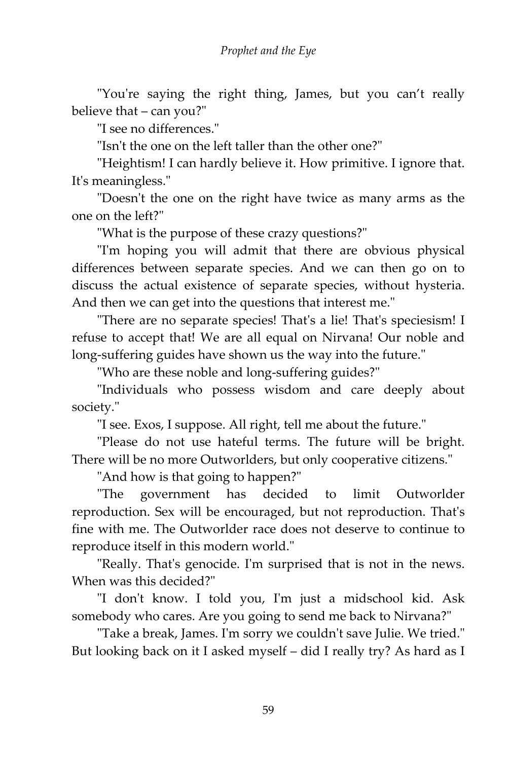"You're saying the right thing, James, but you can't really believe that – can you?"

"I see no differences."

"Isn't the one on the left taller than the other one?"

"Heightism! I can hardly believe it. How primitive. I ignore that. It's meaningless."

"Doesn't the one on the right have twice as many arms as the one on the left?"

"What is the purpose of these crazy questions?"

"I'm hoping you will admit that there are obvious physical differences between separate species. And we can then go on to discuss the actual existence of separate species, without hysteria. And then we can get into the questions that interest me."

"There are no separate species! That's a lie! That's speciesism! I refuse to accept that! We are all equal on Nirvana! Our noble and long-suffering guides have shown us the way into the future."

"Who are these noble and long-suffering guides?"

"Individuals who possess wisdom and care deeply about society."

"I see. Exos, I suppose. All right, tell me about the future."

"Please do not use hateful terms. The future will be bright. There will be no more Outworlders, but only cooperative citizens."

"And how is that going to happen?"

"The government has decided to limit Outworlder reproduction. Sex will be encouraged, but not reproduction. That's fine with me. The Outworlder race does not deserve to continue to reproduce itself in this modern world."

"Really. That's genocide. I'm surprised that is not in the news. When was this decided?"

"I don't know. I told you, I'm just a midschool kid. Ask somebody who cares. Are you going to send me back to Nirvana?"

"Take a break, James. I'm sorry we couldn't save Julie. We tried." But looking back on it I asked myself – did I really try? As hard as I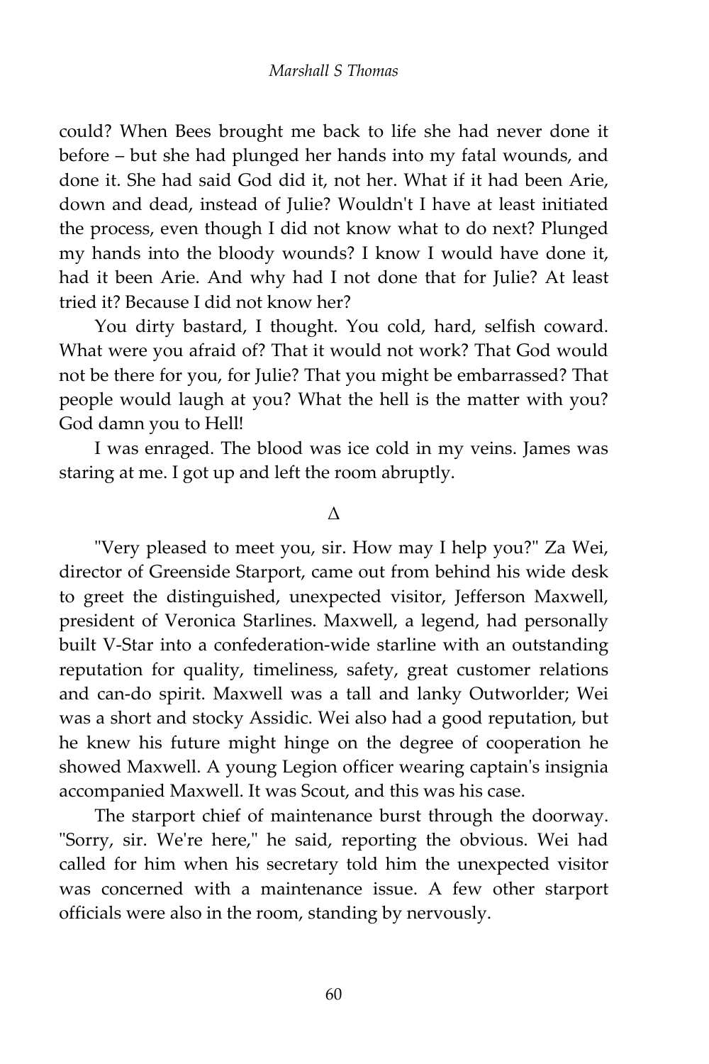could? When Bees brought me back to life she had never done it before – but she had plunged her hands into my fatal wounds, and done it. She had said God did it, not her. What if it had been Arie, down and dead, instead of Julie? Wouldn't I have at least initiated the process, even though I did not know what to do next? Plunged my hands into the bloody wounds? I know I would have done it, had it been Arie. And why had I not done that for Julie? At least tried it? Because I did not know her?

You dirty bastard, I thought. You cold, hard, selfish coward. What were you afraid of? That it would not work? That God would not be there for you, for Julie? That you might be embarrassed? That people would laugh at you? What the hell is the matter with you? God damn you to Hell!

I was enraged. The blood was ice cold in my veins. James was staring at me. I got up and left the room abruptly.

Δ

"Very pleased to meet you, sir. How may I help you?" Za Wei, director of Greenside Starport, came out from behind his wide desk to greet the distinguished, unexpected visitor, Jefferson Maxwell, president of Veronica Starlines. Maxwell, a legend, had personally built V-Star into a confederation-wide starline with an outstanding reputation for quality, timeliness, safety, great customer relations and can-do spirit. Maxwell was a tall and lanky Outworlder; Wei was a short and stocky Assidic. Wei also had a good reputation, but he knew his future might hinge on the degree of cooperation he showed Maxwell. A young Legion officer wearing captain's insignia accompanied Maxwell. It was Scout, and this was his case.

The starport chief of maintenance burst through the doorway. "Sorry, sir. We're here," he said, reporting the obvious. Wei had called for him when his secretary told him the unexpected visitor was concerned with a maintenance issue. A few other starport officials were also in the room, standing by nervously.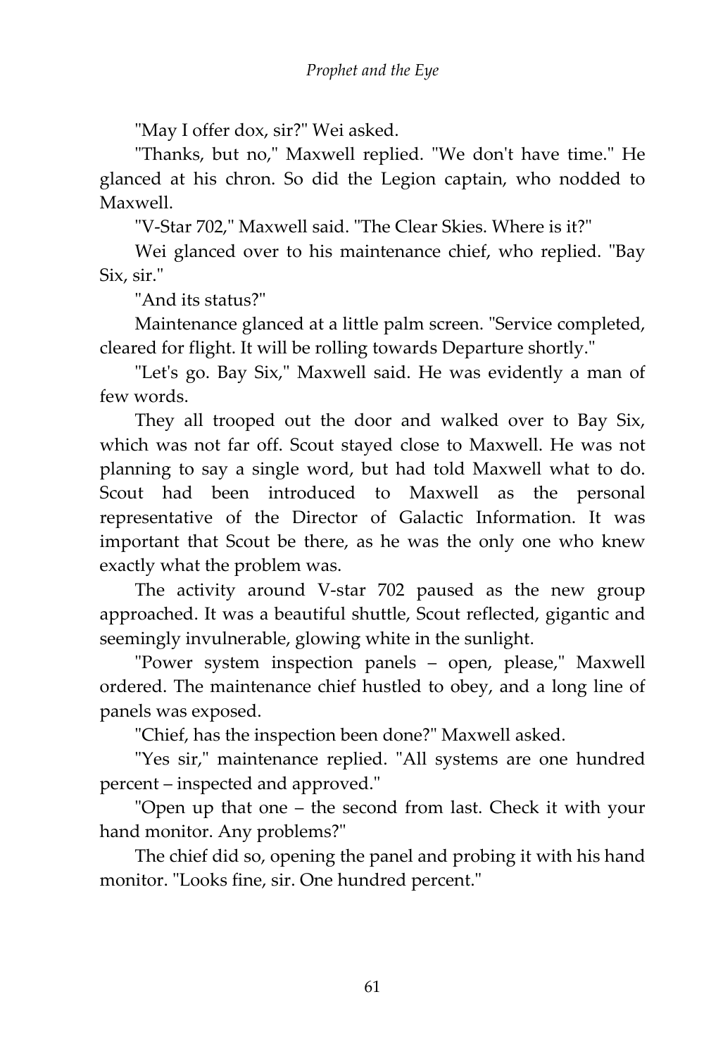"May I offer dox, sir?" Wei asked.

"Thanks, but no," Maxwell replied. "We don't have time." He glanced at his chron. So did the Legion captain, who nodded to Maxwell.

"V-Star 702," Maxwell said. "The Clear Skies. Where is it?"

Wei glanced over to his maintenance chief, who replied. "Bay Six, sir."

"And its status?"

Maintenance glanced at a little palm screen. "Service completed, cleared for flight. It will be rolling towards Departure shortly."

"Let's go. Bay Six," Maxwell said. He was evidently a man of few words.

They all trooped out the door and walked over to Bay Six, which was not far off. Scout stayed close to Maxwell. He was not planning to say a single word, but had told Maxwell what to do. Scout had been introduced to Maxwell as the personal representative of the Director of Galactic Information. It was important that Scout be there, as he was the only one who knew exactly what the problem was.

The activity around V-star 702 paused as the new group approached. It was a beautiful shuttle, Scout reflected, gigantic and seemingly invulnerable, glowing white in the sunlight.

"Power system inspection panels – open, please," Maxwell ordered. The maintenance chief hustled to obey, and a long line of panels was exposed.

"Chief, has the inspection been done?" Maxwell asked.

"Yes sir," maintenance replied. "All systems are one hundred percent – inspected and approved."

"Open up that one – the second from last. Check it with your hand monitor. Any problems?"

The chief did so, opening the panel and probing it with his hand monitor. "Looks fine, sir. One hundred percent."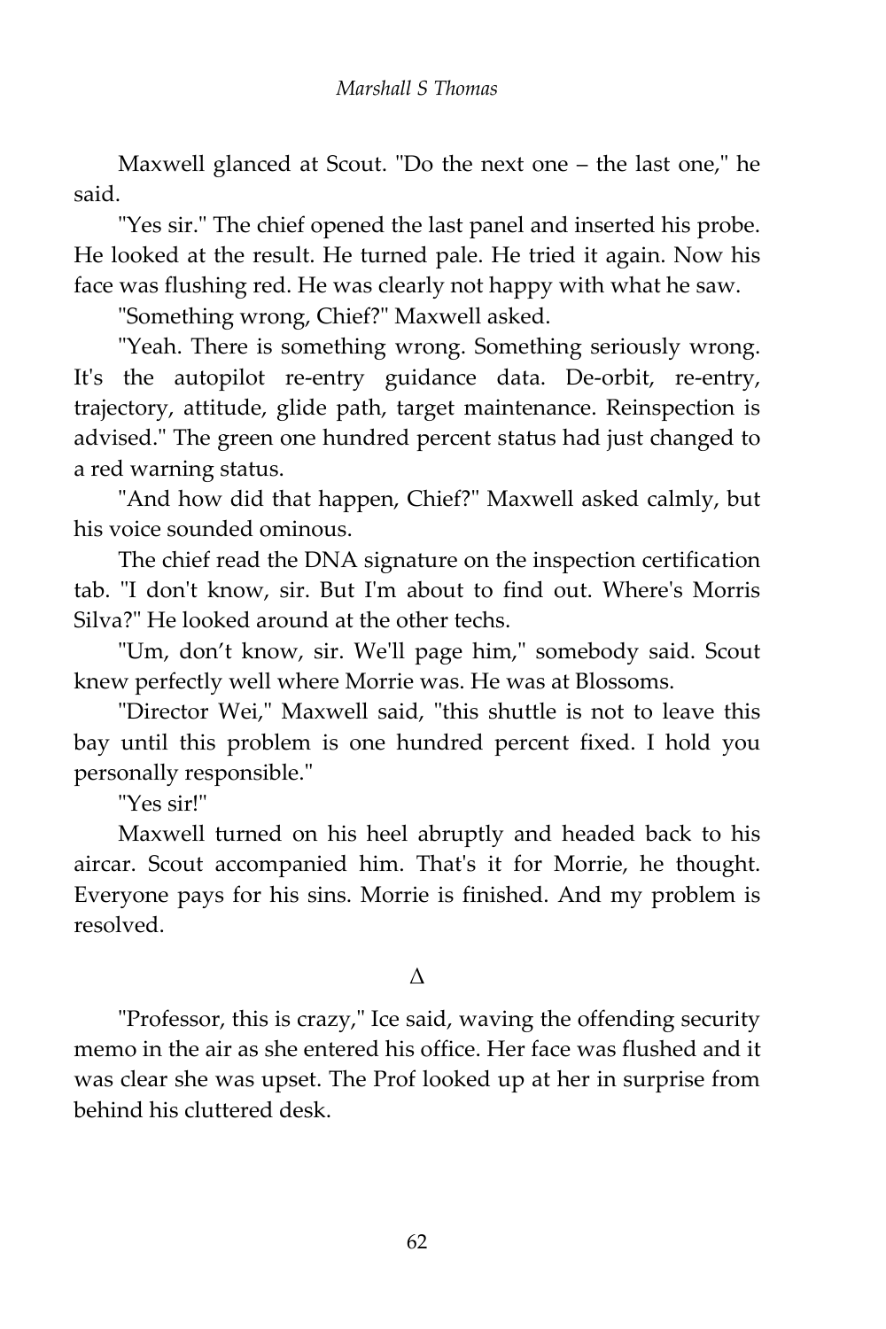Maxwell glanced at Scout. "Do the next one – the last one," he said.

"Yes sir." The chief opened the last panel and inserted his probe. He looked at the result. He turned pale. He tried it again. Now his face was flushing red. He was clearly not happy with what he saw.

"Something wrong, Chief?" Maxwell asked.

"Yeah. There is something wrong. Something seriously wrong. It's the autopilot re-entry guidance data. De-orbit, re-entry, trajectory, attitude, glide path, target maintenance. Reinspection is advised." The green one hundred percent status had just changed to a red warning status.

"And how did that happen, Chief?" Maxwell asked calmly, but his voice sounded ominous.

The chief read the DNA signature on the inspection certification tab. "I don't know, sir. But I'm about to find out. Where's Morris Silva?" He looked around at the other techs.

"Um, don’t know, sir. We'll page him," somebody said. Scout knew perfectly well where Morrie was. He was at Blossoms.

"Director Wei," Maxwell said, "this shuttle is not to leave this bay until this problem is one hundred percent fixed. I hold you personally responsible."

"Yes sir!"

Maxwell turned on his heel abruptly and headed back to his aircar. Scout accompanied him. That's it for Morrie, he thought. Everyone pays for his sins. Morrie is finished. And my problem is resolved.

Δ

"Professor, this is crazy," Ice said, waving the offending security memo in the air as she entered his office. Her face was flushed and it was clear she was upset. The Prof looked up at her in surprise from behind his cluttered desk.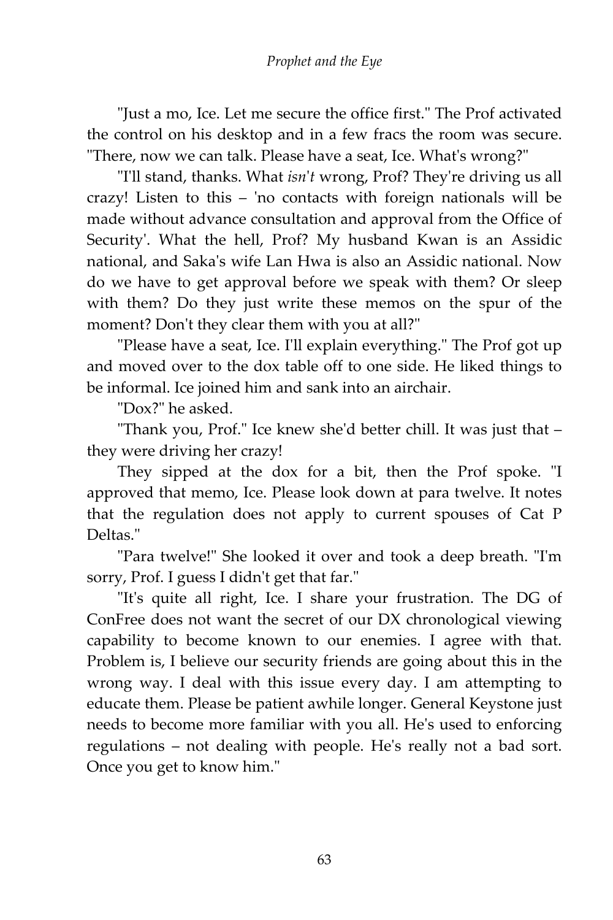"Just a mo, Ice. Let me secure the office first." The Prof activated the control on his desktop and in a few fracs the room was secure. "There, now we can talk. Please have a seat, Ice. What's wrong?"

"I'll stand, thanks. What *isn't* wrong, Prof? They're driving us all crazy! Listen to this – 'no contacts with foreign nationals will be made without advance consultation and approval from the Office of Security'. What the hell, Prof? My husband Kwan is an Assidic national, and Saka's wife Lan Hwa is also an Assidic national. Now do we have to get approval before we speak with them? Or sleep with them? Do they just write these memos on the spur of the moment? Don't they clear them with you at all?"

"Please have a seat, Ice. I'll explain everything." The Prof got up and moved over to the dox table off to one side. He liked things to be informal. Ice joined him and sank into an airchair.

"Dox?" he asked.

"Thank you, Prof." Ice knew she'd better chill. It was just that – they were driving her crazy!

They sipped at the dox for a bit, then the Prof spoke. "I approved that memo, Ice. Please look down at para twelve. It notes that the regulation does not apply to current spouses of Cat P Deltas."

"Para twelve!" She looked it over and took a deep breath. "I'm sorry, Prof. I guess I didn't get that far."

"It's quite all right, Ice. I share your frustration. The DG of ConFree does not want the secret of our DX chronological viewing capability to become known to our enemies. I agree with that. Problem is, I believe our security friends are going about this in the wrong way. I deal with this issue every day. I am attempting to educate them. Please be patient awhile longer. General Keystone just needs to become more familiar with you all. He's used to enforcing regulations – not dealing with people. He's really not a bad sort. Once you get to know him."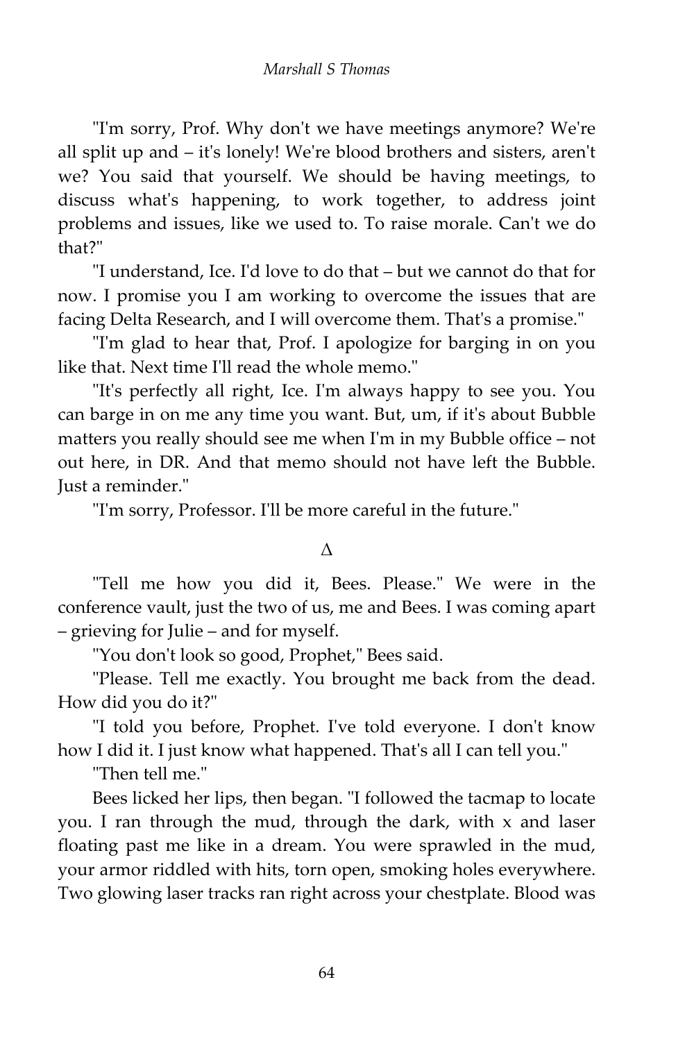"I'm sorry, Prof. Why don't we have meetings anymore? We're all split up and – it's lonely! We're blood brothers and sisters, aren't we? You said that yourself. We should be having meetings, to discuss what's happening, to work together, to address joint problems and issues, like we used to. To raise morale. Can't we do that?"

"I understand, Ice. I'd love to do that – but we cannot do that for now. I promise you I am working to overcome the issues that are facing Delta Research, and I will overcome them. That's a promise."

"I'm glad to hear that, Prof. I apologize for barging in on you like that. Next time I'll read the whole memo."

"It's perfectly all right, Ice. I'm always happy to see you. You can barge in on me any time you want. But, um, if it's about Bubble matters you really should see me when I'm in my Bubble office – not out here, in DR. And that memo should not have left the Bubble. Just a reminder."

"I'm sorry, Professor. I'll be more careful in the future."

Δ

"Tell me how you did it, Bees. Please." We were in the conference vault, just the two of us, me and Bees. I was coming apart – grieving for Julie – and for myself.

"You don't look so good, Prophet," Bees said.

"Please. Tell me exactly. You brought me back from the dead. How did you do it?"

"I told you before, Prophet. I've told everyone. I don't know how I did it. I just know what happened. That's all I can tell you."

"Then tell me."

Bees licked her lips, then began. "I followed the tacmap to locate you. I ran through the mud, through the dark, with x and laser floating past me like in a dream. You were sprawled in the mud, your armor riddled with hits, torn open, smoking holes everywhere. Two glowing laser tracks ran right across your chestplate. Blood was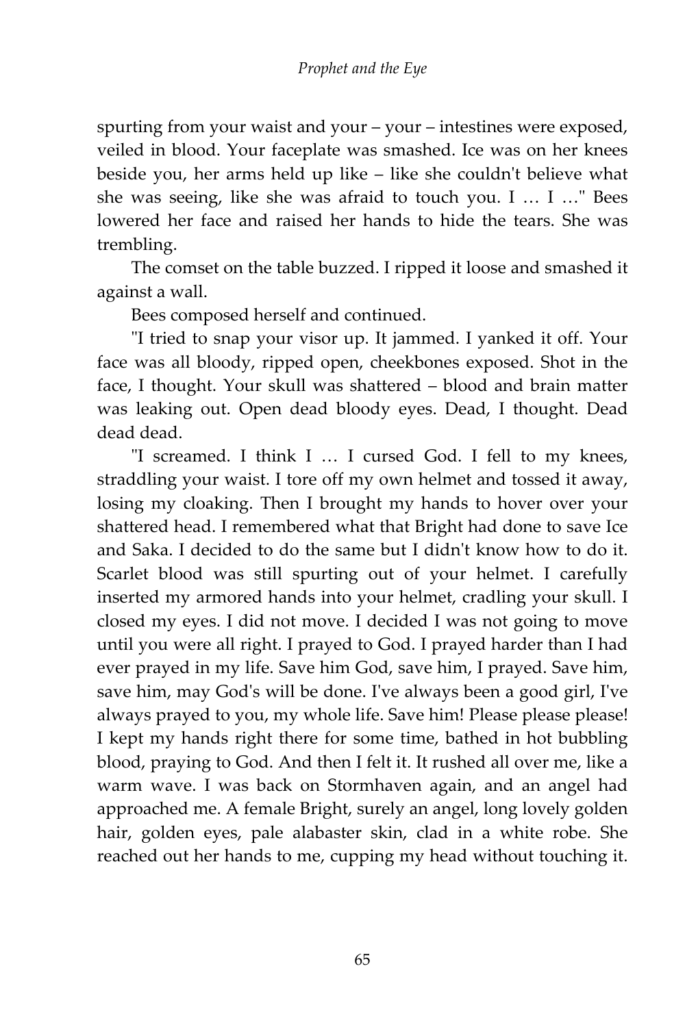spurting from your waist and your – your – intestines were exposed, veiled in blood. Your faceplate was smashed. Ice was on her knees beside you, her arms held up like – like she couldn't believe what she was seeing, like she was afraid to touch you. I … I …" Bees lowered her face and raised her hands to hide the tears. She was trembling.

The comset on the table buzzed. I ripped it loose and smashed it against a wall.

Bees composed herself and continued.

"I tried to snap your visor up. It jammed. I yanked it off. Your face was all bloody, ripped open, cheekbones exposed. Shot in the face, I thought. Your skull was shattered – blood and brain matter was leaking out. Open dead bloody eyes. Dead, I thought. Dead dead dead.

"I screamed. I think I … I cursed God. I fell to my knees, straddling your waist. I tore off my own helmet and tossed it away, losing my cloaking. Then I brought my hands to hover over your shattered head. I remembered what that Bright had done to save Ice and Saka. I decided to do the same but I didn't know how to do it. Scarlet blood was still spurting out of your helmet. I carefully inserted my armored hands into your helmet, cradling your skull. I closed my eyes. I did not move. I decided I was not going to move until you were all right. I prayed to God. I prayed harder than I had ever prayed in my life. Save him God, save him, I prayed. Save him, save him, may God's will be done. I've always been a good girl, I've always prayed to you, my whole life. Save him! Please please please! I kept my hands right there for some time, bathed in hot bubbling blood, praying to God. And then I felt it. It rushed all over me, like a warm wave. I was back on Stormhaven again, and an angel had approached me. A female Bright, surely an angel, long lovely golden hair, golden eyes, pale alabaster skin, clad in a white robe. She reached out her hands to me, cupping my head without touching it.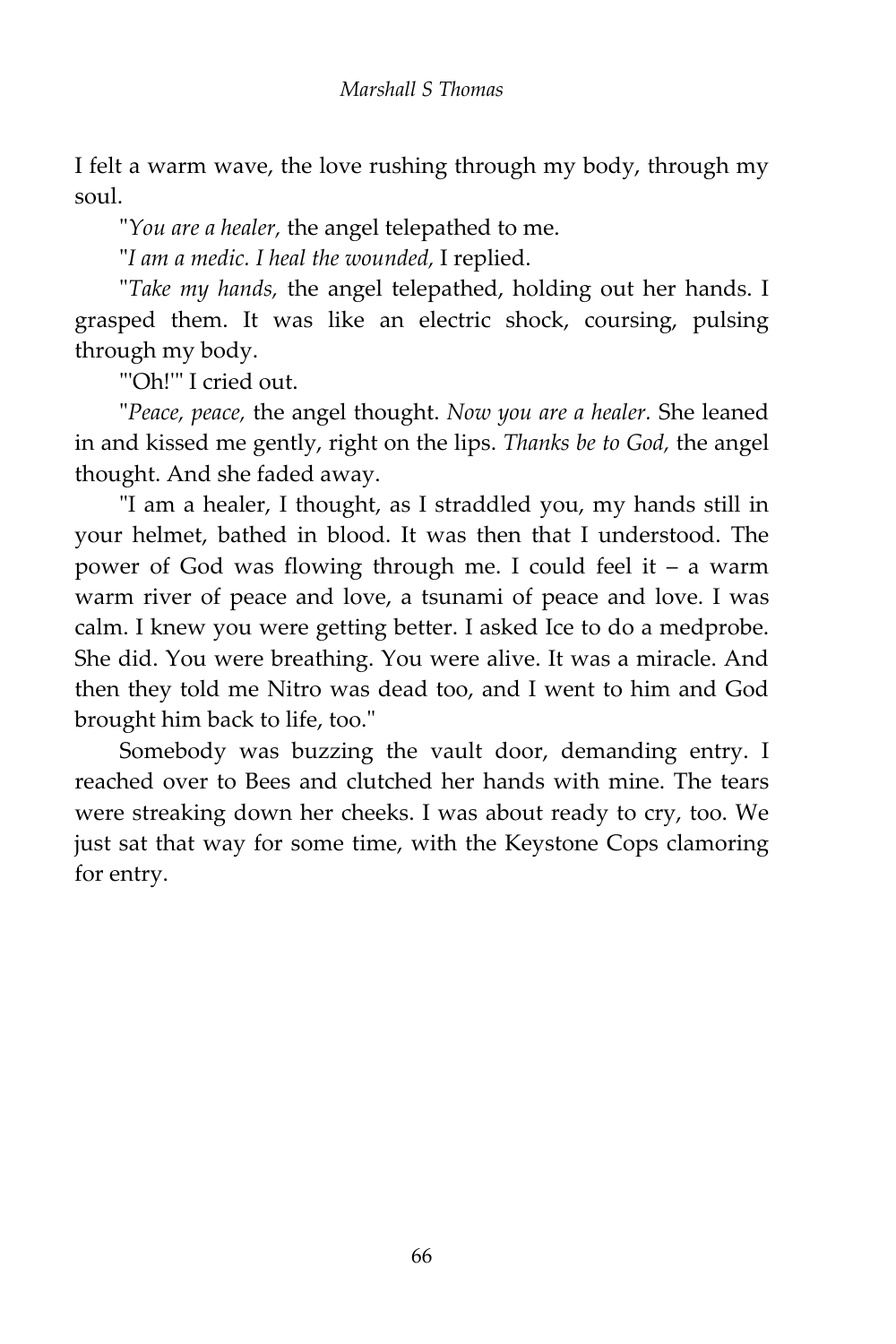I felt a warm wave, the love rushing through my body, through my soul.

"*You are a healer,* the angel telepathed to me.

"*I am a medic. I heal the wounded,* I replied.

"*Take my hands,* the angel telepathed, holding out her hands. I grasped them. It was like an electric shock, coursing, pulsing through my body.

"'Oh!'" I cried out.

"*Peace, peace,* the angel thought. *Now you are a healer.* She leaned in and kissed me gently, right on the lips. *Thanks be to God,* the angel thought. And she faded away.

"I am a healer, I thought, as I straddled you, my hands still in your helmet, bathed in blood. It was then that I understood. The power of God was flowing through me. I could feel it – a warm warm river of peace and love, a tsunami of peace and love. I was calm. I knew you were getting better. I asked Ice to do a medprobe. She did. You were breathing. You were alive. It was a miracle. And then they told me Nitro was dead too, and I went to him and God brought him back to life, too."

Somebody was buzzing the vault door, demanding entry. I reached over to Bees and clutched her hands with mine. The tears were streaking down her cheeks. I was about ready to cry, too. We just sat that way for some time, with the Keystone Cops clamoring for entry.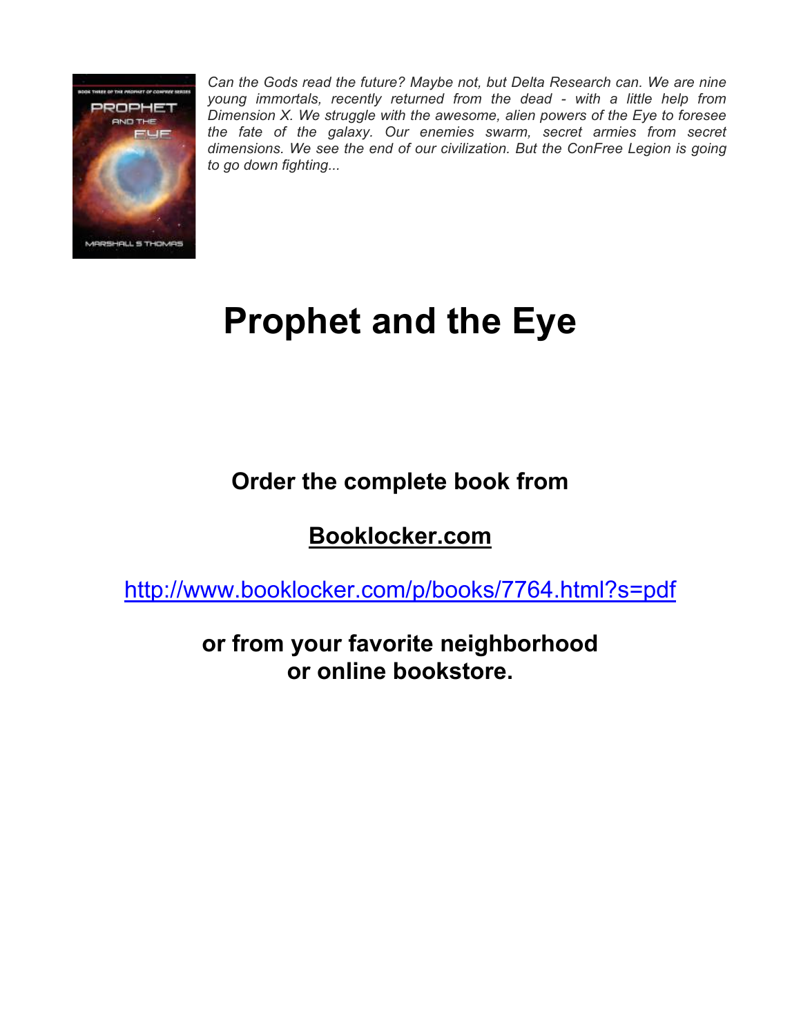*Can the Gods read the future? Maybe not, but Delta Research can. We are nine young immortals, recently returned from the dead - with a little help from Dimension X. We struggle with the awesome, alien powers of the Eye to foresee the fate of the galaxy. Our enemies swarm, secret armies from secret dimensions. We see the end of our civilization. But the ConFree Legion is going to go down fighting...*

# Prophet and the Eye

**Order the complete book from**

**Booklocker.com**

http://www.booklocker.com/p/books/7764.html?s=pdf

**or from your favorite neighborhood or online bookstore.**